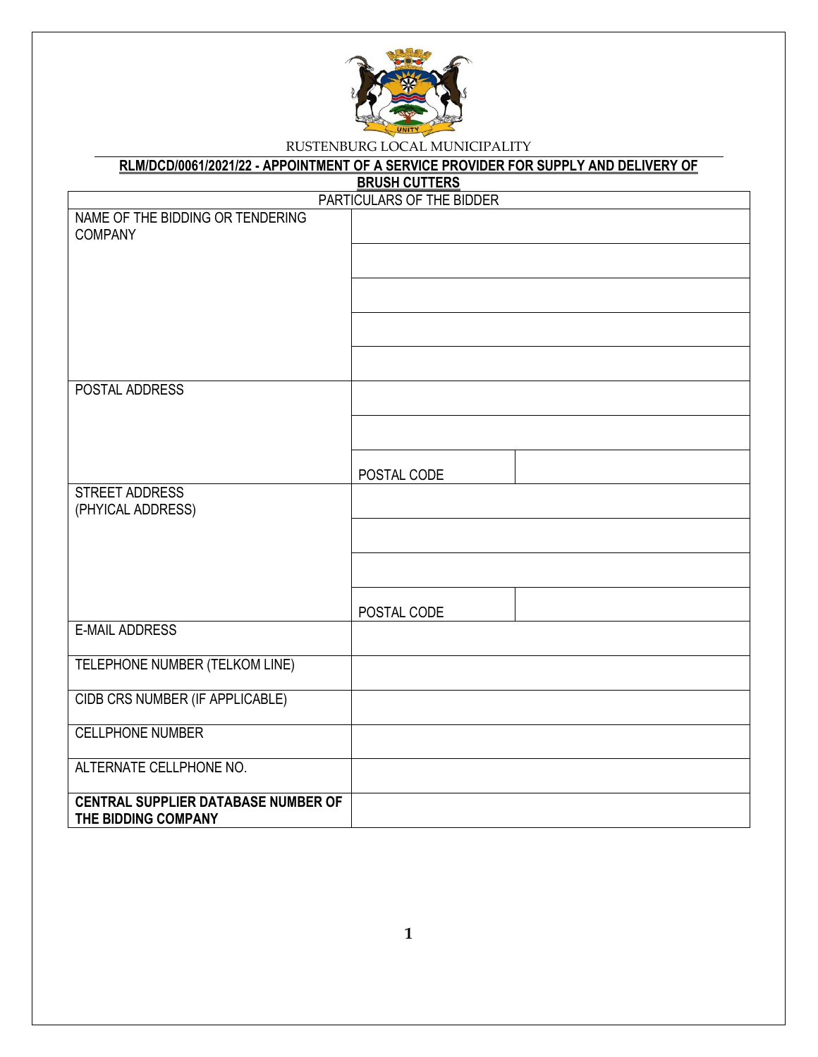RUSTENBURG LOCAL MUNICIPALITY

**RLM/DCD/0061/2021/22 - APPOINTMENT OF A SERVICE PROVIDER FOR SUPPLY AND DELIVERY OF BRUSH CUTTERS**

| PARTICULARS OF THE BIDDER | | |
|---|---|---|
| NAME OF THE BIDDING OR TENDERING COMPANY | | |
| | | |
| | | |
| | | |
| | | |
| POSTAL ADDRESS | | |
| | | |
| | POSTAL CODE | |
| STREET ADDRESS (PHYICAL ADDRESS) | | |
| | | |
| | | |
| | POSTAL CODE | |
| E-MAIL ADDRESS | | |
| TELEPHONE NUMBER (TELKOM LINE) | | |
| CIDB CRS NUMBER (IF APPLICABLE) | | |
| CELLPHONE NUMBER | | |
| ALTERNATE CELLPHONE NO. | | |
| **CENTRAL SUPPLIER DATABASE NUMBER OF THE BIDDING COMPANY** | | |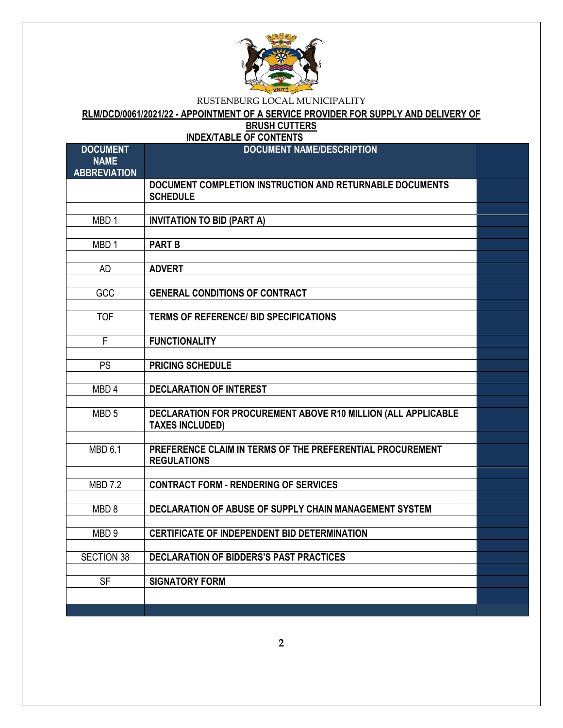RUSTENBURG LOCAL MUNICIPALITY

**RLM/DCD/0061/2021/22 - APPOINTMENT OF A SERVICE PROVIDER FOR SUPPLY AND DELIVERY OF BRUSH CUTTERS**

**INDEX/TABLE OF CONTENTS**

| DOCUMENT NAME ABBREVIATION | DOCUMENT NAME/DESCRIPTION | |
|---|---|---|
| | **DOCUMENT COMPLETION INSTRUCTION AND RETURNABLE DOCUMENTS SCHEDULE** | |
| MBD 1 | **INVITATION TO BID (PART A)** | |
| MBD 1 | **PART B** | |
| AD | **ADVERT** | |
| GCC | **GENERAL CONDITIONS OF CONTRACT** | |
| TOF | **TERMS OF REFERENCE/ BID SPECIFICATIONS** | |
| F | **FUNCTIONALITY** | |
| PS | **PRICING SCHEDULE** | |
| MBD 4 | **DECLARATION OF INTEREST** | |
| MBD 5 | **DECLARATION FOR PROCUREMENT ABOVE R10 MILLION (ALL APPLICABLE TAXES INCLUDED)** | |
| MBD 6.1 | **PREFERENCE CLAIM IN TERMS OF THE PREFERENTIAL PROCUREMENT REGULATIONS** | |
| MBD 7.2 | **CONTRACT FORM - RENDERING OF SERVICES** | |
| MBD 8 | **DECLARATION OF ABUSE OF SUPPLY CHAIN MANAGEMENT SYSTEM** | |
| MBD 9 | **CERTIFICATE OF INDEPENDENT BID DETERMINATION** | |
| SECTION 38 | **DECLARATION OF BIDDERS'S PAST PRACTICES** | |
| SF | **SIGNATORY FORM** | |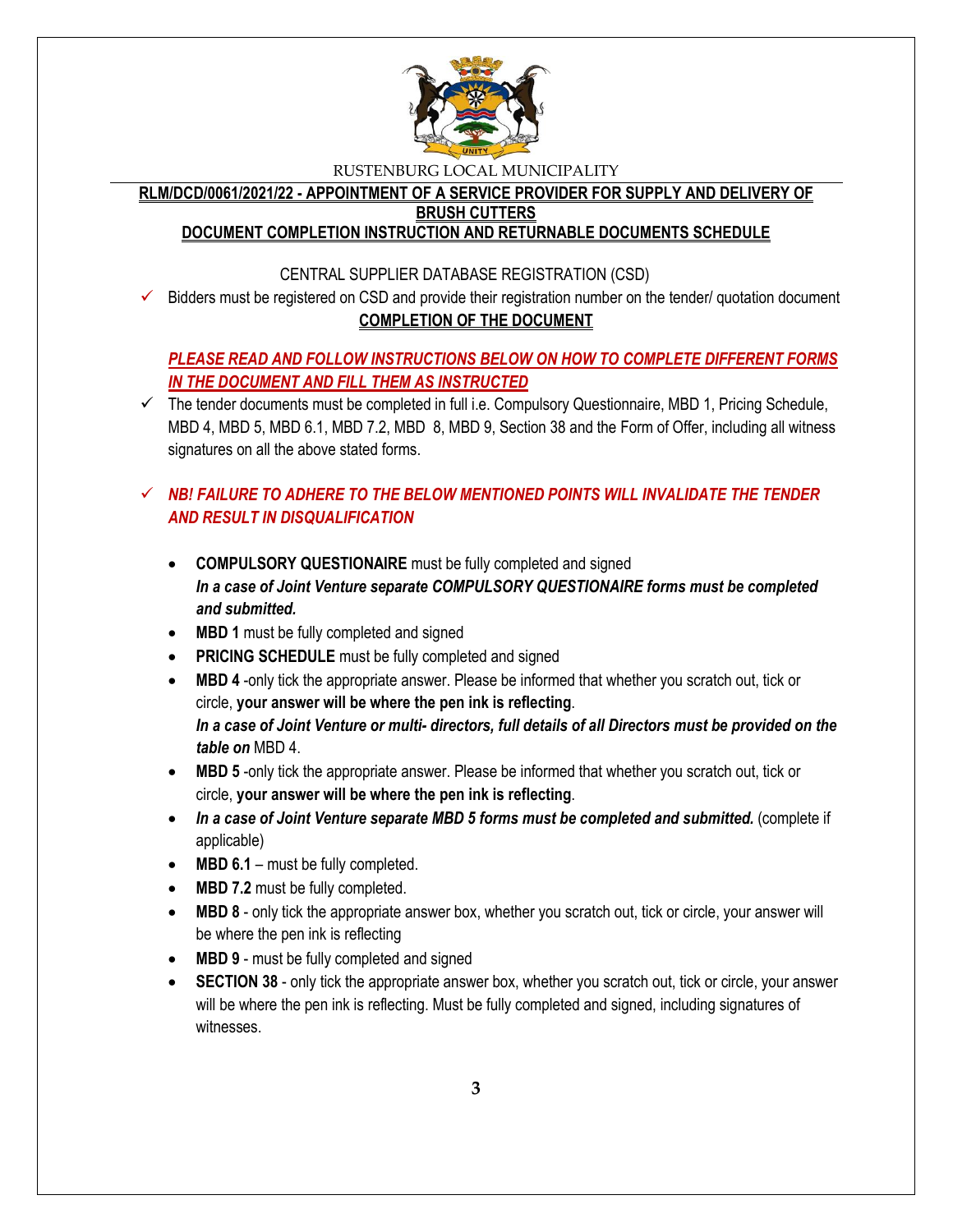RUSTENBURG LOCAL MUNICIPALITY

## RLM/DCD/0061/2021/22 - APPOINTMENT OF A SERVICE PROVIDER FOR SUPPLY AND DELIVERY OF BRUSH CUTTERS

## DOCUMENT COMPLETION INSTRUCTION AND RETURNABLE DOCUMENTS SCHEDULE

CENTRAL SUPPLIER DATABASE REGISTRATION (CSD)

- ✓ Bidders must be registered on CSD and provide their registration number on the tender/ quotation document

**COMPLETION OF THE DOCUMENT**

***PLEASE READ AND FOLLOW INSTRUCTIONS BELOW ON HOW TO COMPLETE DIFFERENT FORMS IN THE DOCUMENT AND FILL THEM AS INSTRUCTED***

- ✓ The tender documents must be completed in full i.e. Compulsory Questionnaire, MBD 1, Pricing Schedule, MBD 4, MBD 5, MBD 6.1, MBD 7.2, MBD 8, MBD 9, Section 38 and the Form of Offer, including all witness signatures on all the above stated forms.

- ✓ ***NB! FAILURE TO ADHERE TO THE BELOW MENTIONED POINTS WILL INVALIDATE THE TENDER AND RESULT IN DISQUALIFICATION***

  - **COMPULSORY QUESTIONAIRE** must be fully completed and signed
    ***In a case of Joint Venture separate COMPULSORY QUESTIONAIRE forms must be completed and submitted.***
  - **MBD 1** must be fully completed and signed
  - **PRICING SCHEDULE** must be fully completed and signed
  - **MBD 4** -only tick the appropriate answer. Please be informed that whether you scratch out, tick or circle, **your answer will be where the pen ink is reflecting**.
    ***In a case of Joint Venture or multi- directors, full details of all Directors must be provided on the table on*** MBD 4.
  - **MBD 5** -only tick the appropriate answer. Please be informed that whether you scratch out, tick or circle, **your answer will be where the pen ink is reflecting**.
  - ***In a case of Joint Venture separate MBD 5 forms must be completed and submitted.*** (complete if applicable)
  - **MBD 6.1** – must be fully completed.
  - **MBD 7.2** must be fully completed.
  - **MBD 8** - only tick the appropriate answer box, whether you scratch out, tick or circle, your answer will be where the pen ink is reflecting
  - **MBD 9** - must be fully completed and signed
  - **SECTION 38** - only tick the appropriate answer box, whether you scratch out, tick or circle, your answer will be where the pen ink is reflecting. Must be fully completed and signed, including signatures of witnesses.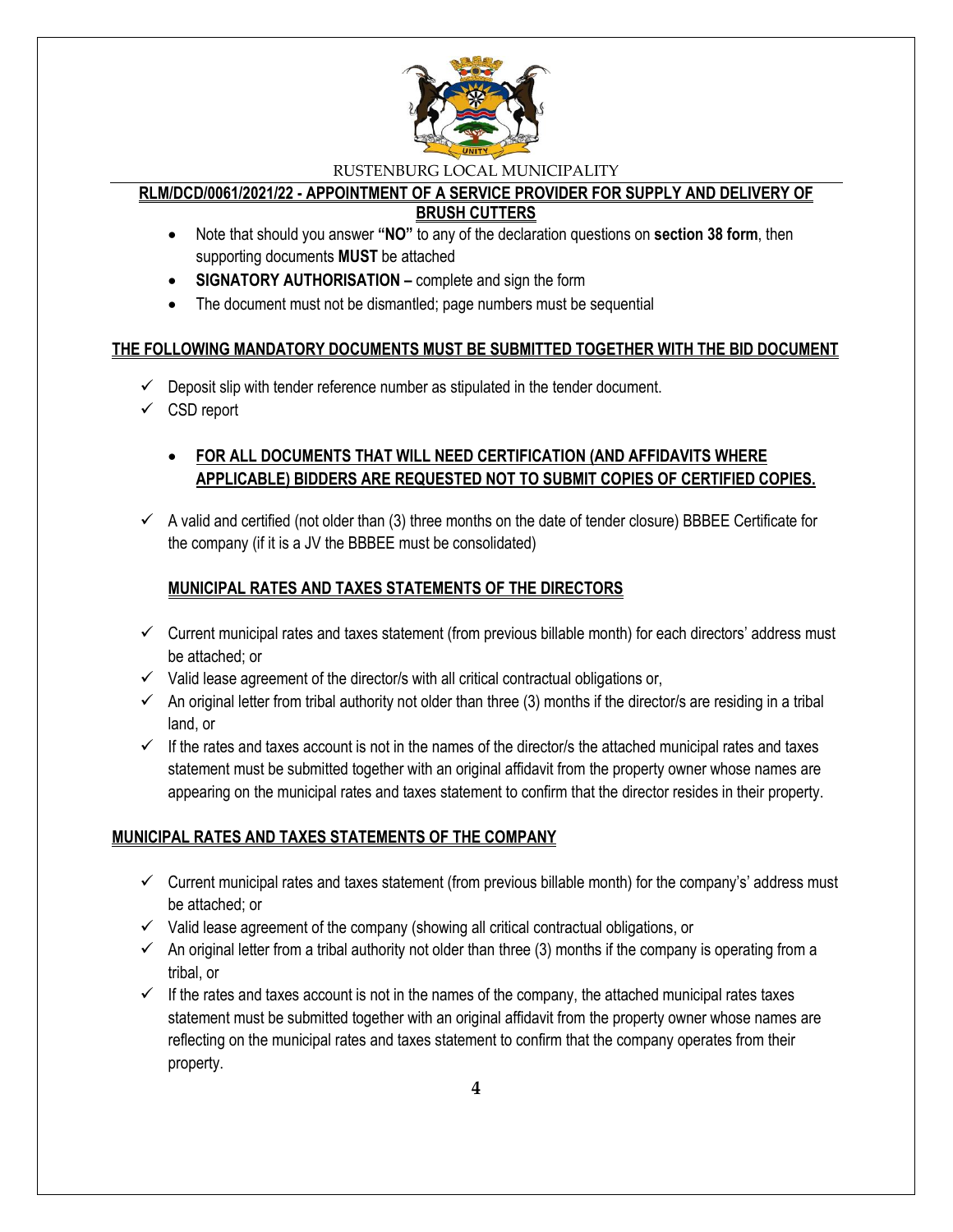**RLM/DCD/0061/2021/22 - APPOINTMENT OF A SERVICE PROVIDER FOR SUPPLY AND DELIVERY OF BRUSH CUTTERS**

- Note that should you answer **"NO"** to any of the declaration questions on **section 38 form**, then supporting documents **MUST** be attached
- **SIGNATORY AUTHORISATION –** complete and sign the form
- The document must not be dismantled; page numbers must be sequential

## THE FOLLOWING MANDATORY DOCUMENTS MUST BE SUBMITTED TOGETHER WITH THE BID DOCUMENT

- ✓ Deposit slip with tender reference number as stipulated in the tender document.
- ✓ CSD report

- **FOR ALL DOCUMENTS THAT WILL NEED CERTIFICATION (AND AFFIDAVITS WHERE APPLICABLE) BIDDERS ARE REQUESTED NOT TO SUBMIT COPIES OF CERTIFIED COPIES.**

- ✓ A valid and certified (not older than (3) three months on the date of tender closure) BBBEE Certificate for the company (if it is a JV the BBBEE must be consolidated)

### MUNICIPAL RATES AND TAXES STATEMENTS OF THE DIRECTORS

- ✓ Current municipal rates and taxes statement (from previous billable month) for each directors' address must be attached; or
- ✓ Valid lease agreement of the director/s with all critical contractual obligations or,
- ✓ An original letter from tribal authority not older than three (3) months if the director/s are residing in a tribal land, or
- ✓ If the rates and taxes account is not in the names of the director/s the attached municipal rates and taxes statement must be submitted together with an original affidavit from the property owner whose names are appearing on the municipal rates and taxes statement to confirm that the director resides in their property.

## MUNICIPAL RATES AND TAXES STATEMENTS OF THE COMPANY

- ✓ Current municipal rates and taxes statement (from previous billable month) for the company's' address must be attached; or
- ✓ Valid lease agreement of the company (showing all critical contractual obligations, or
- ✓ An original letter from a tribal authority not older than three (3) months if the company is operating from a tribal, or
- ✓ If the rates and taxes account is not in the names of the company, the attached municipal rates taxes statement must be submitted together with an original affidavit from the property owner whose names are reflecting on the municipal rates and taxes statement to confirm that the company operates from their property.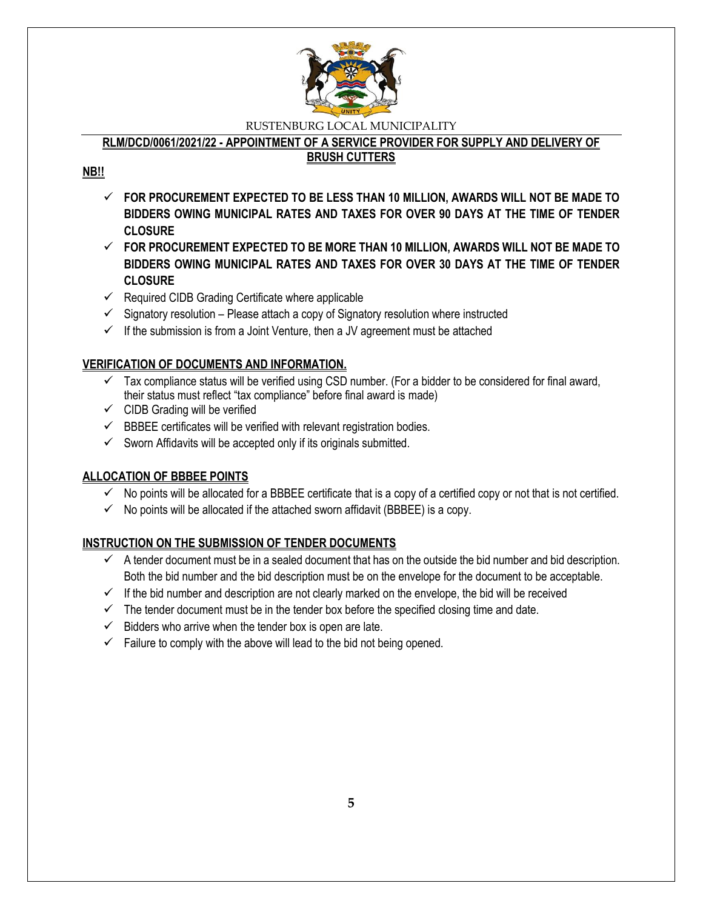RUSTENBURG LOCAL MUNICIPALITY

**RLM/DCD/0061/2021/22 - APPOINTMENT OF A SERVICE PROVIDER FOR SUPPLY AND DELIVERY OF BRUSH CUTTERS**

**NB!!**

- ✓ **FOR PROCUREMENT EXPECTED TO BE LESS THAN 10 MILLION, AWARDS WILL NOT BE MADE TO BIDDERS OWING MUNICIPAL RATES AND TAXES FOR OVER 90 DAYS AT THE TIME OF TENDER CLOSURE**
- ✓ **FOR PROCUREMENT EXPECTED TO BE MORE THAN 10 MILLION, AWARDS WILL NOT BE MADE TO BIDDERS OWING MUNICIPAL RATES AND TAXES FOR OVER 30 DAYS AT THE TIME OF TENDER CLOSURE**
- ✓ Required CIDB Grading Certificate where applicable
- ✓ Signatory resolution – Please attach a copy of Signatory resolution where instructed
- ✓ If the submission is from a Joint Venture, then a JV agreement must be attached

**VERIFICATION OF DOCUMENTS AND INFORMATION.**

- ✓ Tax compliance status will be verified using CSD number. (For a bidder to be considered for final award, their status must reflect "tax compliance" before final award is made)
- ✓ CIDB Grading will be verified
- ✓ BBBEE certificates will be verified with relevant registration bodies.
- ✓ Sworn Affidavits will be accepted only if its originals submitted.

**ALLOCATION OF BBBEE POINTS**

- ✓ No points will be allocated for a BBBEE certificate that is a copy of a certified copy or not that is not certified.
- ✓ No points will be allocated if the attached sworn affidavit (BBBEE) is a copy.

**INSTRUCTION ON THE SUBMISSION OF TENDER DOCUMENTS**

- ✓ A tender document must be in a sealed document that has on the outside the bid number and bid description. Both the bid number and the bid description must be on the envelope for the document to be acceptable.
- ✓ If the bid number and description are not clearly marked on the envelope, the bid will be received
- ✓ The tender document must be in the tender box before the specified closing time and date.
- ✓ Bidders who arrive when the tender box is open are late.
- ✓ Failure to comply with the above will lead to the bid not being opened.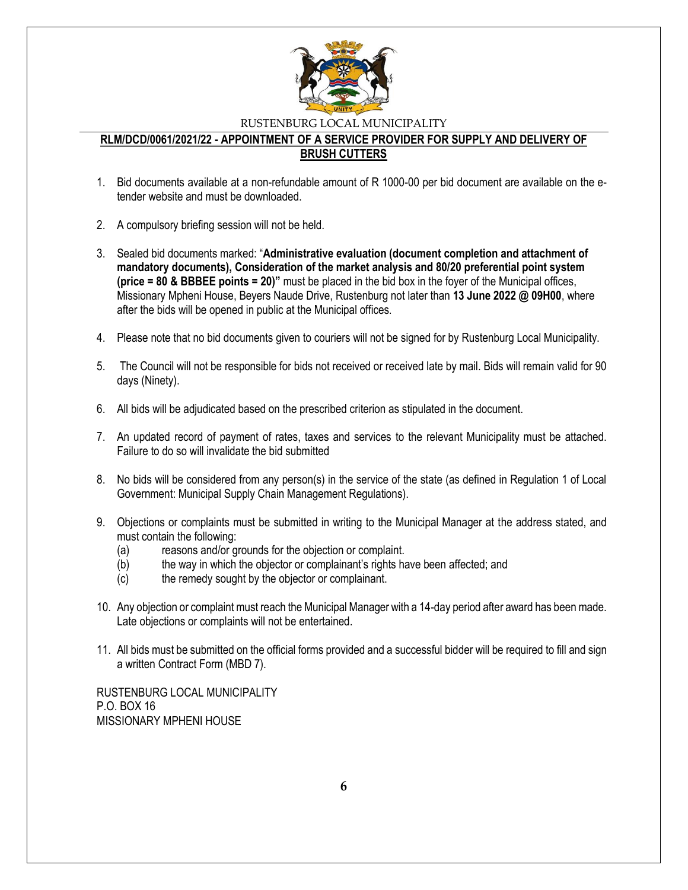RUSTENBURG LOCAL MUNICIPALITY

## RLM/DCD/0061/2021/22 - APPOINTMENT OF A SERVICE PROVIDER FOR SUPPLY AND DELIVERY OF BRUSH CUTTERS

1. Bid documents available at a non-refundable amount of R 1000-00 per bid document are available on the e-tender website and must be downloaded.

2. A compulsory briefing session will not be held.

3. Sealed bid documents marked: "**Administrative evaluation (document completion and attachment of mandatory documents), Consideration of the market analysis and 80/20 preferential point system (price = 80 & BBBEE points = 20)"** must be placed in the bid box in the foyer of the Municipal offices, Missionary Mpheni House, Beyers Naude Drive, Rustenburg not later than **13 June 2022 @ 09H00**, where after the bids will be opened in public at the Municipal offices.

4. Please note that no bid documents given to couriers will not be signed for by Rustenburg Local Municipality.

5. The Council will not be responsible for bids not received or received late by mail. Bids will remain valid for 90 days (Ninety).

6. All bids will be adjudicated based on the prescribed criterion as stipulated in the document.

7. An updated record of payment of rates, taxes and services to the relevant Municipality must be attached. Failure to do so will invalidate the bid submitted

8. No bids will be considered from any person(s) in the service of the state (as defined in Regulation 1 of Local Government: Municipal Supply Chain Management Regulations).

9. Objections or complaints must be submitted in writing to the Municipal Manager at the address stated, and must contain the following:
   (a) reasons and/or grounds for the objection or complaint.
   (b) the way in which the objector or complainant's rights have been affected; and
   (c) the remedy sought by the objector or complainant.

10. Any objection or complaint must reach the Municipal Manager with a 14-day period after award has been made. Late objections or complaints will not be entertained.

11. All bids must be submitted on the official forms provided and a successful bidder will be required to fill and sign a written Contract Form (MBD 7).

RUSTENBURG LOCAL MUNICIPALITY
P.O. BOX 16
MISSIONARY MPHENI HOUSE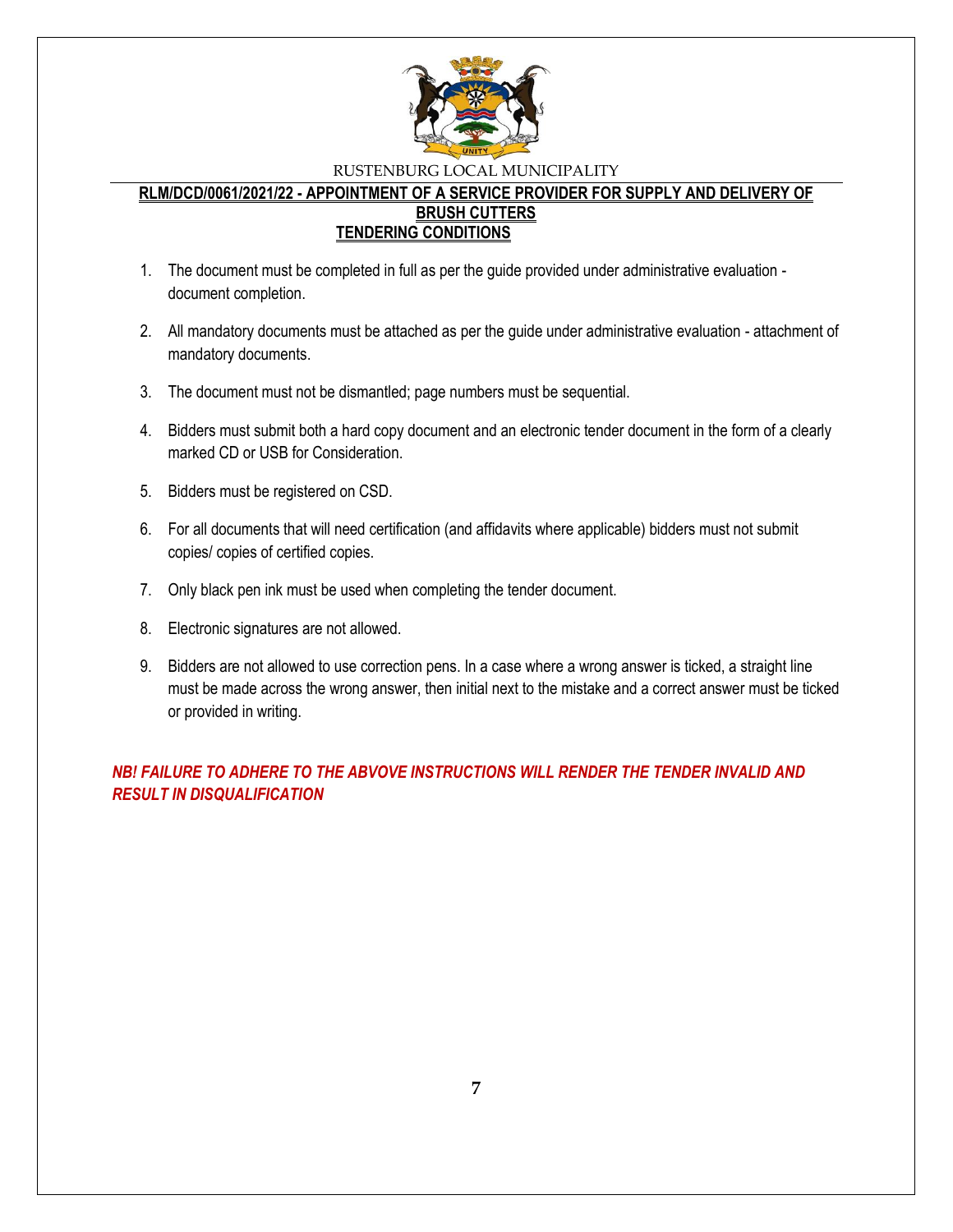RUSTENBURG LOCAL MUNICIPALITY

**RLM/DCD/0061/2021/22 - APPOINTMENT OF A SERVICE PROVIDER FOR SUPPLY AND DELIVERY OF BRUSH CUTTERS**

## TENDERING CONDITIONS

1. The document must be completed in full as per the guide provided under administrative evaluation - document completion.
2. All mandatory documents must be attached as per the guide under administrative evaluation - attachment of mandatory documents.
3. The document must not be dismantled; page numbers must be sequential.
4. Bidders must submit both a hard copy document and an electronic tender document in the form of a clearly marked CD or USB for Consideration.
5. Bidders must be registered on CSD.
6. For all documents that will need certification (and affidavits where applicable) bidders must not submit copies/ copies of certified copies.
7. Only black pen ink must be used when completing the tender document.
8. Electronic signatures are not allowed.
9. Bidders are not allowed to use correction pens. In a case where a wrong answer is ticked, a straight line must be made across the wrong answer, then initial next to the mistake and a correct answer must be ticked or provided in writing.

***NB! FAILURE TO ADHERE TO THE ABVOVE INSTRUCTIONS WILL RENDER THE TENDER INVALID AND RESULT IN DISQUALIFICATION***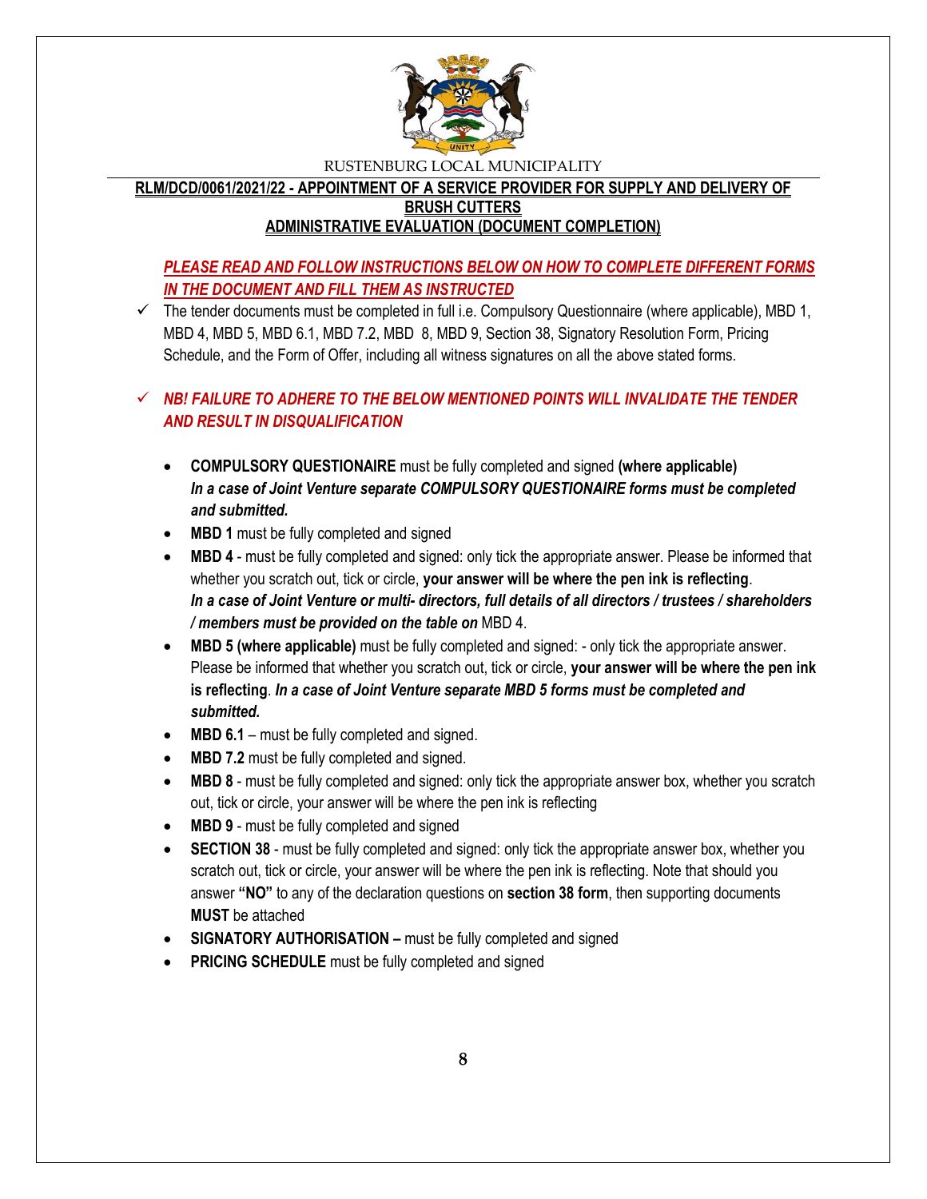RUSTENBURG LOCAL MUNICIPALITY

**RLM/DCD/0061/2021/22 - APPOINTMENT OF A SERVICE PROVIDER FOR SUPPLY AND DELIVERY OF BRUSH CUTTERS**

**ADMINISTRATIVE EVALUATION (DOCUMENT COMPLETION)**

***PLEASE READ AND FOLLOW INSTRUCTIONS BELOW ON HOW TO COMPLETE DIFFERENT FORMS IN THE DOCUMENT AND FILL THEM AS INSTRUCTED***

✓ The tender documents must be completed in full i.e. Compulsory Questionnaire (where applicable), MBD 1, MBD 4, MBD 5, MBD 6.1, MBD 7.2, MBD 8, MBD 9, Section 38, Signatory Resolution Form, Pricing Schedule, and the Form of Offer, including all witness signatures on all the above stated forms.

✓ ***NB! FAILURE TO ADHERE TO THE BELOW MENTIONED POINTS WILL INVALIDATE THE TENDER AND RESULT IN DISQUALIFICATION***

- **COMPULSORY QUESTIONAIRE** must be fully completed and signed **(where applicable)** ***In a case of Joint Venture separate COMPULSORY QUESTIONAIRE forms must be completed and submitted.***
- **MBD 1** must be fully completed and signed
- **MBD 4** - must be fully completed and signed: only tick the appropriate answer. Please be informed that whether you scratch out, tick or circle, **your answer will be where the pen ink is reflecting**. ***In a case of Joint Venture or multi- directors, full details of all directors / trustees / shareholders / members must be provided on the table on*** MBD 4.
- **MBD 5 (where applicable)** must be fully completed and signed: - only tick the appropriate answer. Please be informed that whether you scratch out, tick or circle, **your answer will be where the pen ink is reflecting**. ***In a case of Joint Venture separate MBD 5 forms must be completed and submitted.***
- **MBD 6.1** – must be fully completed and signed.
- **MBD 7.2** must be fully completed and signed.
- **MBD 8** - must be fully completed and signed: only tick the appropriate answer box, whether you scratch out, tick or circle, your answer will be where the pen ink is reflecting
- **MBD 9** - must be fully completed and signed
- **SECTION 38** - must be fully completed and signed: only tick the appropriate answer box, whether you scratch out, tick or circle, your answer will be where the pen ink is reflecting. Note that should you answer **"NO"** to any of the declaration questions on **section 38 form**, then supporting documents **MUST** be attached
- **SIGNATORY AUTHORISATION –** must be fully completed and signed
- **PRICING SCHEDULE** must be fully completed and signed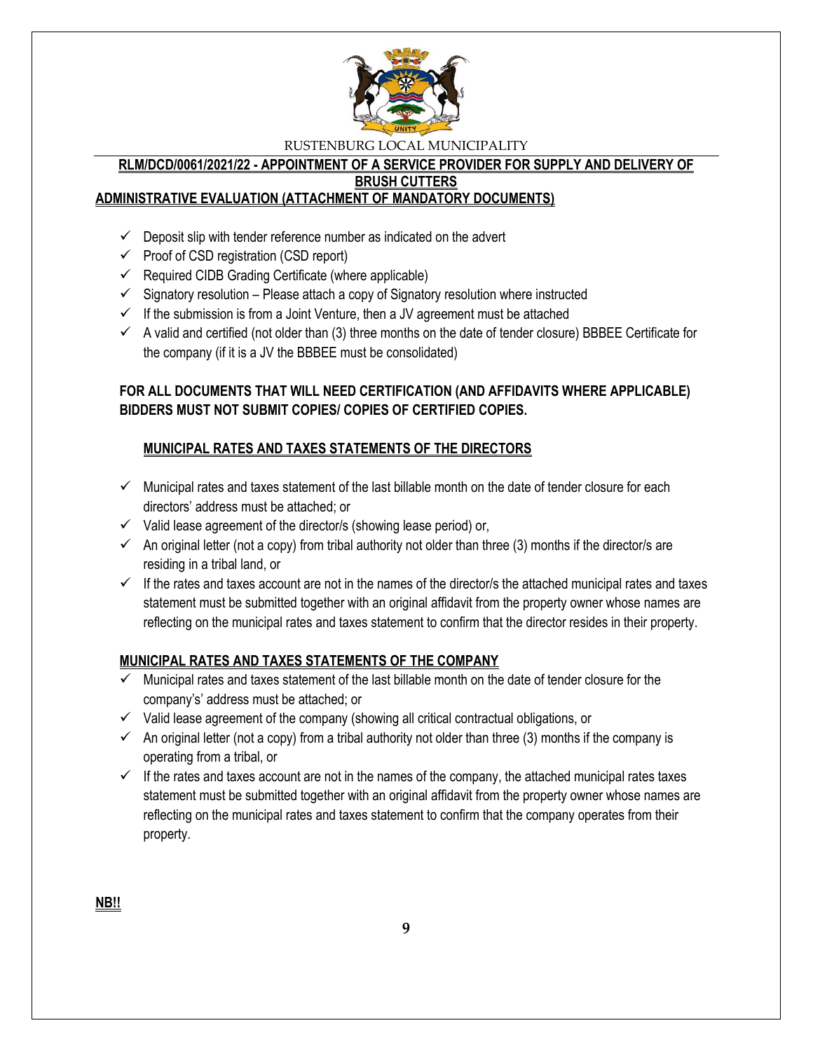RUSTENBURG LOCAL MUNICIPALITY

**RLM/DCD/0061/2021/22 - APPOINTMENT OF A SERVICE PROVIDER FOR SUPPLY AND DELIVERY OF BRUSH CUTTERS**

**ADMINISTRATIVE EVALUATION (ATTACHMENT OF MANDATORY DOCUMENTS)**

- ✓ Deposit slip with tender reference number as indicated on the advert
- ✓ Proof of CSD registration (CSD report)
- ✓ Required CIDB Grading Certificate (where applicable)
- ✓ Signatory resolution – Please attach a copy of Signatory resolution where instructed
- ✓ If the submission is from a Joint Venture, then a JV agreement must be attached
- ✓ A valid and certified (not older than (3) three months on the date of tender closure) BBBEE Certificate for the company (if it is a JV the BBBEE must be consolidated)

**FOR ALL DOCUMENTS THAT WILL NEED CERTIFICATION (AND AFFIDAVITS WHERE APPLICABLE) BIDDERS MUST NOT SUBMIT COPIES/ COPIES OF CERTIFIED COPIES.**

**MUNICIPAL RATES AND TAXES STATEMENTS OF THE DIRECTORS**

- ✓ Municipal rates and taxes statement of the last billable month on the date of tender closure for each directors' address must be attached; or
- ✓ Valid lease agreement of the director/s (showing lease period) or,
- ✓ An original letter (not a copy) from tribal authority not older than three (3) months if the director/s are residing in a tribal land, or
- ✓ If the rates and taxes account are not in the names of the director/s the attached municipal rates and taxes statement must be submitted together with an original affidavit from the property owner whose names are reflecting on the municipal rates and taxes statement to confirm that the director resides in their property.

**MUNICIPAL RATES AND TAXES STATEMENTS OF THE COMPANY**

- ✓ Municipal rates and taxes statement of the last billable month on the date of tender closure for the company's' address must be attached; or
- ✓ Valid lease agreement of the company (showing all critical contractual obligations, or
- ✓ An original letter (not a copy) from a tribal authority not older than three (3) months if the company is operating from a tribal, or
- ✓ If the rates and taxes account are not in the names of the company, the attached municipal rates taxes statement must be submitted together with an original affidavit from the property owner whose names are reflecting on the municipal rates and taxes statement to confirm that the company operates from their property.

**NB!!**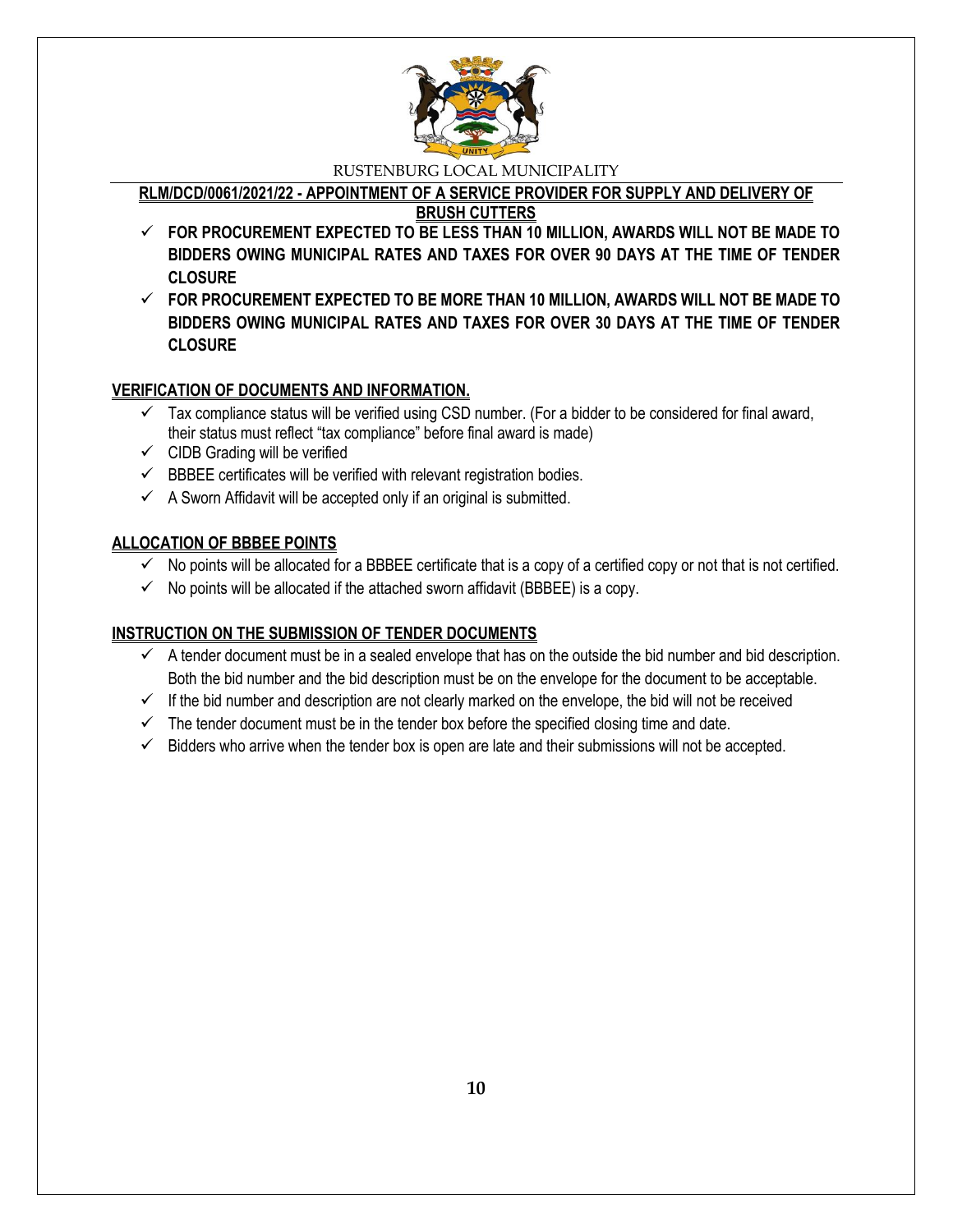**RLM/DCD/0061/2021/22 - APPOINTMENT OF A SERVICE PROVIDER FOR SUPPLY AND DELIVERY OF BRUSH CUTTERS**

- ✓ **FOR PROCUREMENT EXPECTED TO BE LESS THAN 10 MILLION, AWARDS WILL NOT BE MADE TO BIDDERS OWING MUNICIPAL RATES AND TAXES FOR OVER 90 DAYS AT THE TIME OF TENDER CLOSURE**
- ✓ **FOR PROCUREMENT EXPECTED TO BE MORE THAN 10 MILLION, AWARDS WILL NOT BE MADE TO BIDDERS OWING MUNICIPAL RATES AND TAXES FOR OVER 30 DAYS AT THE TIME OF TENDER CLOSURE**

## VERIFICATION OF DOCUMENTS AND INFORMATION.

- ✓ Tax compliance status will be verified using CSD number. (For a bidder to be considered for final award, their status must reflect "tax compliance" before final award is made)
- ✓ CIDB Grading will be verified
- ✓ BBBEE certificates will be verified with relevant registration bodies.
- ✓ A Sworn Affidavit will be accepted only if an original is submitted.

## ALLOCATION OF BBBEE POINTS

- ✓ No points will be allocated for a BBBEE certificate that is a copy of a certified copy or not that is not certified.
- ✓ No points will be allocated if the attached sworn affidavit (BBBEE) is a copy.

## INSTRUCTION ON THE SUBMISSION OF TENDER DOCUMENTS

- ✓ A tender document must be in a sealed envelope that has on the outside the bid number and bid description. Both the bid number and the bid description must be on the envelope for the document to be acceptable.
- ✓ If the bid number and description are not clearly marked on the envelope, the bid will not be received
- ✓ The tender document must be in the tender box before the specified closing time and date.
- ✓ Bidders who arrive when the tender box is open are late and their submissions will not be accepted.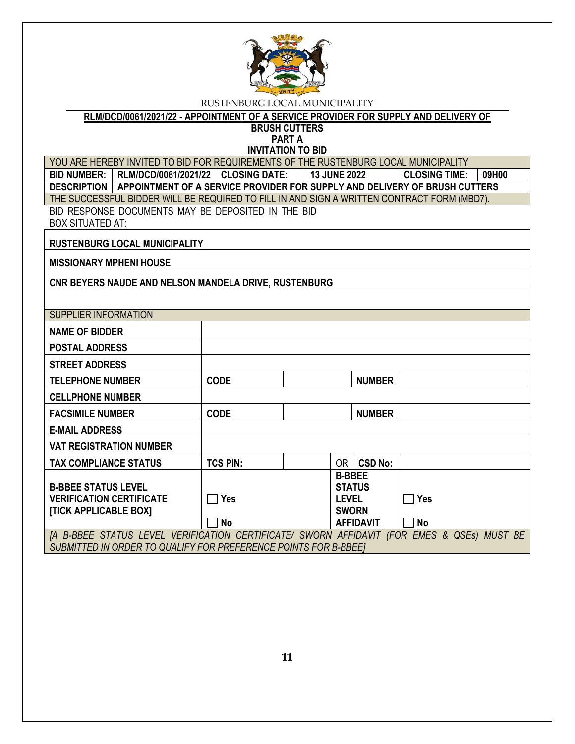RUSTENBURG LOCAL MUNICIPALITY

**RLM/DCD/0061/2021/22 - APPOINTMENT OF A SERVICE PROVIDER FOR SUPPLY AND DELIVERY OF BRUSH CUTTERS**

**PART A**

**INVITATION TO BID**

| YOU ARE HEREBY INVITED TO BID FOR REQUIREMENTS OF THE RUSTENBURG LOCAL MUNICIPALITY | | | | | |
|---|---|---|---|---|---|
| **BID NUMBER:** | **RLM/DCD/0061/2021/22** | **CLOSING DATE:** | **13 JUNE 2022** | **CLOSING TIME:** | **09H00** |
| **DESCRIPTION** | **APPOINTMENT OF A SERVICE PROVIDER FOR SUPPLY AND DELIVERY OF BRUSH CUTTERS** | | | | |
| THE SUCCESSFUL BIDDER WILL BE REQUIRED TO FILL IN AND SIGN A WRITTEN CONTRACT FORM (MBD7). | | | | | |

BID RESPONSE DOCUMENTS MAY BE DEPOSITED IN THE BID BOX SITUATED AT:

| |
|---|
| **RUSTENBURG LOCAL MUNICIPALITY** |
| **MISSIONARY MPHENI HOUSE** |
| **CNR BEYERS NAUDE AND NELSON MANDELA DRIVE, RUSTENBURG** |
| |

| SUPPLIER INFORMATION | | | | | |
|---|---|---|---|---|---|
| **NAME OF BIDDER** | | | | | |
| **POSTAL ADDRESS** | | | | | |
| **STREET ADDRESS** | | | | | |
| **TELEPHONE NUMBER** | **CODE** | | | **NUMBER** | |
| **CELLPHONE NUMBER** | | | | | |
| **FACSIMILE NUMBER** | **CODE** | | | **NUMBER** | |
| **E-MAIL ADDRESS** | | | | | |
| **VAT REGISTRATION NUMBER** | | | | | |
| **TAX COMPLIANCE STATUS** | **TCS PIN:** | | OR | **CSD No:** | |
| **B-BBEE STATUS LEVEL VERIFICATION CERTIFICATE [TICK APPLICABLE BOX]** | ☐ **Yes** ☐ **No** | | **B-BBEE STATUS LEVEL SWORN AFFIDAVIT** | | ☐ **Yes** ☐ **No** |
| *[A B-BBEE STATUS LEVEL VERIFICATION CERTIFICATE/ SWORN AFFIDAVIT (FOR EMES & QSEs) MUST BE SUBMITTED IN ORDER TO QUALIFY FOR PREFERENCE POINTS FOR B-BBEE]* | | | | | |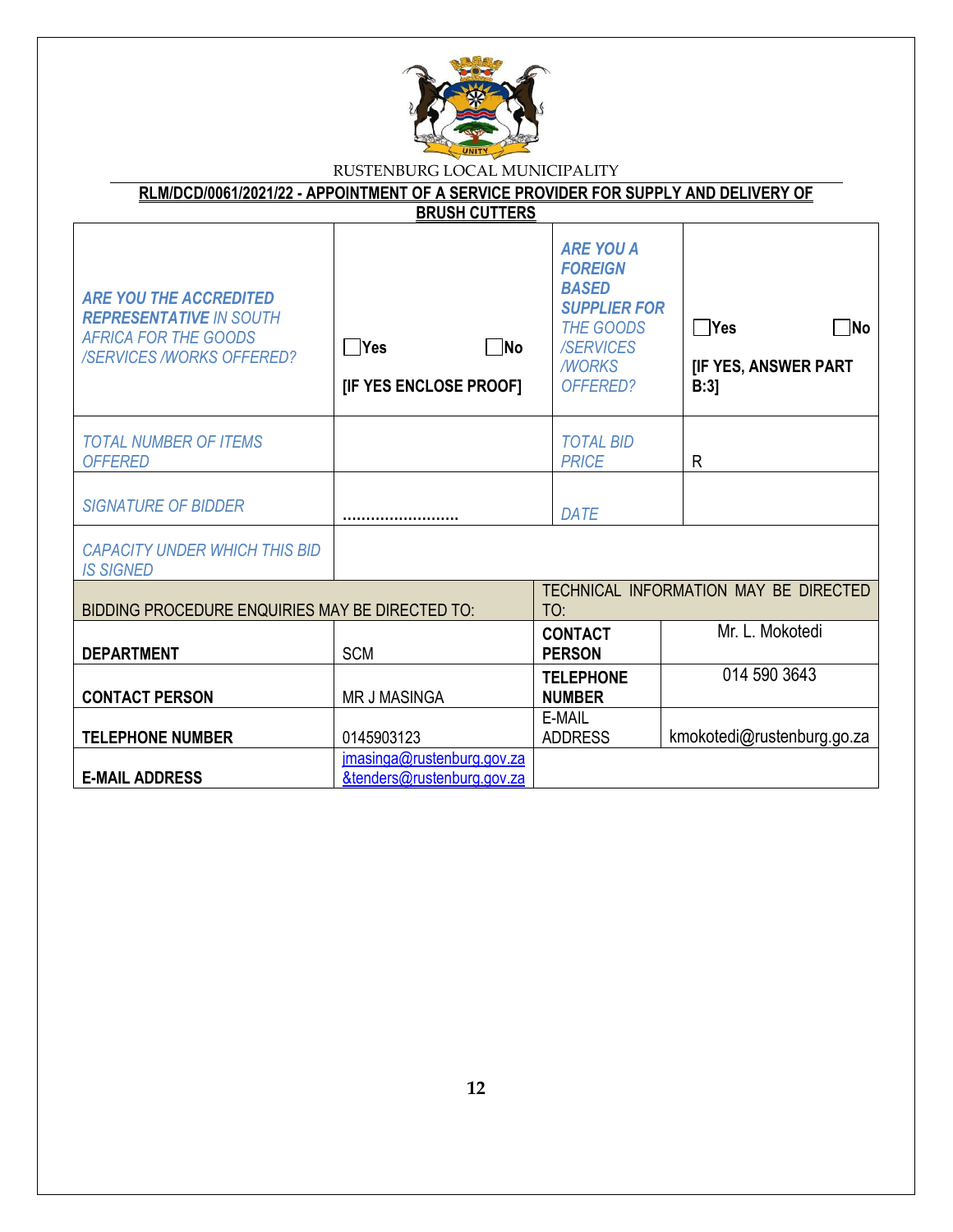RUSTENBURG LOCAL MUNICIPALITY

**RLM/DCD/0061/2021/22 - APPOINTMENT OF A SERVICE PROVIDER FOR SUPPLY AND DELIVERY OF BRUSH CUTTERS**

| | | | |
|---|---|---|---|
| ***ARE YOU THE ACCREDITED REPRESENTATIVE** IN SOUTH AFRICA FOR THE GOODS /SERVICES /WORKS OFFERED?* | ☐Yes ☐No<br><br>**[IF YES ENCLOSE PROOF]** | ***ARE YOU A FOREIGN BASED SUPPLIER FOR** THE GOODS /SERVICES /WORKS OFFERED?* | ☐Yes ☐No<br><br>**[IF YES, ANSWER PART B:3]** |
| *TOTAL NUMBER OF ITEMS OFFERED* | | *TOTAL BID PRICE* | R |
| *SIGNATURE OF BIDDER* | ……………………… | *DATE* | |
| *CAPACITY UNDER WHICH THIS BID IS SIGNED* | | | |

| BIDDING PROCEDURE ENQUIRIES MAY BE DIRECTED TO: | | TECHNICAL INFORMATION MAY BE DIRECTED TO: | |
|---|---|---|---|
| **DEPARTMENT** | SCM | **CONTACT PERSON** | Mr. L. Mokotedi |
| **CONTACT PERSON** | MR J MASINGA | **TELEPHONE NUMBER** | 014 590 3643 |
| **TELEPHONE NUMBER** | 0145903123 | E-MAIL ADDRESS | kmokotedi@rustenburg.go.za |
| **E-MAIL ADDRESS** | jmasinga@rustenburg.gov.za &tenders@rustenburg.gov.za | | |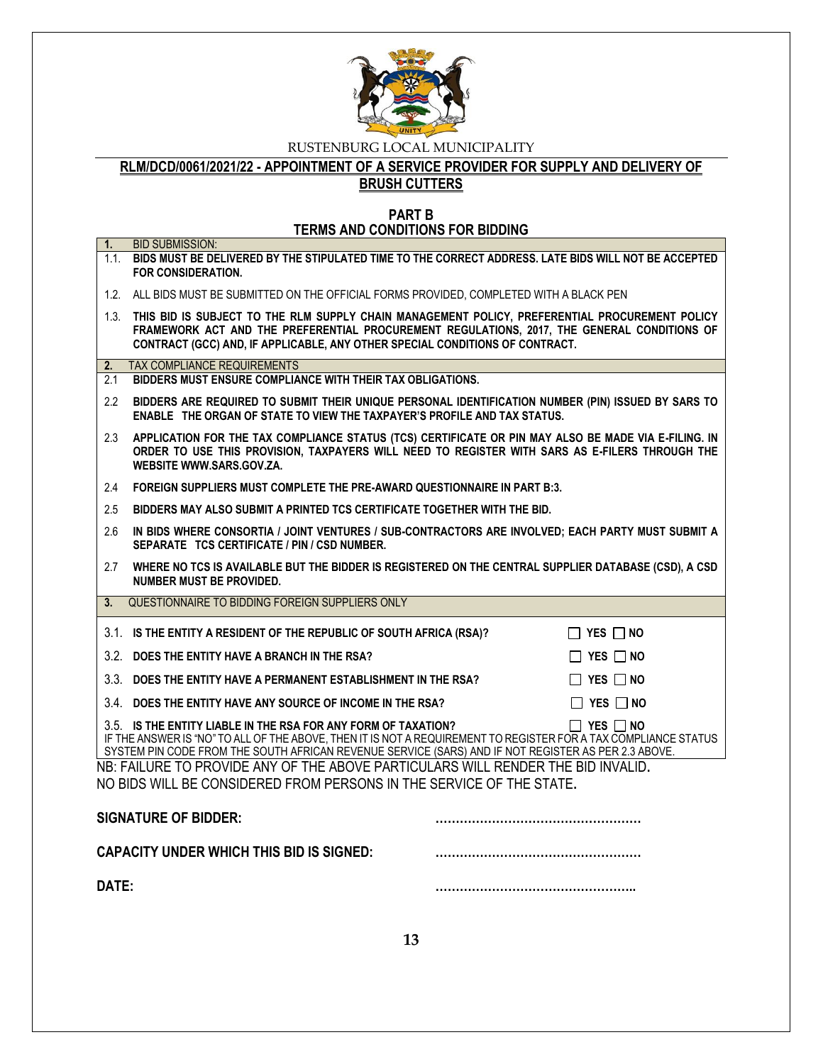RUSTENBURG LOCAL MUNICIPALITY

**RLM/DCD/0061/2021/22 - APPOINTMENT OF A SERVICE PROVIDER FOR SUPPLY AND DELIVERY OF BRUSH CUTTERS**

## PART B
## TERMS AND CONDITIONS FOR BIDDING

**1.** BID SUBMISSION:

1.1. **BIDS MUST BE DELIVERED BY THE STIPULATED TIME TO THE CORRECT ADDRESS. LATE BIDS WILL NOT BE ACCEPTED FOR CONSIDERATION.**

1.2. ALL BIDS MUST BE SUBMITTED ON THE OFFICIAL FORMS PROVIDED, COMPLETED WITH A BLACK PEN

1.3. **THIS BID IS SUBJECT TO THE RLM SUPPLY CHAIN MANAGEMENT POLICY, PREFERENTIAL PROCUREMENT POLICY FRAMEWORK ACT AND THE PREFERENTIAL PROCUREMENT REGULATIONS, 2017, THE GENERAL CONDITIONS OF CONTRACT (GCC) AND, IF APPLICABLE, ANY OTHER SPECIAL CONDITIONS OF CONTRACT.**

**2.** TAX COMPLIANCE REQUIREMENTS

2.1 **BIDDERS MUST ENSURE COMPLIANCE WITH THEIR TAX OBLIGATIONS.**

2.2 **BIDDERS ARE REQUIRED TO SUBMIT THEIR UNIQUE PERSONAL IDENTIFICATION NUMBER (PIN) ISSUED BY SARS TO ENABLE THE ORGAN OF STATE TO VIEW THE TAXPAYER'S PROFILE AND TAX STATUS.**

2.3 **APPLICATION FOR THE TAX COMPLIANCE STATUS (TCS) CERTIFICATE OR PIN MAY ALSO BE MADE VIA E-FILING. IN ORDER TO USE THIS PROVISION, TAXPAYERS WILL NEED TO REGISTER WITH SARS AS E-FILERS THROUGH THE WEBSITE WWW.SARS.GOV.ZA.**

2.4 **FOREIGN SUPPLIERS MUST COMPLETE THE PRE-AWARD QUESTIONNAIRE IN PART B:3.**

2.5 **BIDDERS MAY ALSO SUBMIT A PRINTED TCS CERTIFICATE TOGETHER WITH THE BID.**

2.6 **IN BIDS WHERE CONSORTIA / JOINT VENTURES / SUB-CONTRACTORS ARE INVOLVED; EACH PARTY MUST SUBMIT A SEPARATE TCS CERTIFICATE / PIN / CSD NUMBER.**

2.7 **WHERE NO TCS IS AVAILABLE BUT THE BIDDER IS REGISTERED ON THE CENTRAL SUPPLIER DATABASE (CSD), A CSD NUMBER MUST BE PROVIDED.**

**3.** QUESTIONNAIRE TO BIDDING FOREIGN SUPPLIERS ONLY

| | | |
|---|---|---|
| 3.1. | **IS THE ENTITY A RESIDENT OF THE REPUBLIC OF SOUTH AFRICA (RSA)?** | ☐ **YES** ☐ **NO** |
| 3.2. | **DOES THE ENTITY HAVE A BRANCH IN THE RSA?** | ☐ **YES** ☐ **NO** |
| 3.3. | **DOES THE ENTITY HAVE A PERMANENT ESTABLISHMENT IN THE RSA?** | ☐ **YES** ☐ **NO** |
| 3.4. | **DOES THE ENTITY HAVE ANY SOURCE OF INCOME IN THE RSA?** | ☐ **YES** ☐ **NO** |
| 3.5. | **IS THE ENTITY LIABLE IN THE RSA FOR ANY FORM OF TAXATION?** | ☐ **YES** ☐ **NO** |

IF THE ANSWER IS "NO" TO ALL OF THE ABOVE, THEN IT IS NOT A REQUIREMENT TO REGISTER FOR A TAX COMPLIANCE STATUS SYSTEM PIN CODE FROM THE SOUTH AFRICAN REVENUE SERVICE (SARS) AND IF NOT REGISTER AS PER 2.3 ABOVE.

NB: FAILURE TO PROVIDE ANY OF THE ABOVE PARTICULARS WILL RENDER THE BID INVALID**.**
NO BIDS WILL BE CONSIDERED FROM PERSONS IN THE SERVICE OF THE STATE**.**

**SIGNATURE OF BIDDER:** ……………………………………………

**CAPACITY UNDER WHICH THIS BID IS SIGNED:** ……………………………………………

**DATE:** …………………………………………..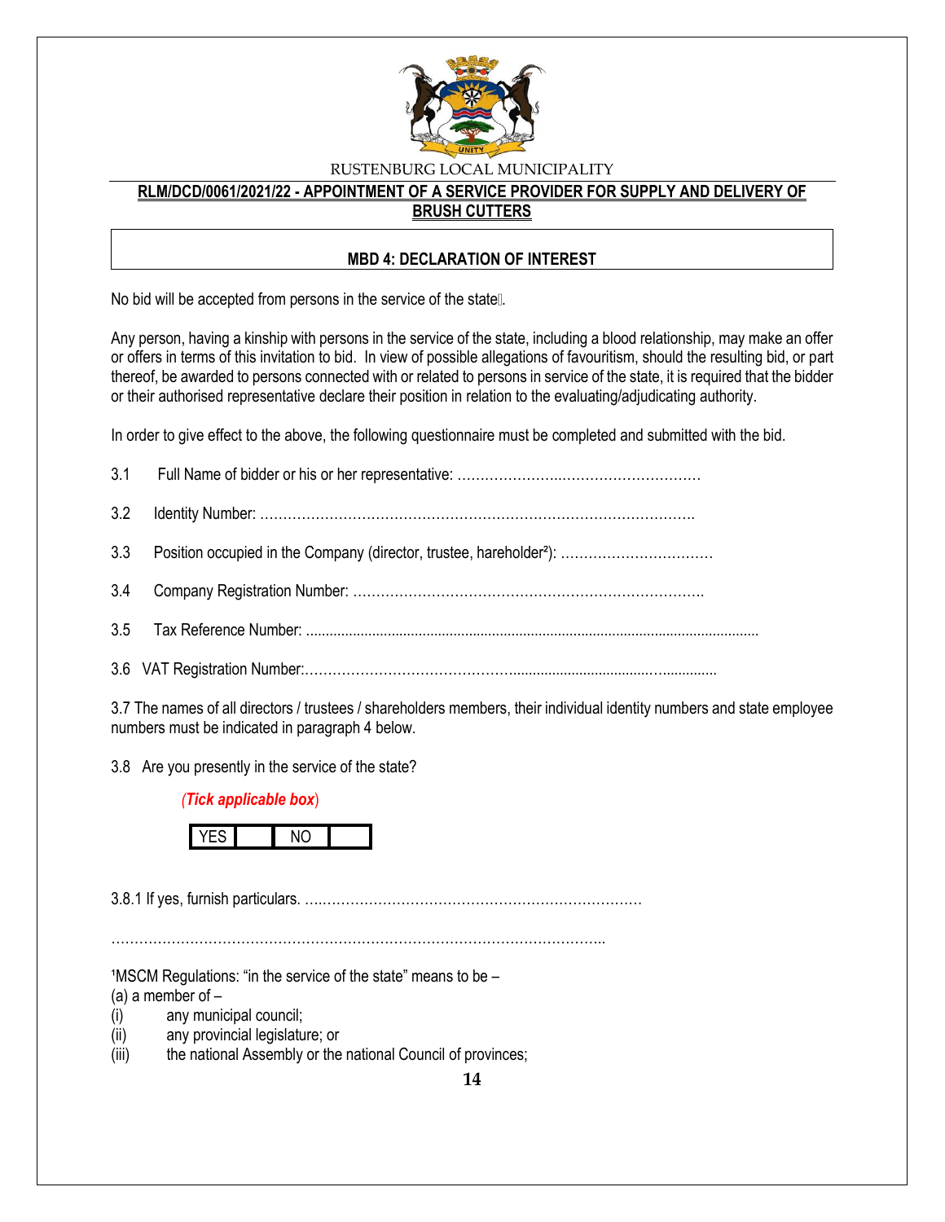RUSTENBURG LOCAL MUNICIPALITY

**RLM/DCD/0061/2021/22 - APPOINTMENT OF A SERVICE PROVIDER FOR SUPPLY AND DELIVERY OF BRUSH CUTTERS**

## MBD 4: DECLARATION OF INTEREST

No bid will be accepted from persons in the service of the state[1].

Any person, having a kinship with persons in the service of the state, including a blood relationship, may make an offer or offers in terms of this invitation to bid. In view of possible allegations of favouritism, should the resulting bid, or part thereof, be awarded to persons connected with or related to persons in service of the state, it is required that the bidder or their authorised representative declare their position in relation to the evaluating/adjudicating authority.

In order to give effect to the above, the following questionnaire must be completed and submitted with the bid.

3.1 Full Name of bidder or his or her representative: ……………………………………………………

3.2 Identity Number: …………………………………………………………………………………….

3.3 Position occupied in the Company (director, trustee, hareholder[2]): ……………………………

3.4 Company Registration Number: ………………………………………………………………….

3.5 Tax Reference Number: ......................................................................................................................

3.6 VAT Registration Number:……………………………………………………………………………

3.7 The names of all directors / trustees / shareholders members, their individual identity numbers and state employee numbers must be indicated in paragraph 4 below.

3.8 Are you presently in the service of the state?

*(Tick applicable box)*

| YES | | NO | |
|---|---|---|---|

3.8.1 If yes, furnish particulars. ………………………………………………………………

…………………………………………………………………………………………………

[1]MSCM Regulations: "in the service of the state" means to be –
(a) a member of –
(i) any municipal council;
(ii) any provincial legislature; or
(iii) the national Assembly or the national Council of provinces;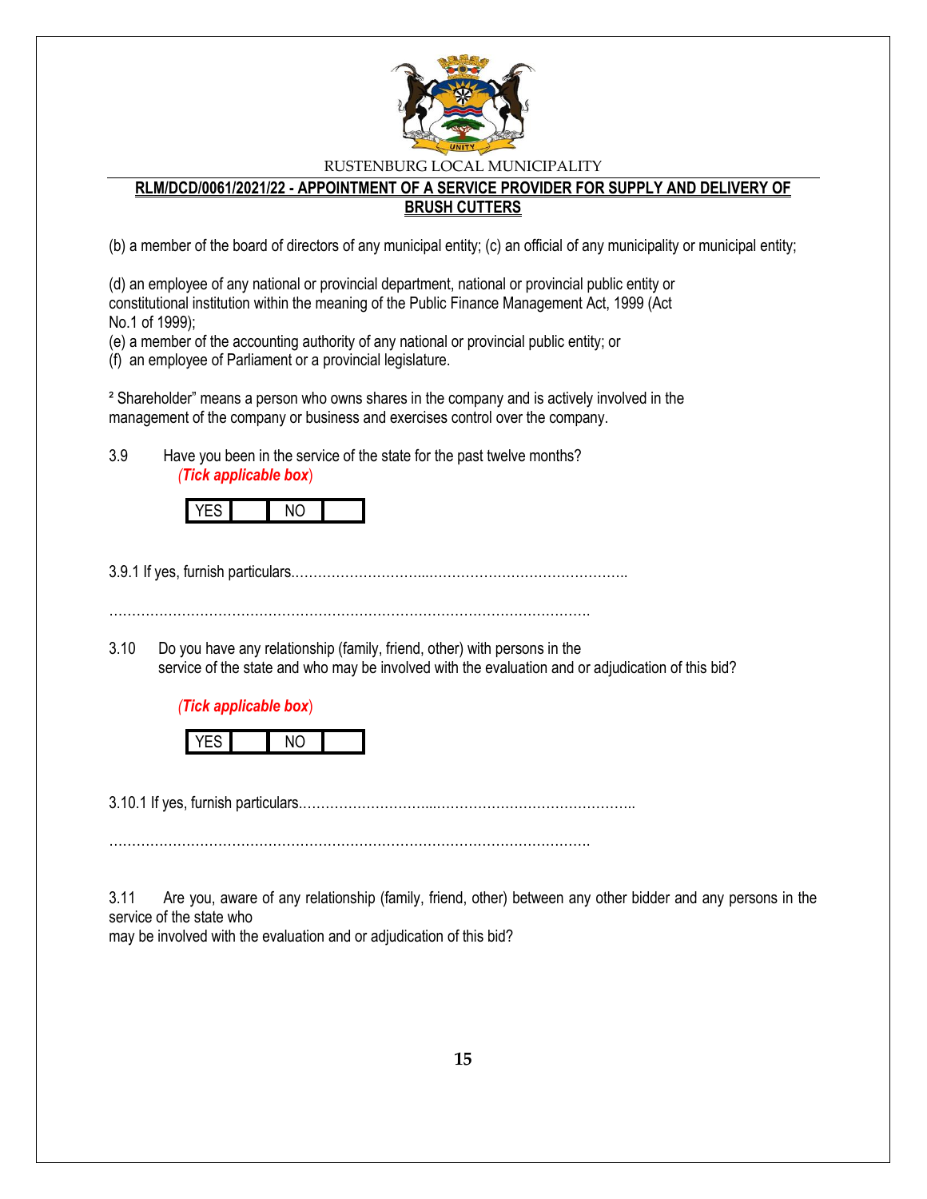(b) a member of the board of directors of any municipal entity; (c) an official of any municipality or municipal entity;

(d) an employee of any national or provincial department, national or provincial public entity or constitutional institution within the meaning of the Public Finance Management Act, 1999 (Act No.1 of 1999);
(e) a member of the accounting authority of any national or provincial public entity; or
(f) an employee of Parliament or a provincial legislature.

² Shareholder" means a person who owns shares in the company and is actively involved in the management of the company or business and exercises control over the company.

3.9 Have you been in the service of the state for the past twelve months?
*(Tick applicable box)*

| YES | | NO | |
|---|---|---|---|

3.9.1 If yes, furnish particulars.………………………...……………………………………..

…………………………………………………………………………………………….

3.10 Do you have any relationship (family, friend, other) with persons in the service of the state and who may be involved with the evaluation and or adjudication of this bid?

*(Tick applicable box)*

| YES | | NO | |
|---|---|---|---|

3.10.1 If yes, furnish particulars.………………………...……………………………………..

…………………………………………………………………………………………….

3.11 Are you, aware of any relationship (family, friend, other) between any other bidder and any persons in the service of the state who
may be involved with the evaluation and or adjudication of this bid?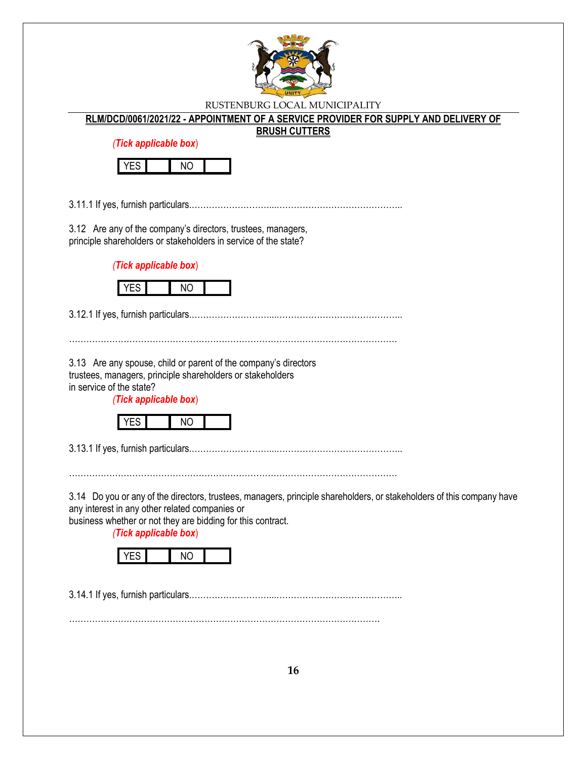*(Tick applicable box)*

| YES | | NO | |
|---|---|---|---|

3.11.1 If yes, furnish particulars.…………………….....……………………………………..

3.12 Are any of the company's directors, trustees, managers, principle shareholders or stakeholders in service of the state?

*(Tick applicable box)*

| YES | | NO | |
|---|---|---|---|

3.12.1 If yes, furnish particulars.…………………….....……………………………………..

…………………………………………………………………………………………………

3.13 Are any spouse, child or parent of the company's directors trustees, managers, principle shareholders or stakeholders in service of the state?

*(Tick applicable box)*

| YES | | NO | |
|---|---|---|---|

3.13.1 If yes, furnish particulars.…………………….....……………………………………..

…………………………………………………………………………………………………

3.14 Do you or any of the directors, trustees, managers, principle shareholders, or stakeholders of this company have any interest in any other related companies or business whether or not they are bidding for this contract.

*(Tick applicable box)*

| YES | | NO | |
|---|---|---|---|

3.14.1 If yes, furnish particulars.…………………….....……………………………………..

………………………………………………………………………………………………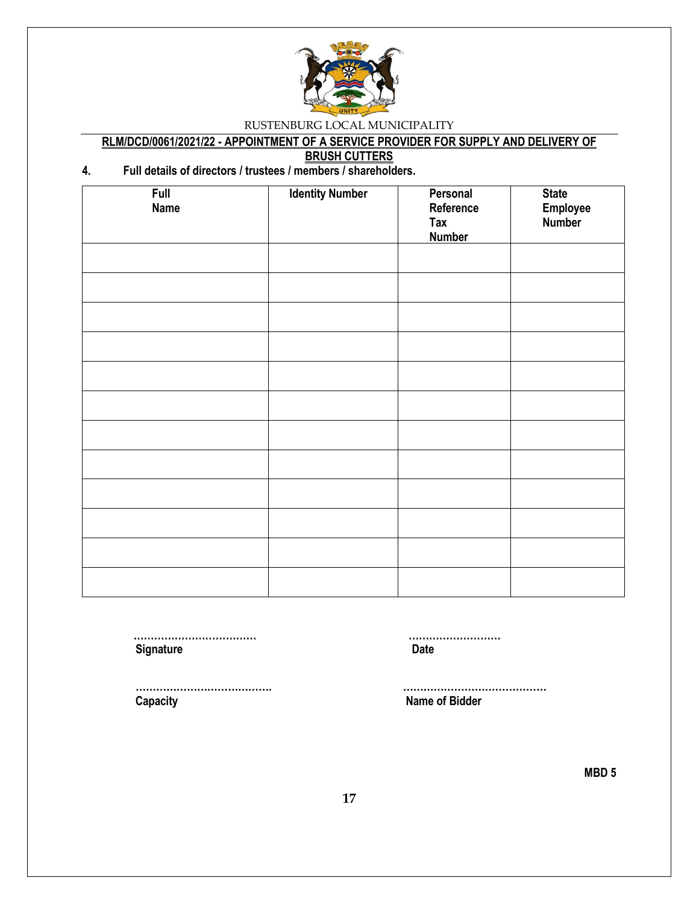RUSTENBURG LOCAL MUNICIPALITY

**RLM/DCD/0061/2021/22 - APPOINTMENT OF A SERVICE PROVIDER FOR SUPPLY AND DELIVERY OF BRUSH CUTTERS**

**4. Full details of directors / trustees / members / shareholders.**

| Full Name | Identity Number | Personal Reference Tax Number | State Employee Number |
|---|---|---|---|
| | | | |
| | | | |
| | | | |
| | | | |
| | | | |
| | | | |
| | | | |
| | | | |
| | | | |
| | | | |
| | | | |
| | | | |

……………………………… **Signature**

……………………… **Date**

………………………………… **Capacity**

…………………………………… **Name of Bidder**

**MBD 5**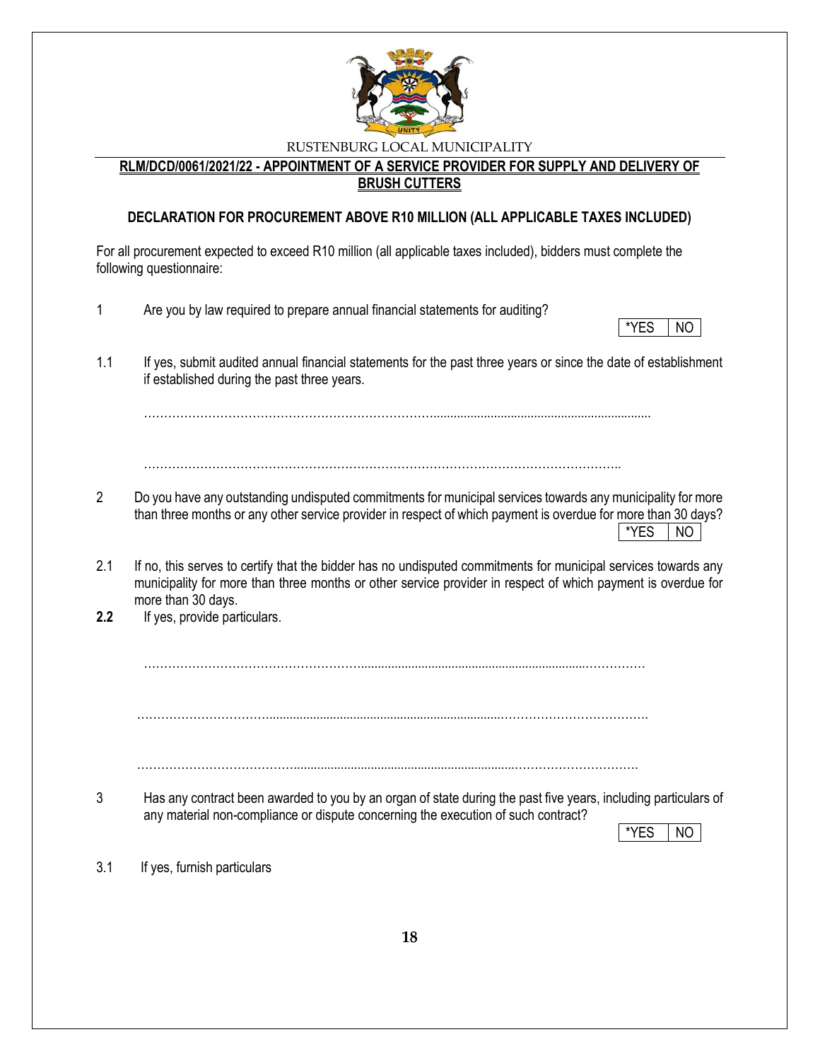RUSTENBURG LOCAL MUNICIPALITY

**RLM/DCD/0061/2021/22 - APPOINTMENT OF A SERVICE PROVIDER FOR SUPPLY AND DELIVERY OF BRUSH CUTTERS**

**DECLARATION FOR PROCUREMENT ABOVE R10 MILLION (ALL APPLICABLE TAXES INCLUDED)**

For all procurement expected to exceed R10 million (all applicable taxes included), bidders must complete the following questionnaire:

1 Are you by law required to prepare annual financial statements for auditing?

| *YES | NO |
|---|---|

1.1 If yes, submit audited annual financial statements for the past three years or since the date of establishment if established during the past three years.

……………………………………………………………………………………………………………………

……………………………………………………………………………………………………………………

2 Do you have any outstanding undisputed commitments for municipal services towards any municipality for more than three months or any other service provider in respect of which payment is overdue for more than 30 days?

| *YES | NO |
|---|---|

2.1 If no, this serves to certify that the bidder has no undisputed commitments for municipal services towards any municipality for more than three months or other service provider in respect of which payment is overdue for more than 30 days.

**2.2** If yes, provide particulars.

……………………………………………………………………………………………………………………

……………………………………………………………………………………………………………………

……………………………………………………………………………………………………………………

3 Has any contract been awarded to you by an organ of state during the past five years, including particulars of any material non-compliance or dispute concerning the execution of such contract?

| *YES | NO |
|---|---|

3.1 If yes, furnish particulars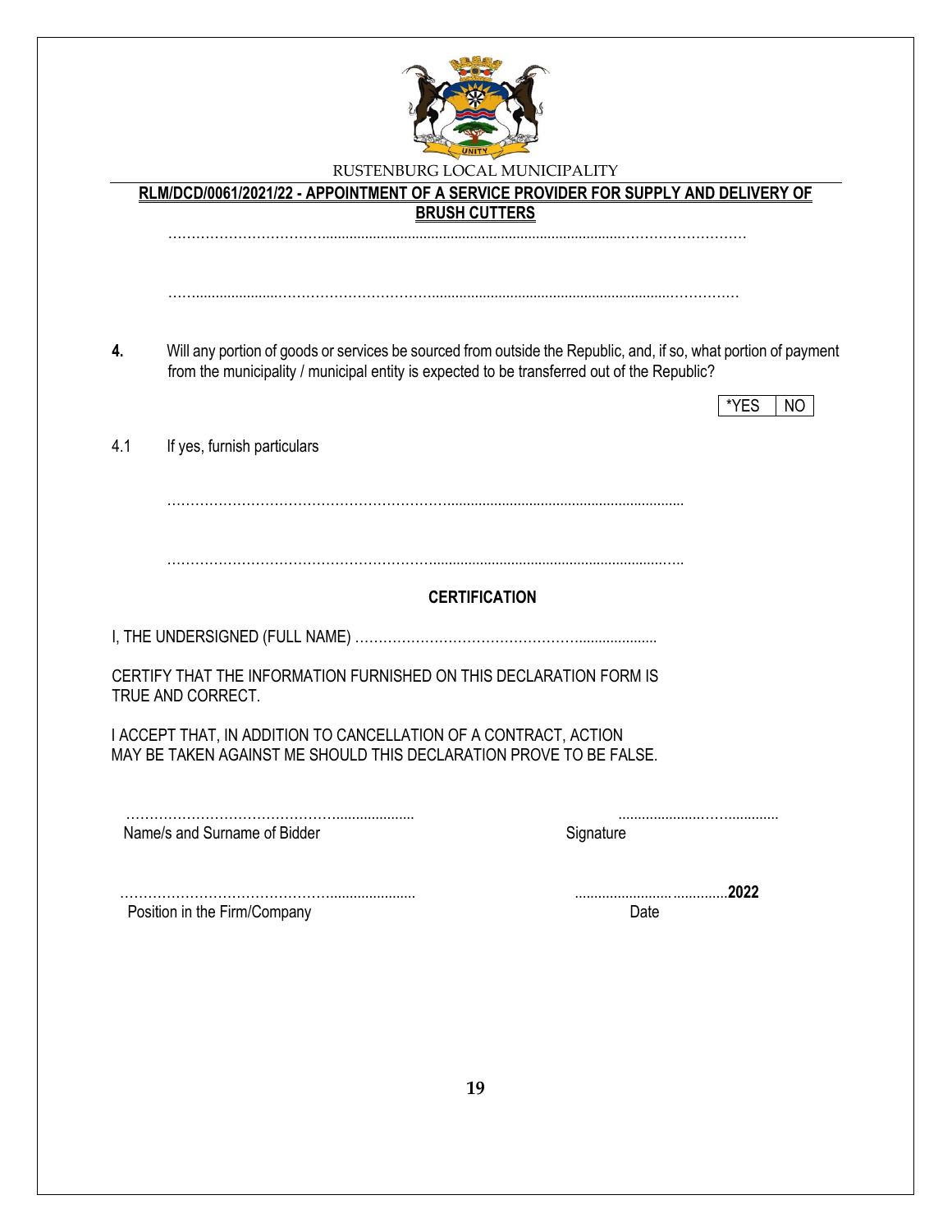RUSTENBURG LOCAL MUNICIPALITY

**RLM/DCD/0061/2021/22 - APPOINTMENT OF A SERVICE PROVIDER FOR SUPPLY AND DELIVERY OF BRUSH CUTTERS**

……………………………………………………………………………………………………………

……………………………………………………………………………………………………………

**4.** Will any portion of goods or services be sourced from outside the Republic, and, if so, what portion of payment from the municipality / municipal entity is expected to be transferred out of the Republic?

| *YES | NO |
|---|---|

4.1 If yes, furnish particulars

……………………………………………………………………………………………………

……………………………………………………………………………………………………

**CERTIFICATION**

I, THE UNDERSIGNED (FULL NAME) ……………………………………………………

CERTIFY THAT THE INFORMATION FURNISHED ON THIS DECLARATION FORM IS TRUE AND CORRECT.

I ACCEPT THAT, IN ADDITION TO CANCELLATION OF A CONTRACT, ACTION MAY BE TAKEN AGAINST ME SHOULD THIS DECLARATION PROVE TO BE FALSE.

……………………………………………… ……………………………

Name/s and Surname of Bidder Signature

……………………………………………… ……………………………**2022**

Position in the Firm/Company Date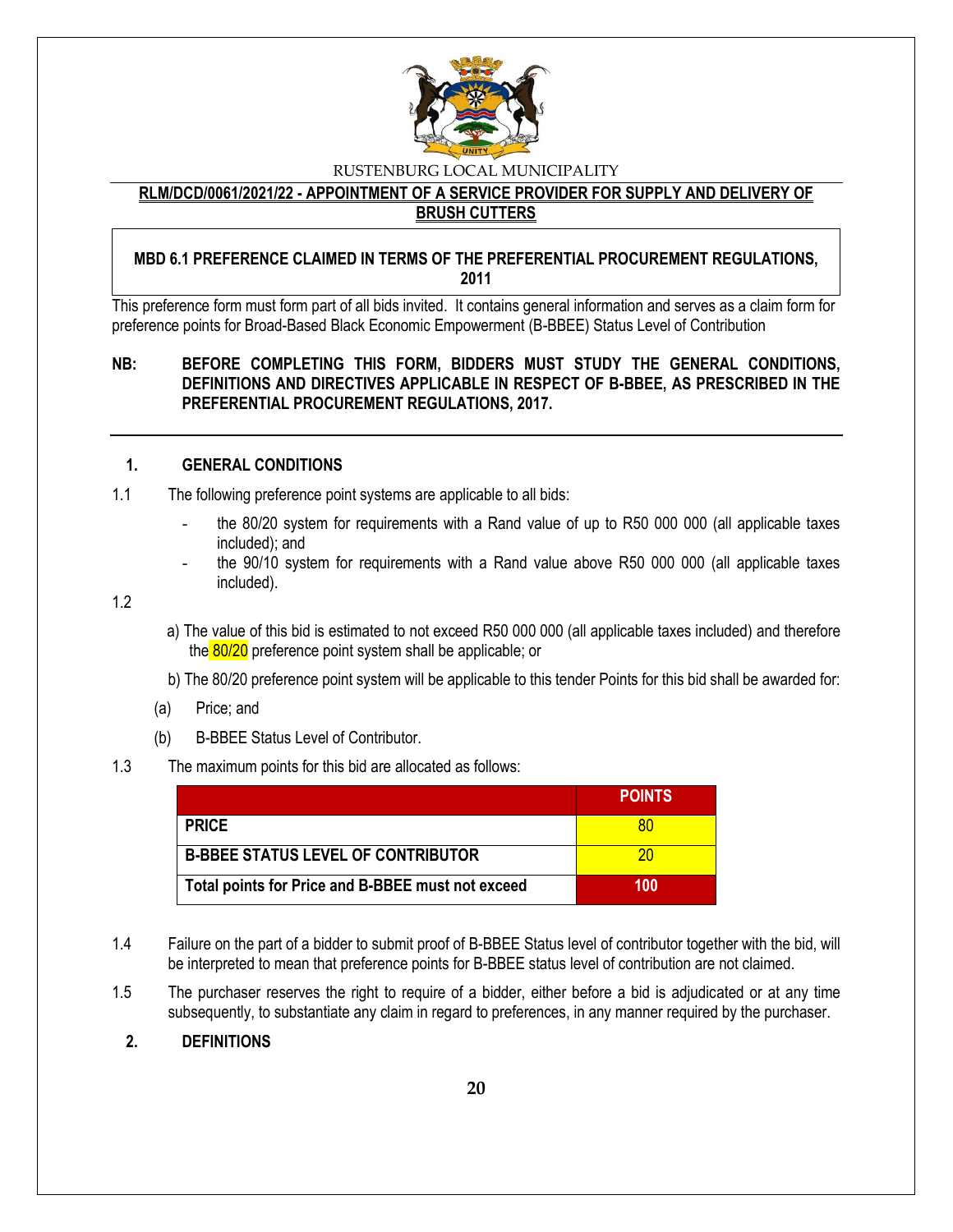RUSTENBURG LOCAL MUNICIPALITY

**RLM/DCD/0061/2021/22 - APPOINTMENT OF A SERVICE PROVIDER FOR SUPPLY AND DELIVERY OF BRUSH CUTTERS**

**MBD 6.1 PREFERENCE CLAIMED IN TERMS OF THE PREFERENTIAL PROCUREMENT REGULATIONS, 2011**

This preference form must form part of all bids invited. It contains general information and serves as a claim form for preference points for Broad-Based Black Economic Empowerment (B-BBEE) Status Level of Contribution

**NB: BEFORE COMPLETING THIS FORM, BIDDERS MUST STUDY THE GENERAL CONDITIONS, DEFINITIONS AND DIRECTIVES APPLICABLE IN RESPECT OF B-BBEE, AS PRESCRIBED IN THE PREFERENTIAL PROCUREMENT REGULATIONS, 2017.**

## 1. GENERAL CONDITIONS

1.1 The following preference point systems are applicable to all bids:

- the 80/20 system for requirements with a Rand value of up to R50 000 000 (all applicable taxes included); and
- the 90/10 system for requirements with a Rand value above R50 000 000 (all applicable taxes included).

1.2

a) The value of this bid is estimated to not exceed R50 000 000 (all applicable taxes included) and therefore the 80/20 preference point system shall be applicable; or

b) The 80/20 preference point system will be applicable to this tender Points for this bid shall be awarded for:

(a) Price; and

(b) B-BBEE Status Level of Contributor.

1.3 The maximum points for this bid are allocated as follows:

| | POINTS |
|---|---|
| **PRICE** | 80 |
| **B-BBEE STATUS LEVEL OF CONTRIBUTOR** | 20 |
| **Total points for Price and B-BBEE must not exceed** | **100** |

1.4 Failure on the part of a bidder to submit proof of B-BBEE Status level of contributor together with the bid, will be interpreted to mean that preference points for B-BBEE status level of contribution are not claimed.

1.5 The purchaser reserves the right to require of a bidder, either before a bid is adjudicated or at any time subsequently, to substantiate any claim in regard to preferences, in any manner required by the purchaser.

## 2. DEFINITIONS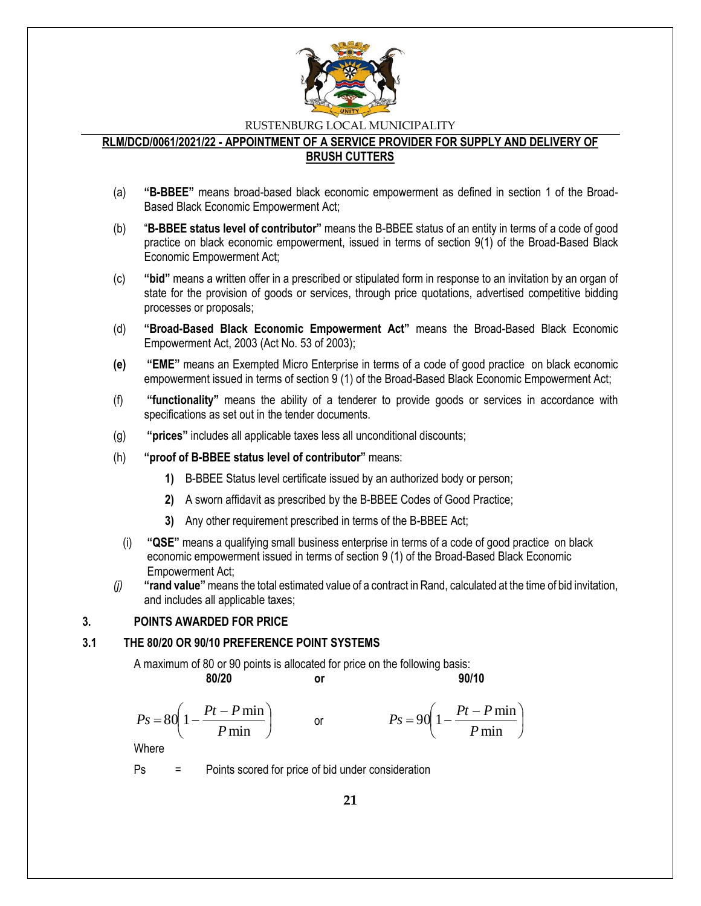(a) **"B-BBEE"** means broad-based black economic empowerment as defined in section 1 of the Broad-Based Black Economic Empowerment Act;

(b) "**B-BBEE status level of contributor"** means the B-BBEE status of an entity in terms of a code of good practice on black economic empowerment, issued in terms of section 9(1) of the Broad-Based Black Economic Empowerment Act;

(c) **"bid"** means a written offer in a prescribed or stipulated form in response to an invitation by an organ of state for the provision of goods or services, through price quotations, advertised competitive bidding processes or proposals;

(d) **"Broad-Based Black Economic Empowerment Act"** means the Broad-Based Black Economic Empowerment Act, 2003 (Act No. 53 of 2003);

**(e)** **"EME"** means an Exempted Micro Enterprise in terms of a code of good practice on black economic empowerment issued in terms of section 9 (1) of the Broad-Based Black Economic Empowerment Act;

(f) **"functionality"** means the ability of a tenderer to provide goods or services in accordance with specifications as set out in the tender documents.

(g) **"prices"** includes all applicable taxes less all unconditional discounts;

(h) **"proof of B-BBEE status level of contributor"** means:

**1)** B-BBEE Status level certificate issued by an authorized body or person;

**2)** A sworn affidavit as prescribed by the B-BBEE Codes of Good Practice;

**3)** Any other requirement prescribed in terms of the B-BBEE Act;

(i) **"QSE"** means a qualifying small business enterprise in terms of a code of good practice on black economic empowerment issued in terms of section 9 (1) of the Broad-Based Black Economic Empowerment Act;

*(j)* **"rand value"** means the total estimated value of a contract in Rand, calculated at the time of bid invitation, and includes all applicable taxes;

## 3. POINTS AWARDED FOR PRICE

### 3.1 THE 80/20 OR 90/10 PREFERENCE POINT SYSTEMS

A maximum of 80 or 90 points is allocated for price on the following basis:

**80/20** or **90/10**

$$Ps = 80\left(1 - \frac{Pt - P\min}{P\min}\right) \quad \text{or} \quad Ps = 90\left(1 - \frac{Pt - P\min}{P\min}\right)$$

Where

Ps = Points scored for price of bid under consideration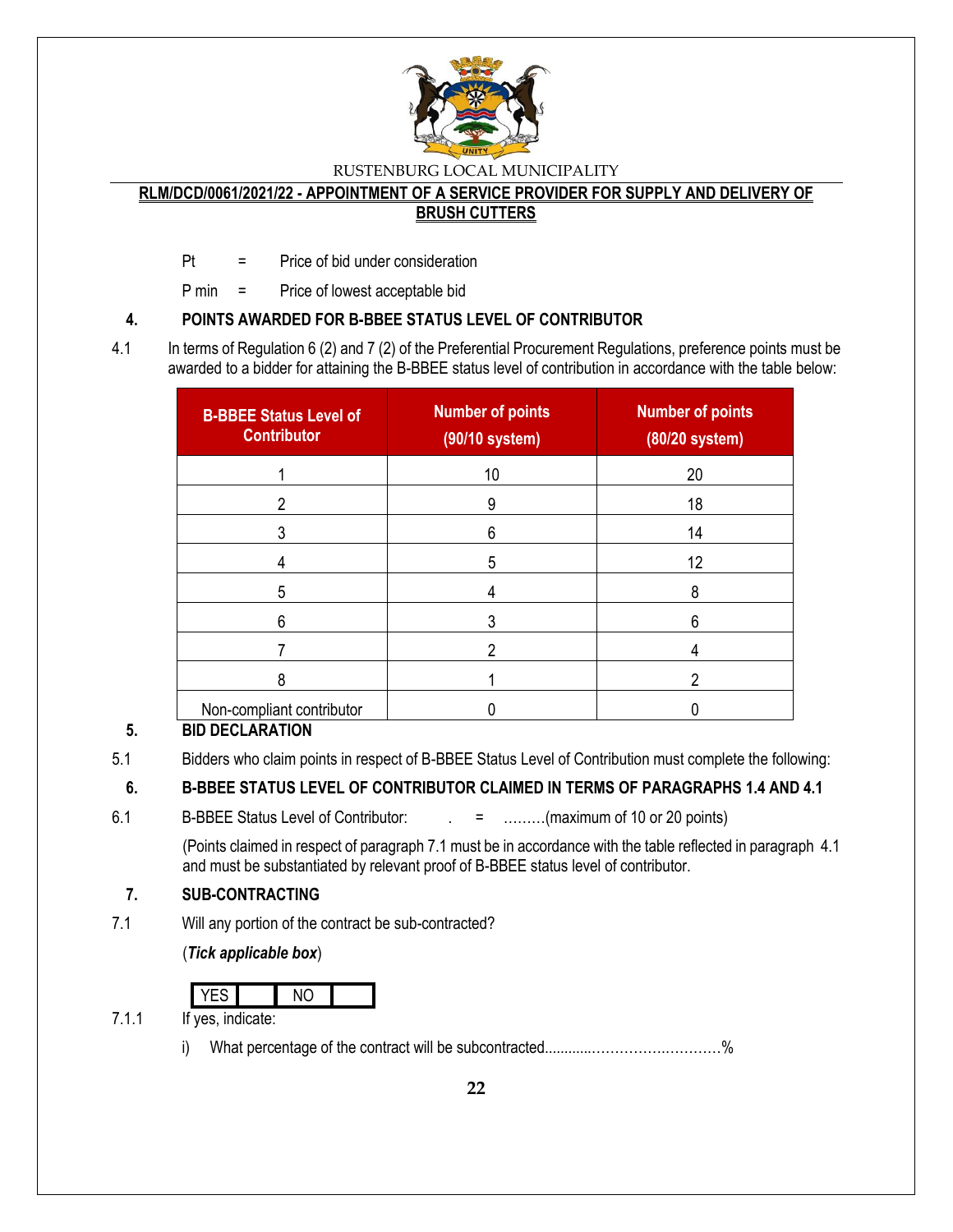Pt = Price of bid under consideration

P min = Price of lowest acceptable bid

## 4. POINTS AWARDED FOR B-BBEE STATUS LEVEL OF CONTRIBUTOR

4.1 In terms of Regulation 6 (2) and 7 (2) of the Preferential Procurement Regulations, preference points must be awarded to a bidder for attaining the B-BBEE status level of contribution in accordance with the table below:

| B-BBEE Status Level of Contributor | Number of points (90/10 system) | Number of points (80/20 system) |
|---|---|---|
| 1 | 10 | 20 |
| 2 | 9 | 18 |
| 3 | 6 | 14 |
| 4 | 5 | 12 |
| 5 | 4 | 8 |
| 6 | 3 | 6 |
| 7 | 2 | 4 |
| 8 | 1 | 2 |
| Non-compliant contributor | 0 | 0 |

## 5. BID DECLARATION

5.1 Bidders who claim points in respect of B-BBEE Status Level of Contribution must complete the following:

## 6. B-BBEE STATUS LEVEL OF CONTRIBUTOR CLAIMED IN TERMS OF PARAGRAPHS 1.4 AND 4.1

6.1 B-BBEE Status Level of Contributor: . = ………(maximum of 10 or 20 points)

(Points claimed in respect of paragraph 7.1 must be in accordance with the table reflected in paragraph 4.1 and must be substantiated by relevant proof of B-BBEE status level of contributor.

## 7. SUB-CONTRACTING

7.1 Will any portion of the contract be sub-contracted?

(***Tick applicable box***)

| YES | | NO | |
|---|---|---|---|

7.1.1 If yes, indicate:

i) What percentage of the contract will be subcontracted............…………….…………%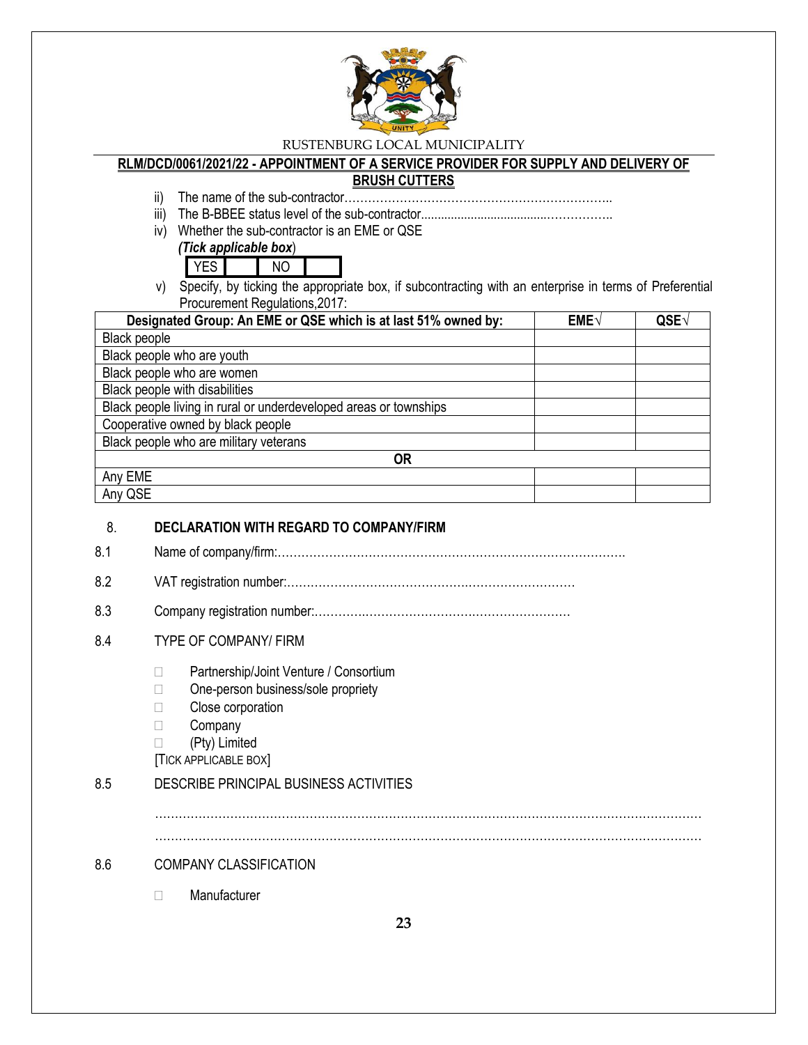RUSTENBURG LOCAL MUNICIPALITY

**RLM/DCD/0061/2021/22 - APPOINTMENT OF A SERVICE PROVIDER FOR SUPPLY AND DELIVERY OF BRUSH CUTTERS**

ii) The name of the sub-contractor…………………………………………………………..

iii) The B-BBEE status level of the sub-contractor.......................................……………..

iv) Whether the sub-contractor is an EME or QSE

*(Tick applicable box)*

| YES | | NO | |
|---|---|---|---|

v) Specify, by ticking the appropriate box, if subcontracting with an enterprise in terms of Preferential Procurement Regulations,2017:

| Designated Group: An EME or QSE which is at last 51% owned by: | EME√ | QSE√ |
|---|---|---|
| Black people | | |
| Black people who are youth | | |
| Black people who are women | | |
| Black people with disabilities | | |
| Black people living in rural or underdeveloped areas or townships | | |
| Cooperative owned by black people | | |
| Black people who are military veterans | | |
| **OR** | | |
| Any EME | | |
| Any QSE | | |

## 8. DECLARATION WITH REGARD TO COMPANY/FIRM

8.1 Name of company/firm:…………………………………………………………………………….

8.2 VAT registration number:……………………………………….………………………

8.3 Company registration number:…………….…………………………….………………

8.4 TYPE OF COMPANY/ FIRM

- ☐ Partnership/Joint Venture / Consortium
- ☐ One-person business/sole propriety
- ☐ Close corporation
- ☐ Company
- ☐ (Pty) Limited

[TICK APPLICABLE BOX]

8.5 DESCRIBE PRINCIPAL BUSINESS ACTIVITIES

………………………………………………………………………………………………………………

………………………………………………………………………………………………………………

8.6 COMPANY CLASSIFICATION

- ☐ Manufacturer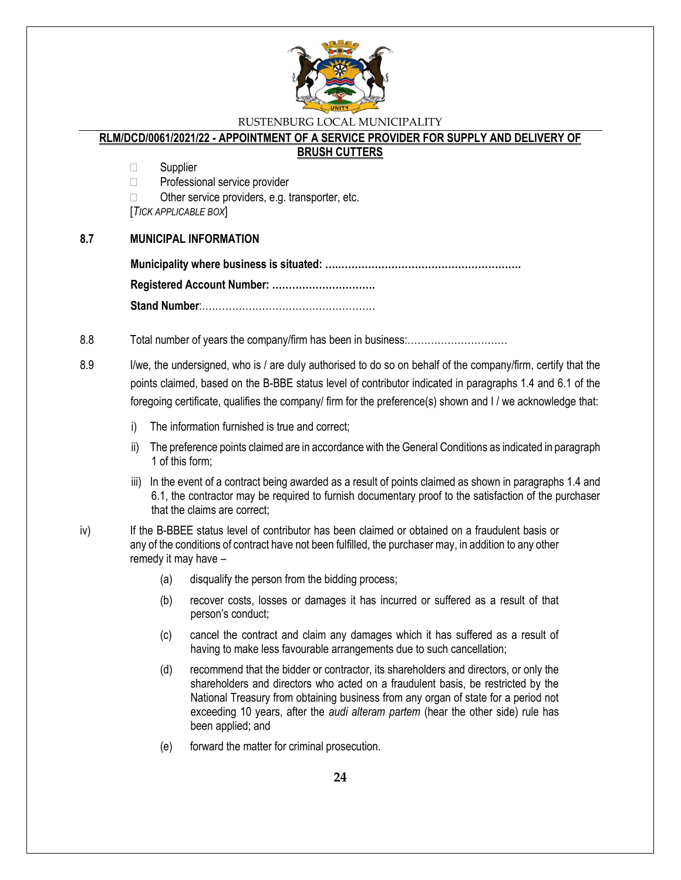- ☐ Supplier
- ☐ Professional service provider
- ☐ Other service providers, e.g. transporter, etc.

[*TICK APPLICABLE BOX*]

**8.7 MUNICIPAL INFORMATION**

**Municipality where business is situated: ….……………………………………………….**

**Registered Account Number: ………………………….**

**Stand Number**:……………………………………………

8.8 Total number of years the company/firm has been in business:…………………………

8.9 I/we, the undersigned, who is / are duly authorised to do so on behalf of the company/firm, certify that the points claimed, based on the B-BBE status level of contributor indicated in paragraphs 1.4 and 6.1 of the foregoing certificate, qualifies the company/ firm for the preference(s) shown and I / we acknowledge that:

i) The information furnished is true and correct;

ii) The preference points claimed are in accordance with the General Conditions as indicated in paragraph 1 of this form;

iii) In the event of a contract being awarded as a result of points claimed as shown in paragraphs 1.4 and 6.1, the contractor may be required to furnish documentary proof to the satisfaction of the purchaser that the claims are correct;

iv) If the B-BBEE status level of contributor has been claimed or obtained on a fraudulent basis or any of the conditions of contract have not been fulfilled, the purchaser may, in addition to any other remedy it may have –

(a) disqualify the person from the bidding process;

(b) recover costs, losses or damages it has incurred or suffered as a result of that person's conduct;

(c) cancel the contract and claim any damages which it has suffered as a result of having to make less favourable arrangements due to such cancellation;

(d) recommend that the bidder or contractor, its shareholders and directors, or only the shareholders and directors who acted on a fraudulent basis, be restricted by the National Treasury from obtaining business from any organ of state for a period not exceeding 10 years, after the *audi alteram partem* (hear the other side) rule has been applied; and

(e) forward the matter for criminal prosecution.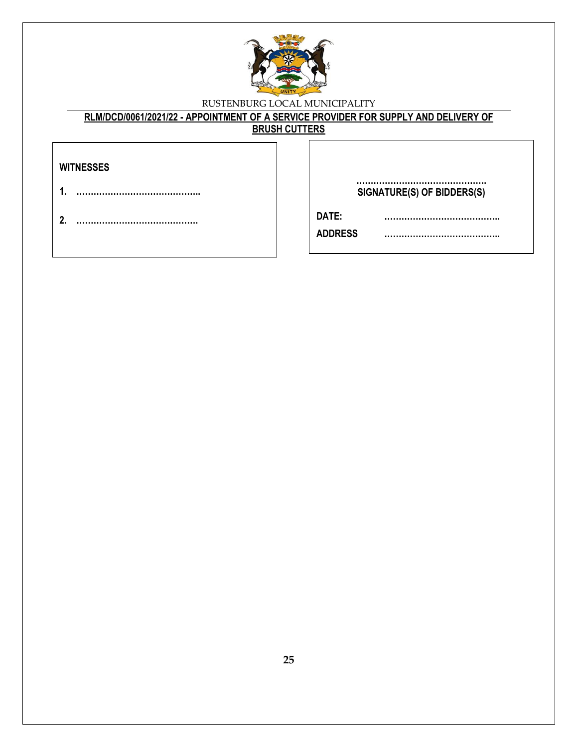RUSTENBURG LOCAL MUNICIPALITY

**RLM/DCD/0061/2021/22 - APPOINTMENT OF A SERVICE PROVIDER FOR SUPPLY AND DELIVERY OF BRUSH CUTTERS**

**WITNESSES**

**1.** ……………………………………..

**2.** ……………………………………

……………………………………….
**SIGNATURE(S) OF BIDDERS(S)**

**DATE:** …………………………………..

**ADDRESS** …………………………………..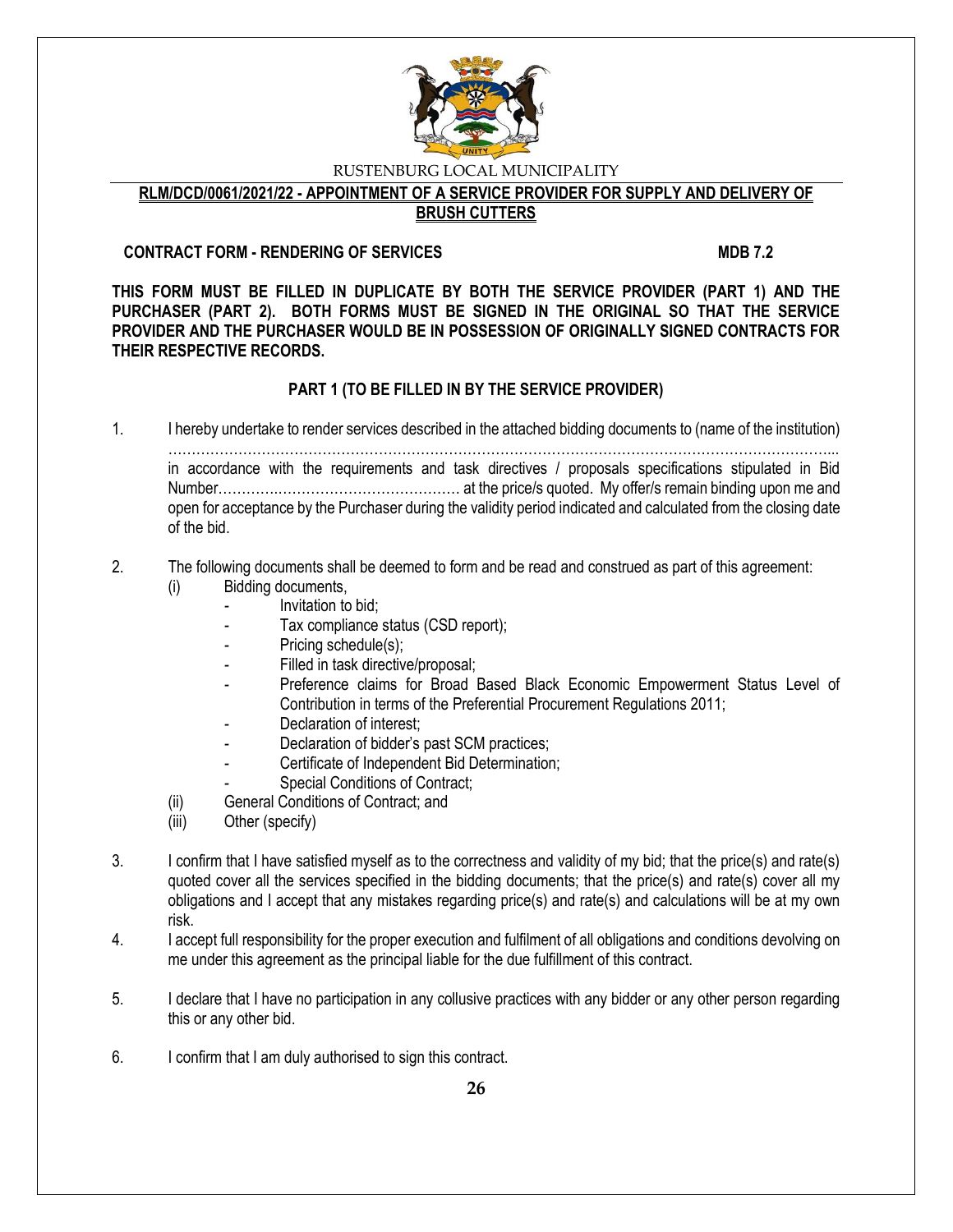RUSTENBURG LOCAL MUNICIPALITY

**RLM/DCD/0061/2021/22 - APPOINTMENT OF A SERVICE PROVIDER FOR SUPPLY AND DELIVERY OF BRUSH CUTTERS**

**CONTRACT FORM - RENDERING OF SERVICES** **MDB 7.2**

**THIS FORM MUST BE FILLED IN DUPLICATE BY BOTH THE SERVICE PROVIDER (PART 1) AND THE PURCHASER (PART 2). BOTH FORMS MUST BE SIGNED IN THE ORIGINAL SO THAT THE SERVICE PROVIDER AND THE PURCHASER WOULD BE IN POSSESSION OF ORIGINALLY SIGNED CONTRACTS FOR THEIR RESPECTIVE RECORDS.**

**PART 1 (TO BE FILLED IN BY THE SERVICE PROVIDER)**

1. I hereby undertake to render services described in the attached bidding documents to (name of the institution) ………………………………………………………………………………………………………………………... in accordance with the requirements and task directives / proposals specifications stipulated in Bid Number………….……………………………… at the price/s quoted. My offer/s remain binding upon me and open for acceptance by the Purchaser during the validity period indicated and calculated from the closing date of the bid.

2. The following documents shall be deemed to form and be read and construed as part of this agreement:
   (i) Bidding documents,
      - Invitation to bid;
      - Tax compliance status (CSD report);
      - Pricing schedule(s);
      - Filled in task directive/proposal;
      - Preference claims for Broad Based Black Economic Empowerment Status Level of Contribution in terms of the Preferential Procurement Regulations 2011;
      - Declaration of interest;
      - Declaration of bidder's past SCM practices;
      - Certificate of Independent Bid Determination;
      - Special Conditions of Contract;
   (ii) General Conditions of Contract; and
   (iii) Other (specify)

3. I confirm that I have satisfied myself as to the correctness and validity of my bid; that the price(s) and rate(s) quoted cover all the services specified in the bidding documents; that the price(s) and rate(s) cover all my obligations and I accept that any mistakes regarding price(s) and rate(s) and calculations will be at my own risk.

4. I accept full responsibility for the proper execution and fulfilment of all obligations and conditions devolving on me under this agreement as the principal liable for the due fulfillment of this contract.

5. I declare that I have no participation in any collusive practices with any bidder or any other person regarding this or any other bid.

6. I confirm that I am duly authorised to sign this contract.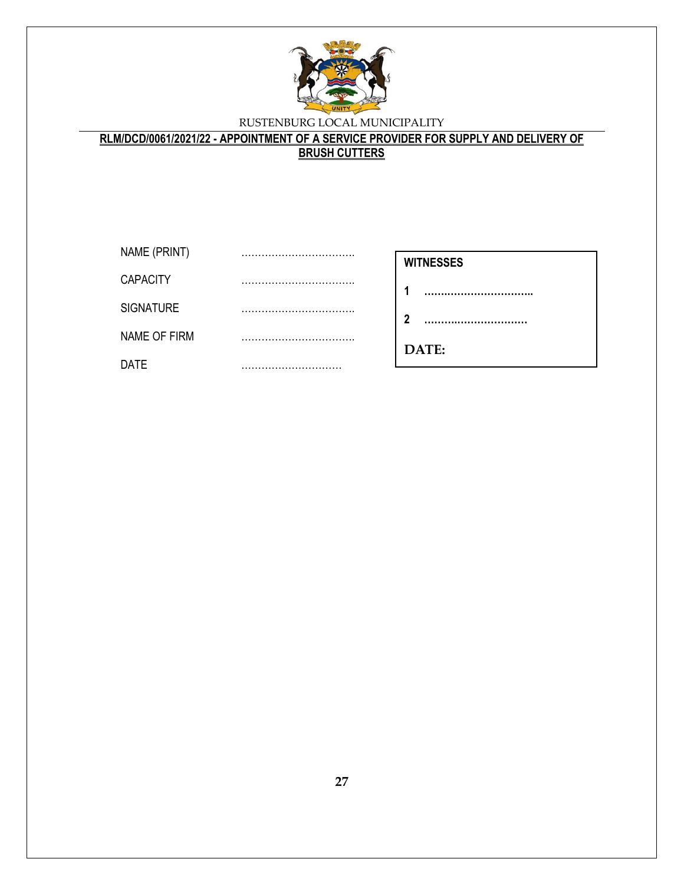RUSTENBURG LOCAL MUNICIPALITY

**RLM/DCD/0061/2021/22 - APPOINTMENT OF A SERVICE PROVIDER FOR SUPPLY AND DELIVERY OF BRUSH CUTTERS**

NAME (PRINT) ……………………………

CAPACITY ……………………………

SIGNATURE ……………………………

NAME OF FIRM ……………………………

DATE …………………………

**WITNESSES**

**1 ……………………………**

**2 ……………………………**

**DATE:**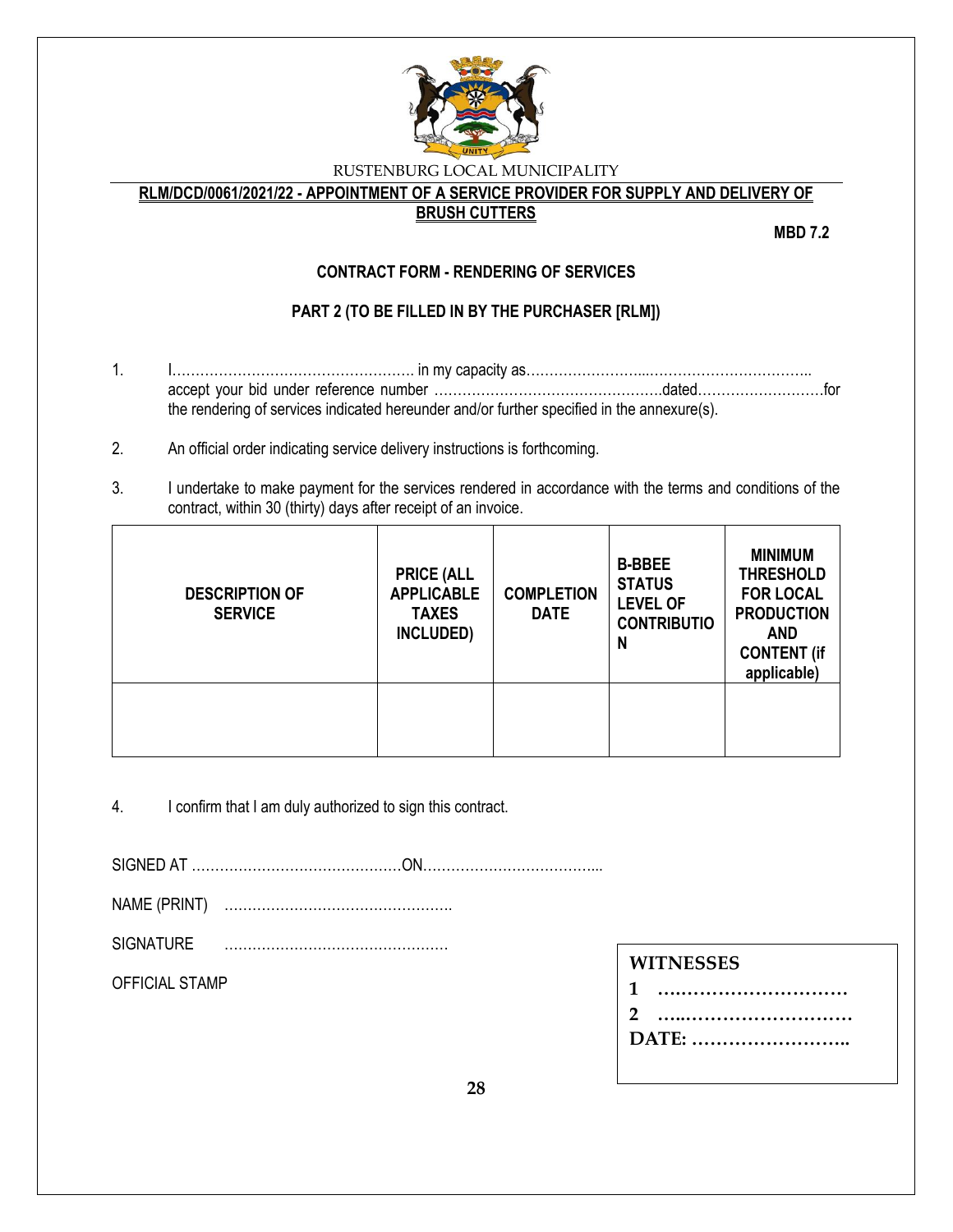RUSTENBURG LOCAL MUNICIPALITY

**RLM/DCD/0061/2021/22 - APPOINTMENT OF A SERVICE PROVIDER FOR SUPPLY AND DELIVERY OF BRUSH CUTTERS**

**MBD 7.2**

**CONTRACT FORM - RENDERING OF SERVICES**

**PART 2 (TO BE FILLED IN BY THE PURCHASER [RLM])**

1. I……………………………………………. in my capacity as…………………...…………………………….. accept your bid under reference number ………………………………………….dated………………………for the rendering of services indicated hereunder and/or further specified in the annexure(s).

2. An official order indicating service delivery instructions is forthcoming.

3. I undertake to make payment for the services rendered in accordance with the terms and conditions of the contract, within 30 (thirty) days after receipt of an invoice.

| DESCRIPTION OF SERVICE | PRICE (ALL APPLICABLE TAXES INCLUDED) | COMPLETION DATE | B-BBEE STATUS LEVEL OF CONTRIBUTION | MINIMUM THRESHOLD FOR LOCAL PRODUCTION AND CONTENT (if applicable) |
|---|---|---|---|---|
| | | | | |

4. I confirm that I am duly authorized to sign this contract.

SIGNED AT ………………………………………ON………………………………...

NAME (PRINT) ………………………………………….

SIGNATURE …………………………………………

OFFICIAL STAMP

**WITNESSES**

1 ….………………………

2 …..………………………

DATE: ……………………..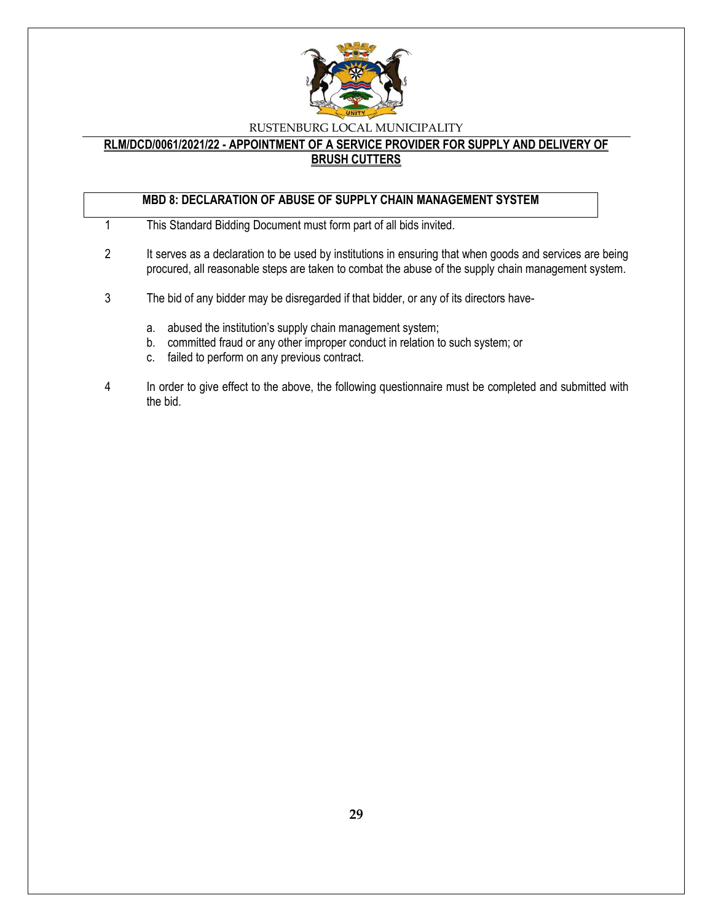RUSTENBURG LOCAL MUNICIPALITY

**RLM/DCD/0061/2021/22 - APPOINTMENT OF A SERVICE PROVIDER FOR SUPPLY AND DELIVERY OF BRUSH CUTTERS**

## MBD 8: DECLARATION OF ABUSE OF SUPPLY CHAIN MANAGEMENT SYSTEM

1. This Standard Bidding Document must form part of all bids invited.

2. It serves as a declaration to be used by institutions in ensuring that when goods and services are being procured, all reasonable steps are taken to combat the abuse of the supply chain management system.

3. The bid of any bidder may be disregarded if that bidder, or any of its directors have-

   a. abused the institution's supply chain management system;
   b. committed fraud or any other improper conduct in relation to such system; or
   c. failed to perform on any previous contract.

4. In order to give effect to the above, the following questionnaire must be completed and submitted with the bid.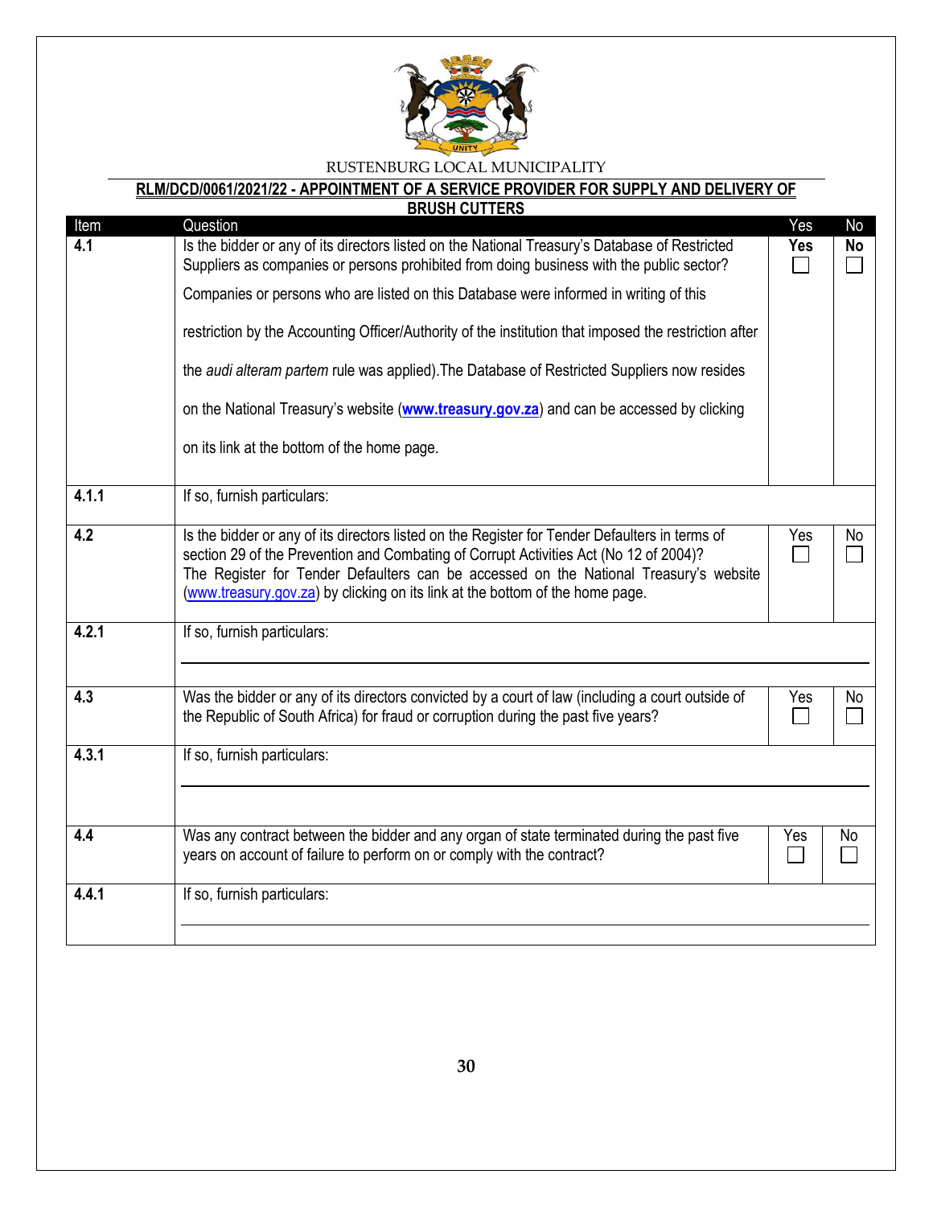RUSTENBURG LOCAL MUNICIPALITY

**RLM/DCD/0061/2021/22 - APPOINTMENT OF A SERVICE PROVIDER FOR SUPPLY AND DELIVERY OF BRUSH CUTTERS**

| Item | Question | Yes | No |
|---|---|---|---|
| **4.1** | Is the bidder or any of its directors listed on the National Treasury's Database of Restricted Suppliers as companies or persons prohibited from doing business with the public sector? Companies or persons who are listed on this Database were informed in writing of this restriction by the Accounting Officer/Authority of the institution that imposed the restriction after the *audi alteram partem* rule was applied).The Database of Restricted Suppliers now resides on the National Treasury's website (**www.treasury.gov.za**) and can be accessed by clicking on its link at the bottom of the home page. | **Yes** ☐ | **No** ☐ |
| **4.1.1** | If so, furnish particulars: | | |
| **4.2** | Is the bidder or any of its directors listed on the Register for Tender Defaulters in terms of section 29 of the Prevention and Combating of Corrupt Activities Act (No 12 of 2004)? The Register for Tender Defaulters can be accessed on the National Treasury's website (www.treasury.gov.za) by clicking on its link at the bottom of the home page. | Yes ☐ | No ☐ |
| **4.2.1** | If so, furnish particulars: | | |
| **4.3** | Was the bidder or any of its directors convicted by a court of law (including a court outside of the Republic of South Africa) for fraud or corruption during the past five years? | Yes ☐ | No ☐ |
| **4.3.1** | If so, furnish particulars: | | |
| **4.4** | Was any contract between the bidder and any organ of state terminated during the past five years on account of failure to perform on or comply with the contract? | Yes ☐ | No ☐ |
| **4.4.1** | If so, furnish particulars: | | |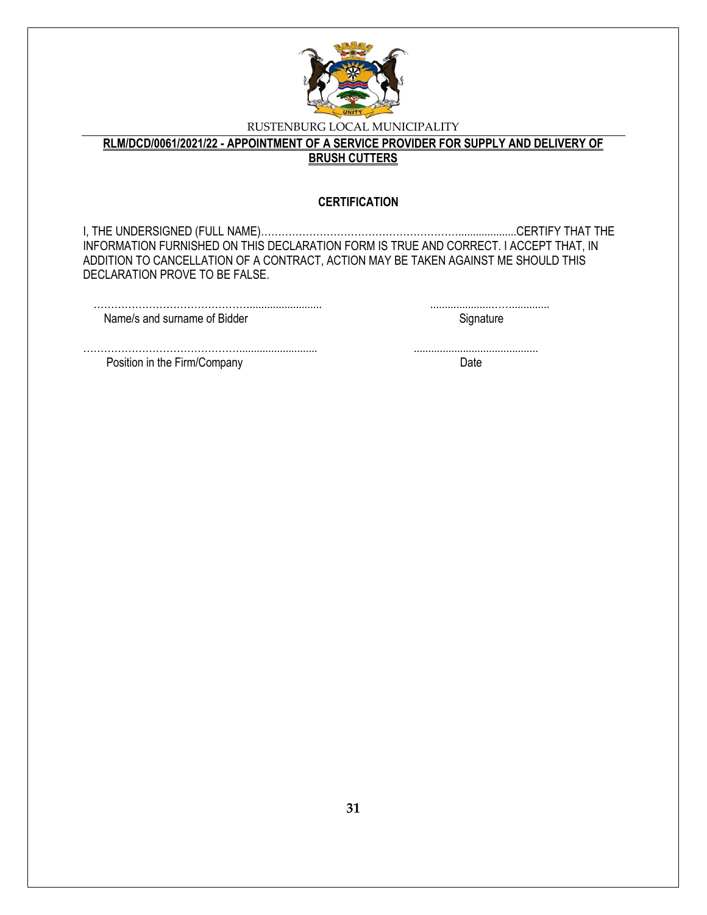RUSTENBURG LOCAL MUNICIPALITY

**RLM/DCD/0061/2021/22 - APPOINTMENT OF A SERVICE PROVIDER FOR SUPPLY AND DELIVERY OF BRUSH CUTTERS**

**CERTIFICATION**

I, THE UNDERSIGNED (FULL NAME)…………………………………………………....................CERTIFY THAT THE INFORMATION FURNISHED ON THIS DECLARATION FORM IS TRUE AND CORRECT. I ACCEPT THAT, IN ADDITION TO CANCELLATION OF A CONTRACT, ACTION MAY BE TAKEN AGAINST ME SHOULD THIS DECLARATION PROVE TO BE FALSE.

………………………………………......................... ......................……..............
Name/s and surname of Bidder Signature

………………………………………......................... ...........................................
Position in the Firm/Company Date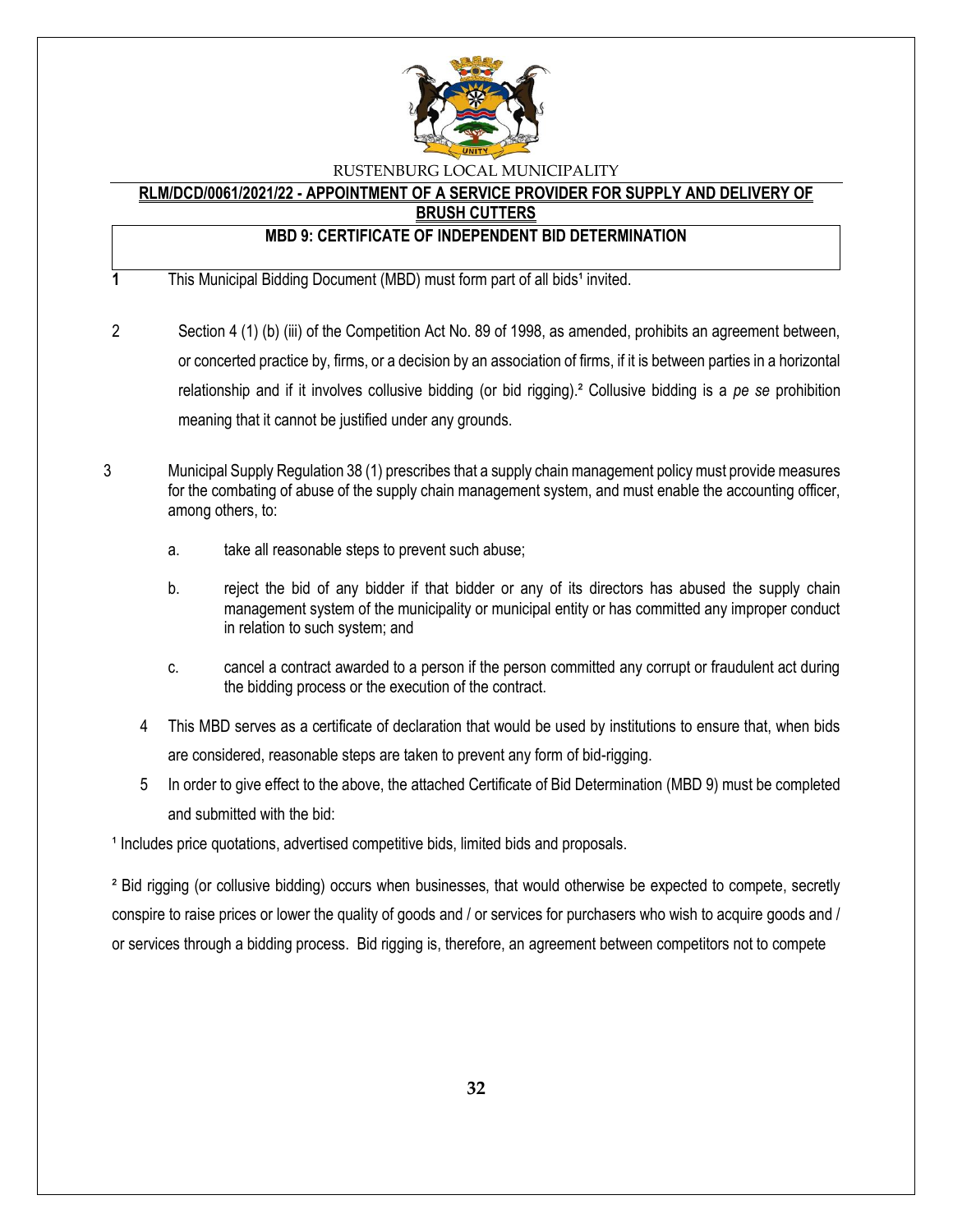RUSTENBURG LOCAL MUNICIPALITY

**RLM/DCD/0061/2021/22 - APPOINTMENT OF A SERVICE PROVIDER FOR SUPPLY AND DELIVERY OF BRUSH CUTTERS**

**MBD 9: CERTIFICATE OF INDEPENDENT BID DETERMINATION**

1. This Municipal Bidding Document (MBD) must form part of all bids[1] invited.

2. Section 4 (1) (b) (iii) of the Competition Act No. 89 of 1998, as amended, prohibits an agreement between, or concerted practice by, firms, or a decision by an association of firms, if it is between parties in a horizontal relationship and if it involves collusive bidding (or bid rigging).[2] Collusive bidding is a *pe se* prohibition meaning that it cannot be justified under any grounds.

3. Municipal Supply Regulation 38 (1) prescribes that a supply chain management policy must provide measures for the combating of abuse of the supply chain management system, and must enable the accounting officer, among others, to:

   a. take all reasonable steps to prevent such abuse;

   b. reject the bid of any bidder if that bidder or any of its directors has abused the supply chain management system of the municipality or municipal entity or has committed any improper conduct in relation to such system; and

   c. cancel a contract awarded to a person if the person committed any corrupt or fraudulent act during the bidding process or the execution of the contract.

4. This MBD serves as a certificate of declaration that would be used by institutions to ensure that, when bids are considered, reasonable steps are taken to prevent any form of bid-rigging.

5. In order to give effect to the above, the attached Certificate of Bid Determination (MBD 9) must be completed and submitted with the bid:

[1] Includes price quotations, advertised competitive bids, limited bids and proposals.

[2] Bid rigging (or collusive bidding) occurs when businesses, that would otherwise be expected to compete, secretly conspire to raise prices or lower the quality of goods and / or services for purchasers who wish to acquire goods and / or services through a bidding process. Bid rigging is, therefore, an agreement between competitors not to compete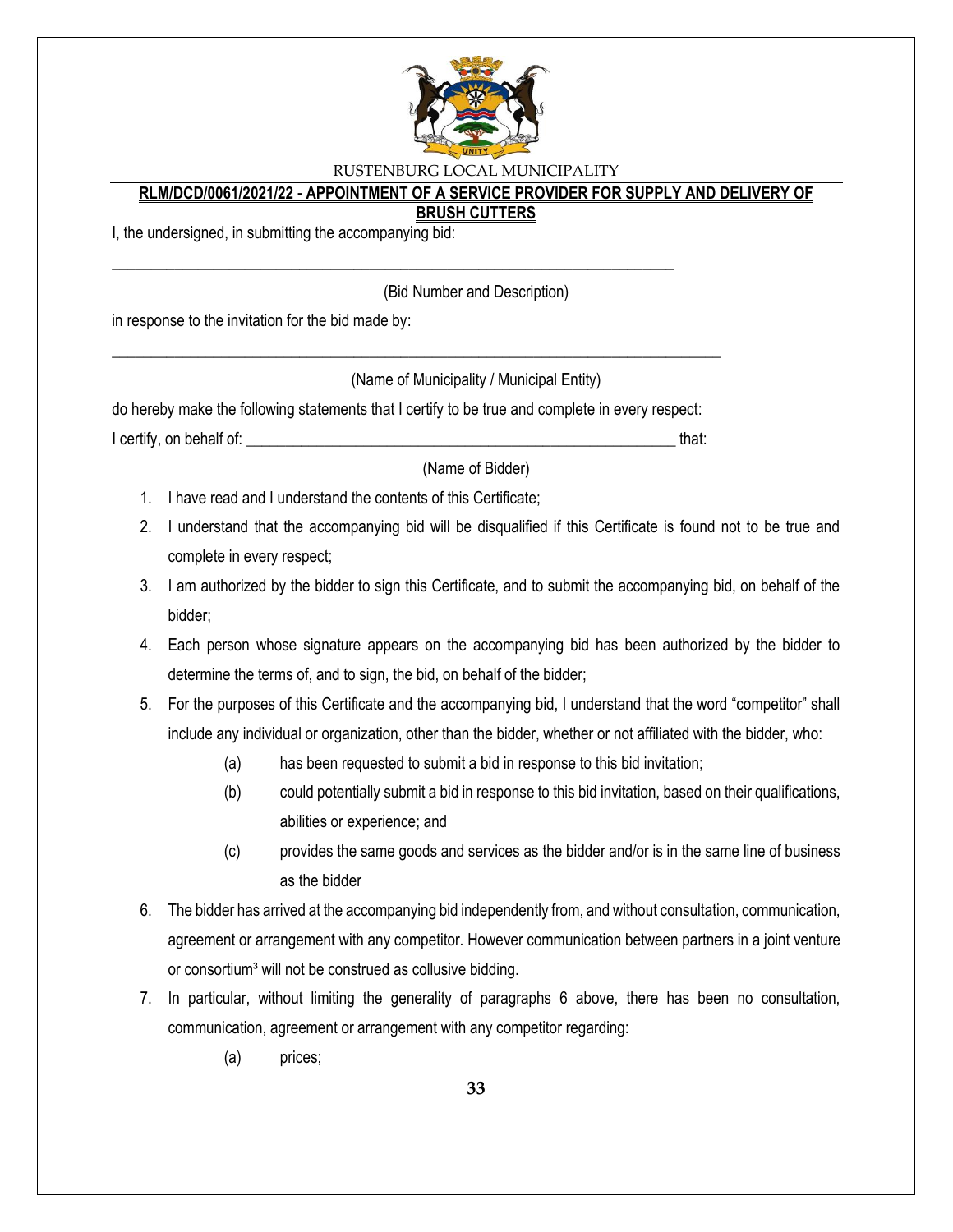RUSTENBURG LOCAL MUNICIPALITY

**RLM/DCD/0061/2021/22 - APPOINTMENT OF A SERVICE PROVIDER FOR SUPPLY AND DELIVERY OF BRUSH CUTTERS**

I, the undersigned, in submitting the accompanying bid:

\_\_\_\_\_\_\_\_\_\_\_\_\_\_\_\_\_\_\_\_\_\_\_\_\_\_\_\_\_\_\_\_\_\_\_\_\_\_\_\_\_\_\_\_\_\_\_\_\_\_\_\_\_\_\_\_\_\_\_\_\_\_\_\_\_\_\_\_\_\_

(Bid Number and Description)

in response to the invitation for the bid made by:

\_\_\_\_\_\_\_\_\_\_\_\_\_\_\_\_\_\_\_\_\_\_\_\_\_\_\_\_\_\_\_\_\_\_\_\_\_\_\_\_\_\_\_\_\_\_\_\_\_\_\_\_\_\_\_\_\_\_\_\_\_\_\_\_\_\_\_\_\_\_\_\_\_\_\_\_

(Name of Municipality / Municipal Entity)

do hereby make the following statements that I certify to be true and complete in every respect:

I certify, on behalf of: \_\_\_\_\_\_\_\_\_\_\_\_\_\_\_\_\_\_\_\_\_\_\_\_\_\_\_\_\_\_\_\_\_\_\_\_\_\_\_\_\_\_\_\_\_\_\_\_\_\_\_\_ that:

(Name of Bidder)

1. I have read and I understand the contents of this Certificate;
2. I understand that the accompanying bid will be disqualified if this Certificate is found not to be true and complete in every respect;
3. I am authorized by the bidder to sign this Certificate, and to submit the accompanying bid, on behalf of the bidder;
4. Each person whose signature appears on the accompanying bid has been authorized by the bidder to determine the terms of, and to sign, the bid, on behalf of the bidder;
5. For the purposes of this Certificate and the accompanying bid, I understand that the word "competitor" shall include any individual or organization, other than the bidder, whether or not affiliated with the bidder, who:
   - (a) has been requested to submit a bid in response to this bid invitation;
   - (b) could potentially submit a bid in response to this bid invitation, based on their qualifications, abilities or experience; and
   - (c) provides the same goods and services as the bidder and/or is in the same line of business as the bidder
6. The bidder has arrived at the accompanying bid independently from, and without consultation, communication, agreement or arrangement with any competitor. However communication between partners in a joint venture or consortium[3] will not be construed as collusive bidding.
7. In particular, without limiting the generality of paragraphs 6 above, there has been no consultation, communication, agreement or arrangement with any competitor regarding:
   - (a) prices;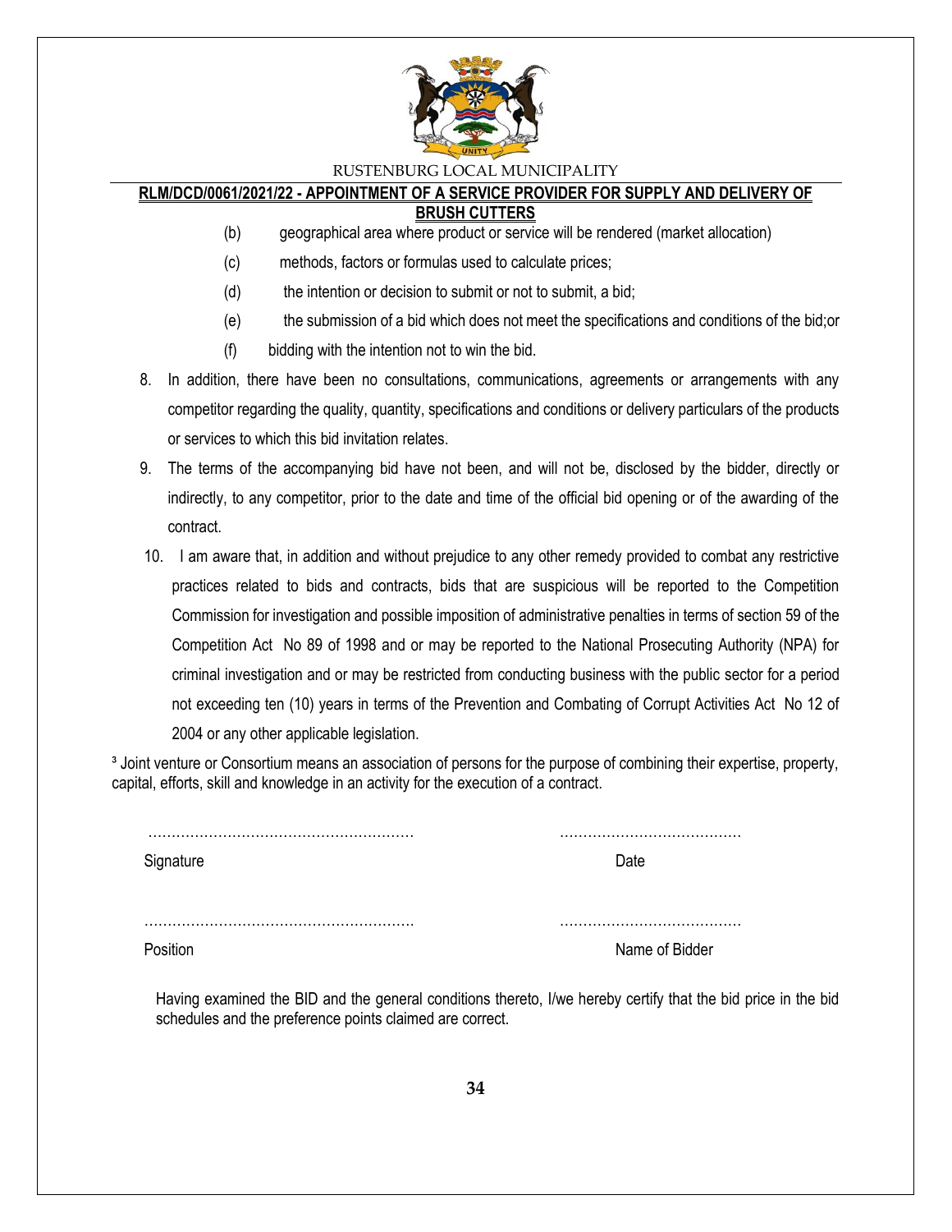(b) geographical area where product or service will be rendered (market allocation)

(c) methods, factors or formulas used to calculate prices;

(d) the intention or decision to submit or not to submit, a bid;

(e) the submission of a bid which does not meet the specifications and conditions of the bid;or

(f) bidding with the intention not to win the bid.

8. In addition, there have been no consultations, communications, agreements or arrangements with any competitor regarding the quality, quantity, specifications and conditions or delivery particulars of the products or services to which this bid invitation relates.

9. The terms of the accompanying bid have not been, and will not be, disclosed by the bidder, directly or indirectly, to any competitor, prior to the date and time of the official bid opening or of the awarding of the contract.

10. I am aware that, in addition and without prejudice to any other remedy provided to combat any restrictive practices related to bids and contracts, bids that are suspicious will be reported to the Competition Commission for investigation and possible imposition of administrative penalties in terms of section 59 of the Competition Act No 89 of 1998 and or may be reported to the National Prosecuting Authority (NPA) for criminal investigation and or may be restricted from conducting business with the public sector for a period not exceeding ten (10) years in terms of the Prevention and Combating of Corrupt Activities Act No 12 of 2004 or any other applicable legislation.

[3] Joint venture or Consortium means an association of persons for the purpose of combining their expertise, property, capital, efforts, skill and knowledge in an activity for the execution of a contract.

………………………………………………… ………………………………

Signature Date

………………………………………………… ………………………………

Position Name of Bidder

Having examined the BID and the general conditions thereto, I/we hereby certify that the bid price in the bid schedules and the preference points claimed are correct.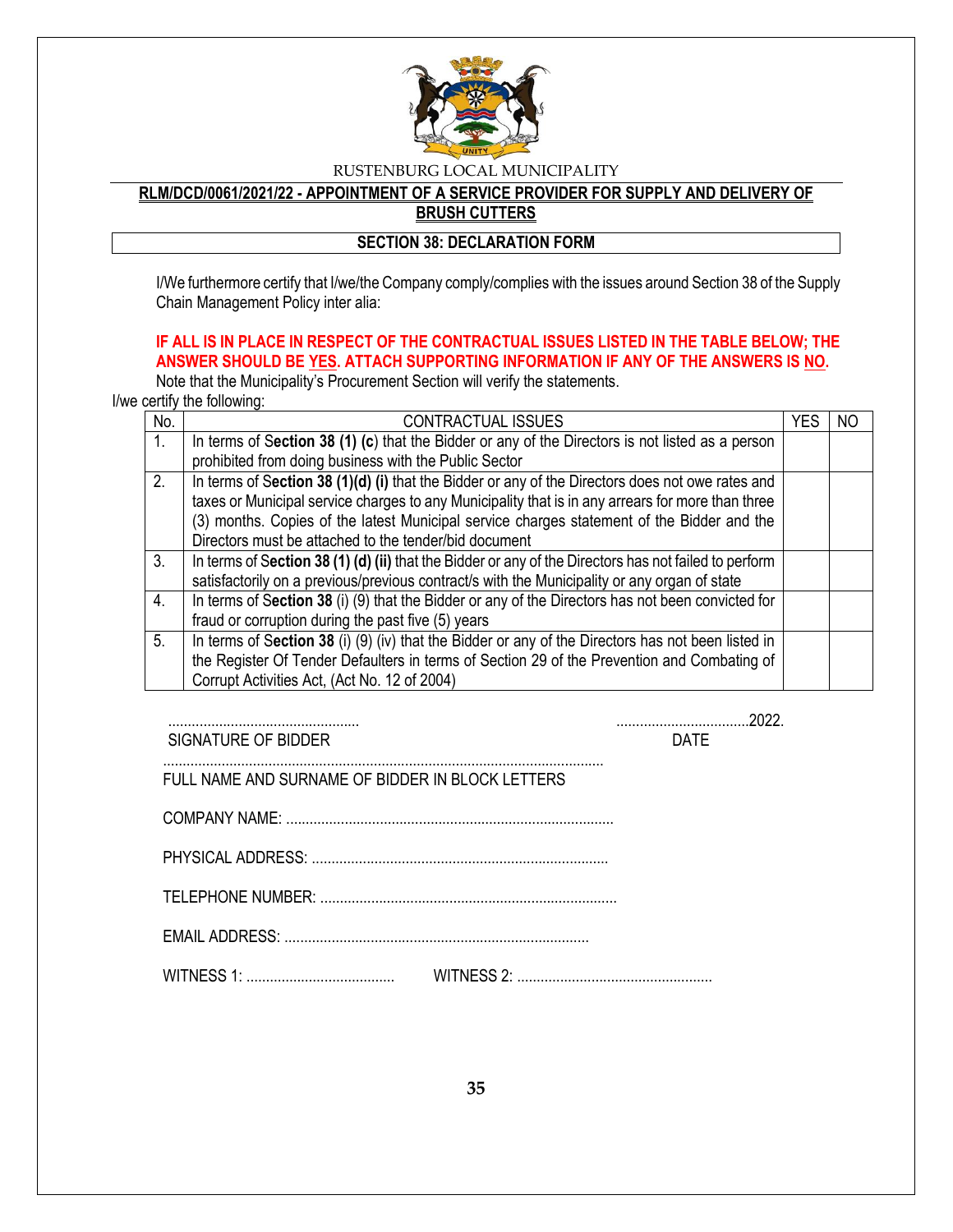RUSTENBURG LOCAL MUNICIPALITY

**RLM/DCD/0061/2021/22 - APPOINTMENT OF A SERVICE PROVIDER FOR SUPPLY AND DELIVERY OF BRUSH CUTTERS**

**SECTION 38: DECLARATION FORM**

I/We furthermore certify that I/we/the Company comply/complies with the issues around Section 38 of the Supply Chain Management Policy inter alia:

**IF ALL IS IN PLACE IN RESPECT OF THE CONTRACTUAL ISSUES LISTED IN THE TABLE BELOW; THE ANSWER SHOULD BE YES. ATTACH SUPPORTING INFORMATION IF ANY OF THE ANSWERS IS NO.**
Note that the Municipality's Procurement Section will verify the statements.

I/we certify the following:

| No. | CONTRACTUAL ISSUES | YES | NO |
|---|---|---|---|
| 1. | In terms of **Section 38 (1) (c)** that the Bidder or any of the Directors is not listed as a person prohibited from doing business with the Public Sector | | |
| 2. | In terms of **Section 38 (1)(d) (i)** that the Bidder or any of the Directors does not owe rates and taxes or Municipal service charges to any Municipality that is in any arrears for more than three (3) months. Copies of the latest Municipal service charges statement of the Bidder and the Directors must be attached to the tender/bid document | | |
| 3. | In terms of **Section 38 (1) (d) (ii)** that the Bidder or any of the Directors has not failed to perform satisfactorily on a previous/previous contract/s with the Municipality or any organ of state | | |
| 4. | In terms of **Section 38** (i) (9) that the Bidder or any of the Directors has not been convicted for fraud or corruption during the past five (5) years | | |
| 5. | In terms of **Section 38** (i) (9) (iv) that the Bidder or any of the Directors has not been listed in the Register Of Tender Defaulters in terms of Section 29 of the Prevention and Combating of Corrupt Activities Act, (Act No. 12 of 2004) | | |

.................................................  ..................................2022.
SIGNATURE OF BIDDER  DATE

.................................................................................................................
FULL NAME AND SURNAME OF BIDDER IN BLOCK LETTERS

COMPANY NAME: ....................................................................................

PHYSICAL ADDRESS: ............................................................................

TELEPHONE NUMBER: ............................................................................

EMAIL ADDRESS: ..............................................................................

WITNESS 1: ......................................  WITNESS 2: ..................................................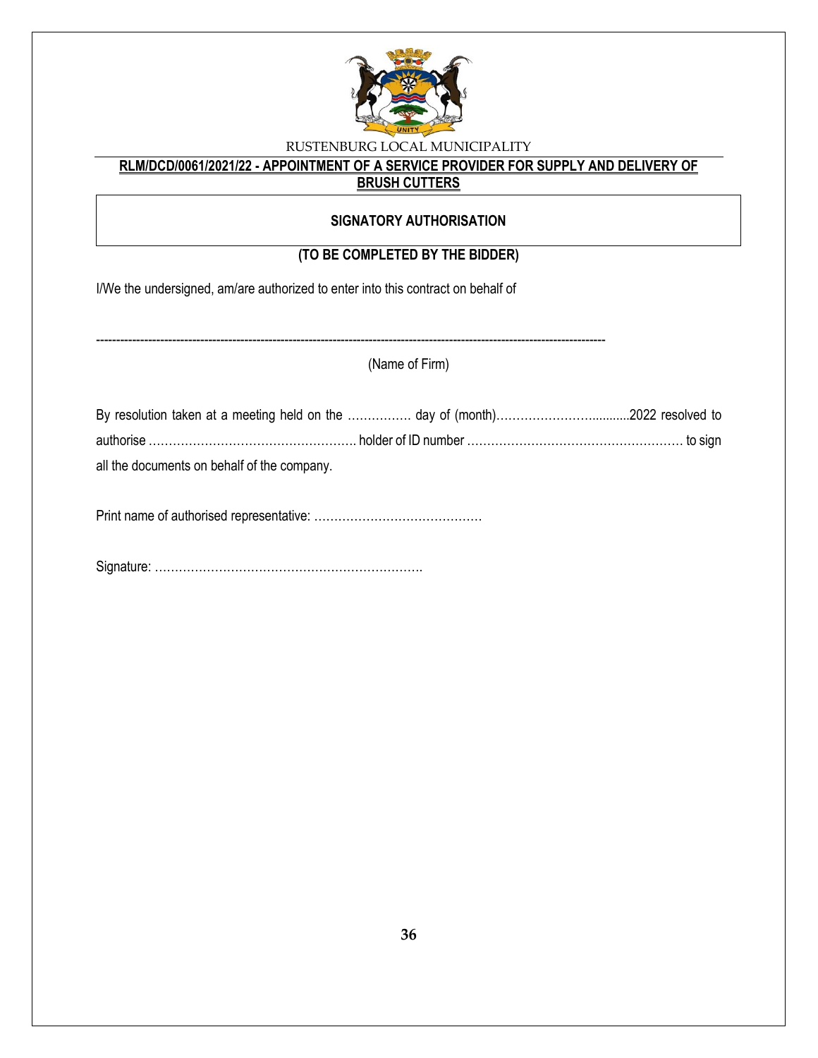RUSTENBURG LOCAL MUNICIPALITY

**RLM/DCD/0061/2021/22 - APPOINTMENT OF A SERVICE PROVIDER FOR SUPPLY AND DELIVERY OF BRUSH CUTTERS**

**SIGNATORY AUTHORISATION**

**(TO BE COMPLETED BY THE BIDDER)**

I/We the undersigned, am/are authorized to enter into this contract on behalf of

------------------------------------------------------------------------------------------------------------------------

(Name of Firm)

By resolution taken at a meeting held on the ……………. day of (month)…………………….........2022 resolved to authorise ……………………………………………. holder of ID number ……………………………………………… to sign all the documents on behalf of the company.

Print name of authorised representative: ……………………………………

Signature: ………………………………………………………….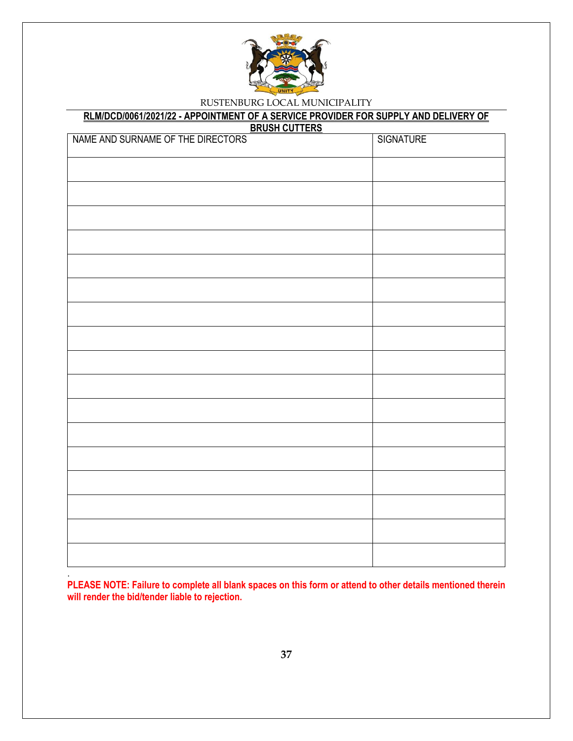RUSTENBURG LOCAL MUNICIPALITY

**RLM/DCD/0061/2021/22 - APPOINTMENT OF A SERVICE PROVIDER FOR SUPPLY AND DELIVERY OF BRUSH CUTTERS**

| NAME AND SURNAME OF THE DIRECTORS | SIGNATURE |
|---|---|
| | |
| | |
| | |
| | |
| | |
| | |
| | |
| | |
| | |
| | |
| | |
| | |
| | |
| | |
| | |
| | |
| | |

.

**PLEASE NOTE: Failure to complete all blank spaces on this form or attend to other details mentioned therein will render the bid/tender liable to rejection.**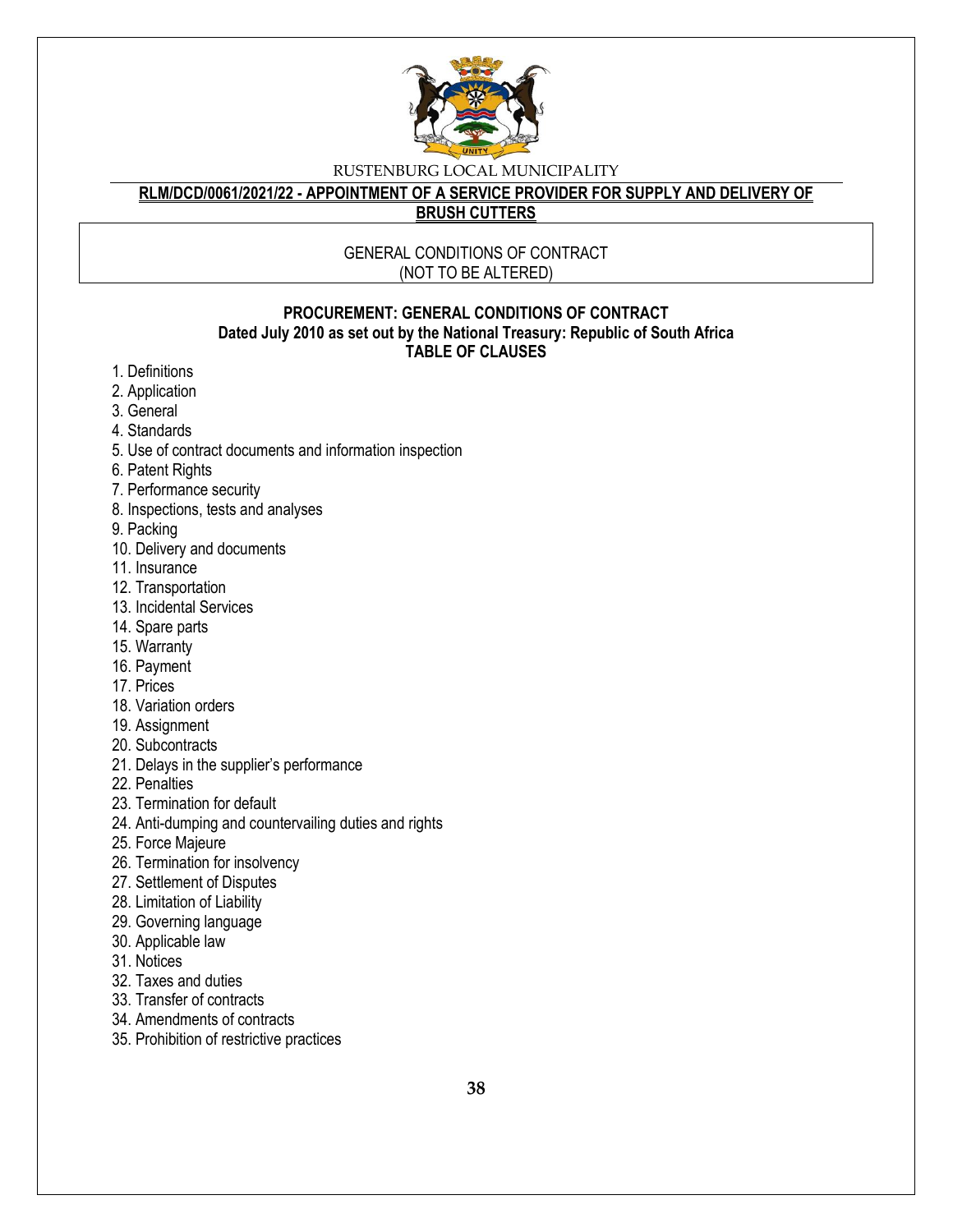RUSTENBURG LOCAL MUNICIPALITY

**RLM/DCD/0061/2021/22 - APPOINTMENT OF A SERVICE PROVIDER FOR SUPPLY AND DELIVERY OF BRUSH CUTTERS**

GENERAL CONDITIONS OF CONTRACT
(NOT TO BE ALTERED)

**PROCUREMENT: GENERAL CONDITIONS OF CONTRACT**
**Dated July 2010 as set out by the National Treasury: Republic of South Africa**
**TABLE OF CLAUSES**

1. Definitions
2. Application
3. General
4. Standards
5. Use of contract documents and information inspection
6. Patent Rights
7. Performance security
8. Inspections, tests and analyses
9. Packing
10. Delivery and documents
11. Insurance
12. Transportation
13. Incidental Services
14. Spare parts
15. Warranty
16. Payment
17. Prices
18. Variation orders
19. Assignment
20. Subcontracts
21. Delays in the supplier's performance
22. Penalties
23. Termination for default
24. Anti-dumping and countervailing duties and rights
25. Force Majeure
26. Termination for insolvency
27. Settlement of Disputes
28. Limitation of Liability
29. Governing language
30. Applicable law
31. Notices
32. Taxes and duties
33. Transfer of contracts
34. Amendments of contracts
35. Prohibition of restrictive practices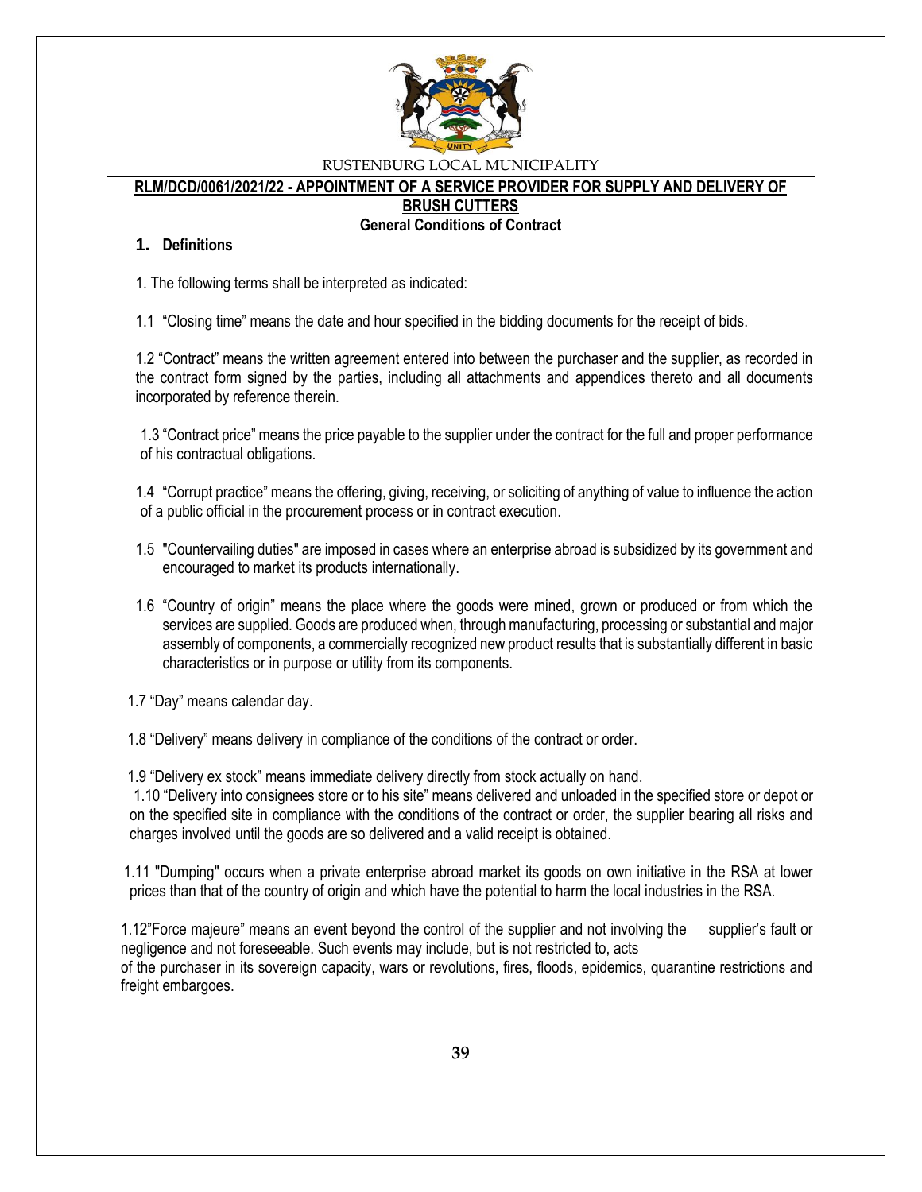RUSTENBURG LOCAL MUNICIPALITY

**RLM/DCD/0061/2021/22 - APPOINTMENT OF A SERVICE PROVIDER FOR SUPPLY AND DELIVERY OF BRUSH CUTTERS**

**General Conditions of Contract**

## 1. Definitions

1. The following terms shall be interpreted as indicated:

1.1 "Closing time" means the date and hour specified in the bidding documents for the receipt of bids.

1.2 "Contract" means the written agreement entered into between the purchaser and the supplier, as recorded in the contract form signed by the parties, including all attachments and appendices thereto and all documents incorporated by reference therein.

1.3 "Contract price" means the price payable to the supplier under the contract for the full and proper performance of his contractual obligations.

1.4 "Corrupt practice" means the offering, giving, receiving, or soliciting of anything of value to influence the action of a public official in the procurement process or in contract execution.

1.5 "Countervailing duties" are imposed in cases where an enterprise abroad is subsidized by its government and encouraged to market its products internationally.

1.6 "Country of origin" means the place where the goods were mined, grown or produced or from which the services are supplied. Goods are produced when, through manufacturing, processing or substantial and major assembly of components, a commercially recognized new product results that is substantially different in basic characteristics or in purpose or utility from its components.

1.7 "Day" means calendar day.

1.8 "Delivery" means delivery in compliance of the conditions of the contract or order.

1.9 "Delivery ex stock" means immediate delivery directly from stock actually on hand.

1.10 "Delivery into consignees store or to his site" means delivered and unloaded in the specified store or depot or on the specified site in compliance with the conditions of the contract or order, the supplier bearing all risks and charges involved until the goods are so delivered and a valid receipt is obtained.

1.11 "Dumping" occurs when a private enterprise abroad market its goods on own initiative in the RSA at lower prices than that of the country of origin and which have the potential to harm the local industries in the RSA.

1.12"Force majeure" means an event beyond the control of the supplier and not involving the supplier's fault or negligence and not foreseeable. Such events may include, but is not restricted to, acts of the purchaser in its sovereign capacity, wars or revolutions, fires, floods, epidemics, quarantine restrictions and freight embargoes.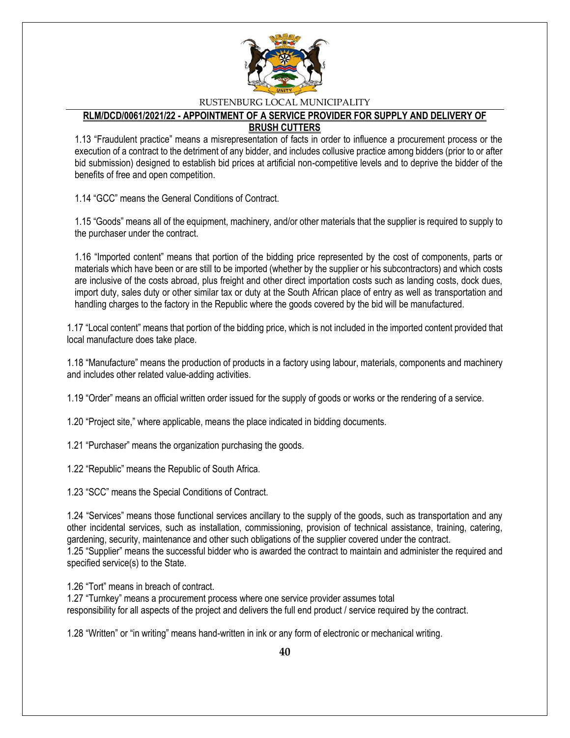1.13 "Fraudulent practice" means a misrepresentation of facts in order to influence a procurement process or the execution of a contract to the detriment of any bidder, and includes collusive practice among bidders (prior to or after bid submission) designed to establish bid prices at artificial non-competitive levels and to deprive the bidder of the benefits of free and open competition.

1.14 "GCC" means the General Conditions of Contract.

1.15 "Goods" means all of the equipment, machinery, and/or other materials that the supplier is required to supply to the purchaser under the contract.

1.16 "Imported content" means that portion of the bidding price represented by the cost of components, parts or materials which have been or are still to be imported (whether by the supplier or his subcontractors) and which costs are inclusive of the costs abroad, plus freight and other direct importation costs such as landing costs, dock dues, import duty, sales duty or other similar tax or duty at the South African place of entry as well as transportation and handling charges to the factory in the Republic where the goods covered by the bid will be manufactured.

1.17 "Local content" means that portion of the bidding price, which is not included in the imported content provided that local manufacture does take place.

1.18 "Manufacture" means the production of products in a factory using labour, materials, components and machinery and includes other related value-adding activities.

1.19 "Order" means an official written order issued for the supply of goods or works or the rendering of a service.

1.20 "Project site," where applicable, means the place indicated in bidding documents.

1.21 "Purchaser" means the organization purchasing the goods.

1.22 "Republic" means the Republic of South Africa.

1.23 "SCC" means the Special Conditions of Contract.

1.24 "Services" means those functional services ancillary to the supply of the goods, such as transportation and any other incidental services, such as installation, commissioning, provision of technical assistance, training, catering, gardening, security, maintenance and other such obligations of the supplier covered under the contract.
1.25 "Supplier" means the successful bidder who is awarded the contract to maintain and administer the required and specified service(s) to the State.

1.26 "Tort" means in breach of contract.
1.27 "Turnkey" means a procurement process where one service provider assumes total responsibility for all aspects of the project and delivers the full end product / service required by the contract.

1.28 "Written" or "in writing" means hand-written in ink or any form of electronic or mechanical writing.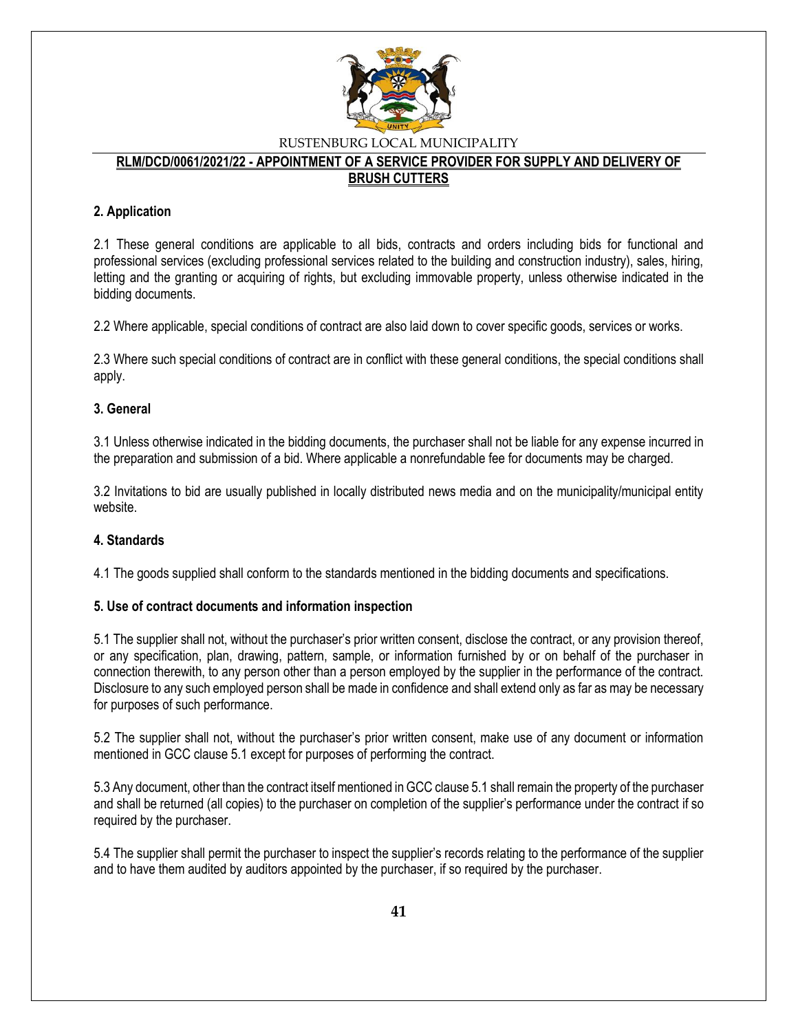RUSTENBURG LOCAL MUNICIPALITY

**RLM/DCD/0061/2021/22 - APPOINTMENT OF A SERVICE PROVIDER FOR SUPPLY AND DELIVERY OF BRUSH CUTTERS**

### 2. Application

2.1 These general conditions are applicable to all bids, contracts and orders including bids for functional and professional services (excluding professional services related to the building and construction industry), sales, hiring, letting and the granting or acquiring of rights, but excluding immovable property, unless otherwise indicated in the bidding documents.

2.2 Where applicable, special conditions of contract are also laid down to cover specific goods, services or works.

2.3 Where such special conditions of contract are in conflict with these general conditions, the special conditions shall apply.

### 3. General

3.1 Unless otherwise indicated in the bidding documents, the purchaser shall not be liable for any expense incurred in the preparation and submission of a bid. Where applicable a nonrefundable fee for documents may be charged.

3.2 Invitations to bid are usually published in locally distributed news media and on the municipality/municipal entity website.

### 4. Standards

4.1 The goods supplied shall conform to the standards mentioned in the bidding documents and specifications.

### 5. Use of contract documents and information inspection

5.1 The supplier shall not, without the purchaser's prior written consent, disclose the contract, or any provision thereof, or any specification, plan, drawing, pattern, sample, or information furnished by or on behalf of the purchaser in connection therewith, to any person other than a person employed by the supplier in the performance of the contract. Disclosure to any such employed person shall be made in confidence and shall extend only as far as may be necessary for purposes of such performance.

5.2 The supplier shall not, without the purchaser's prior written consent, make use of any document or information mentioned in GCC clause 5.1 except for purposes of performing the contract.

5.3 Any document, other than the contract itself mentioned in GCC clause 5.1 shall remain the property of the purchaser and shall be returned (all copies) to the purchaser on completion of the supplier's performance under the contract if so required by the purchaser.

5.4 The supplier shall permit the purchaser to inspect the supplier's records relating to the performance of the supplier and to have them audited by auditors appointed by the purchaser, if so required by the purchaser.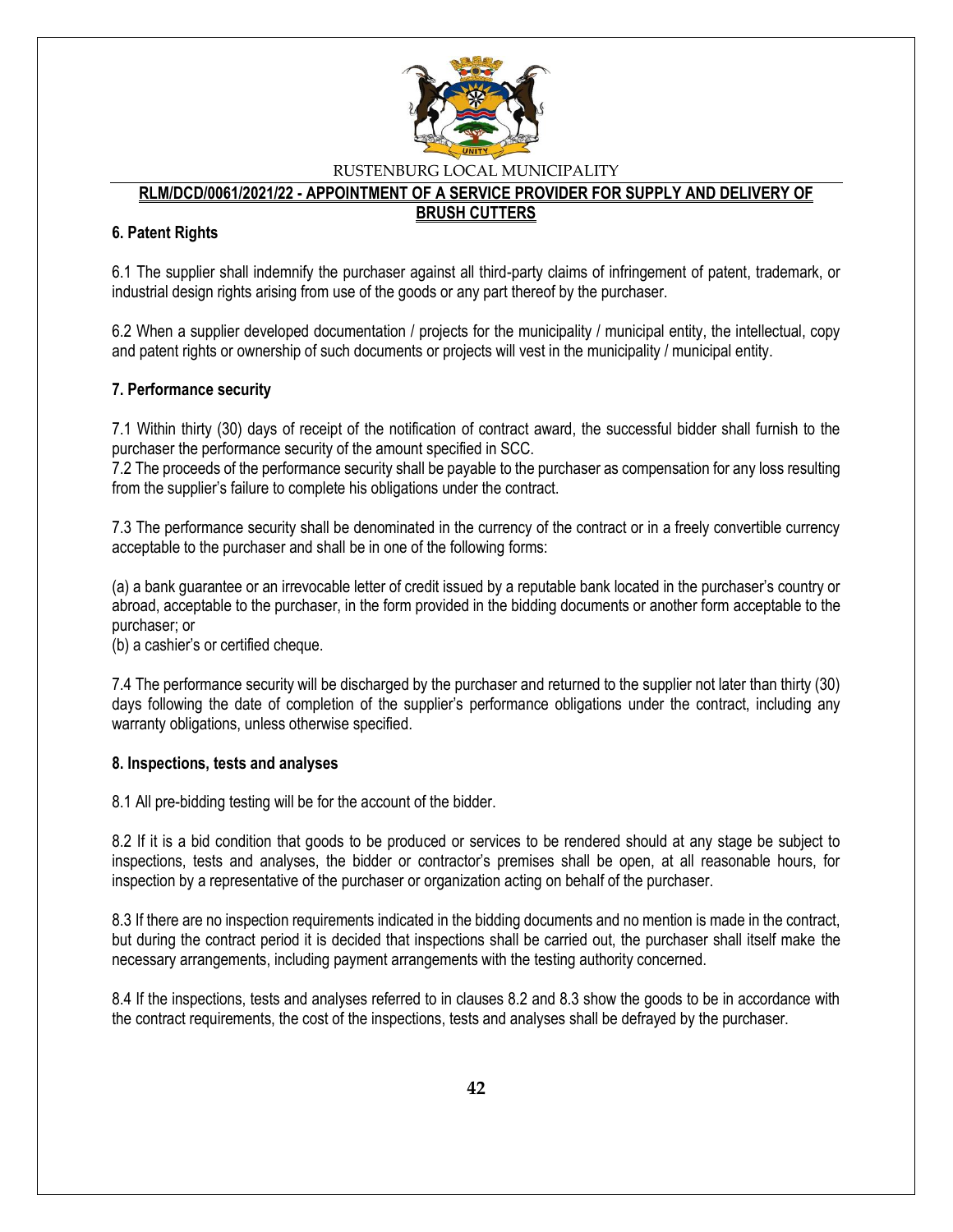## 6. Patent Rights

6.1 The supplier shall indemnify the purchaser against all third-party claims of infringement of patent, trademark, or industrial design rights arising from use of the goods or any part thereof by the purchaser.

6.2 When a supplier developed documentation / projects for the municipality / municipal entity, the intellectual, copy and patent rights or ownership of such documents or projects will vest in the municipality / municipal entity.

## 7. Performance security

7.1 Within thirty (30) days of receipt of the notification of contract award, the successful bidder shall furnish to the purchaser the performance security of the amount specified in SCC.

7.2 The proceeds of the performance security shall be payable to the purchaser as compensation for any loss resulting from the supplier's failure to complete his obligations under the contract.

7.3 The performance security shall be denominated in the currency of the contract or in a freely convertible currency acceptable to the purchaser and shall be in one of the following forms:

(a) a bank guarantee or an irrevocable letter of credit issued by a reputable bank located in the purchaser's country or abroad, acceptable to the purchaser, in the form provided in the bidding documents or another form acceptable to the purchaser; or

(b) a cashier's or certified cheque.

7.4 The performance security will be discharged by the purchaser and returned to the supplier not later than thirty (30) days following the date of completion of the supplier's performance obligations under the contract, including any warranty obligations, unless otherwise specified.

## 8. Inspections, tests and analyses

8.1 All pre-bidding testing will be for the account of the bidder.

8.2 If it is a bid condition that goods to be produced or services to be rendered should at any stage be subject to inspections, tests and analyses, the bidder or contractor's premises shall be open, at all reasonable hours, for inspection by a representative of the purchaser or organization acting on behalf of the purchaser.

8.3 If there are no inspection requirements indicated in the bidding documents and no mention is made in the contract, but during the contract period it is decided that inspections shall be carried out, the purchaser shall itself make the necessary arrangements, including payment arrangements with the testing authority concerned.

8.4 If the inspections, tests and analyses referred to in clauses 8.2 and 8.3 show the goods to be in accordance with the contract requirements, the cost of the inspections, tests and analyses shall be defrayed by the purchaser.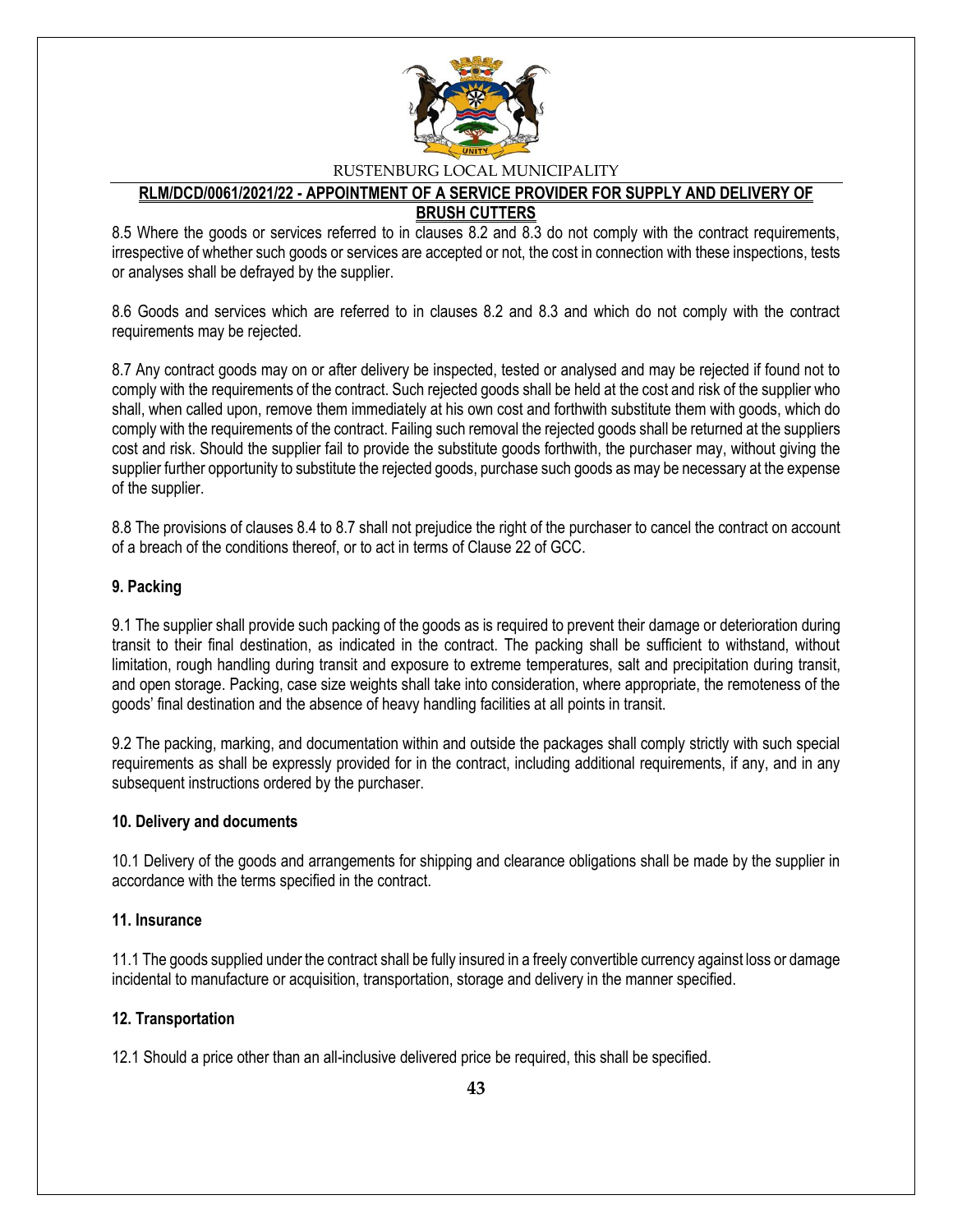8.5 Where the goods or services referred to in clauses 8.2 and 8.3 do not comply with the contract requirements, irrespective of whether such goods or services are accepted or not, the cost in connection with these inspections, tests or analyses shall be defrayed by the supplier.

8.6 Goods and services which are referred to in clauses 8.2 and 8.3 and which do not comply with the contract requirements may be rejected.

8.7 Any contract goods may on or after delivery be inspected, tested or analysed and may be rejected if found not to comply with the requirements of the contract. Such rejected goods shall be held at the cost and risk of the supplier who shall, when called upon, remove them immediately at his own cost and forthwith substitute them with goods, which do comply with the requirements of the contract. Failing such removal the rejected goods shall be returned at the suppliers cost and risk. Should the supplier fail to provide the substitute goods forthwith, the purchaser may, without giving the supplier further opportunity to substitute the rejected goods, purchase such goods as may be necessary at the expense of the supplier.

8.8 The provisions of clauses 8.4 to 8.7 shall not prejudice the right of the purchaser to cancel the contract on account of a breach of the conditions thereof, or to act in terms of Clause 22 of GCC.

**9. Packing**

9.1 The supplier shall provide such packing of the goods as is required to prevent their damage or deterioration during transit to their final destination, as indicated in the contract. The packing shall be sufficient to withstand, without limitation, rough handling during transit and exposure to extreme temperatures, salt and precipitation during transit, and open storage. Packing, case size weights shall take into consideration, where appropriate, the remoteness of the goods' final destination and the absence of heavy handling facilities at all points in transit.

9.2 The packing, marking, and documentation within and outside the packages shall comply strictly with such special requirements as shall be expressly provided for in the contract, including additional requirements, if any, and in any subsequent instructions ordered by the purchaser.

**10. Delivery and documents**

10.1 Delivery of the goods and arrangements for shipping and clearance obligations shall be made by the supplier in accordance with the terms specified in the contract.

**11. Insurance**

11.1 The goods supplied under the contract shall be fully insured in a freely convertible currency against loss or damage incidental to manufacture or acquisition, transportation, storage and delivery in the manner specified.

**12. Transportation**

12.1 Should a price other than an all-inclusive delivered price be required, this shall be specified.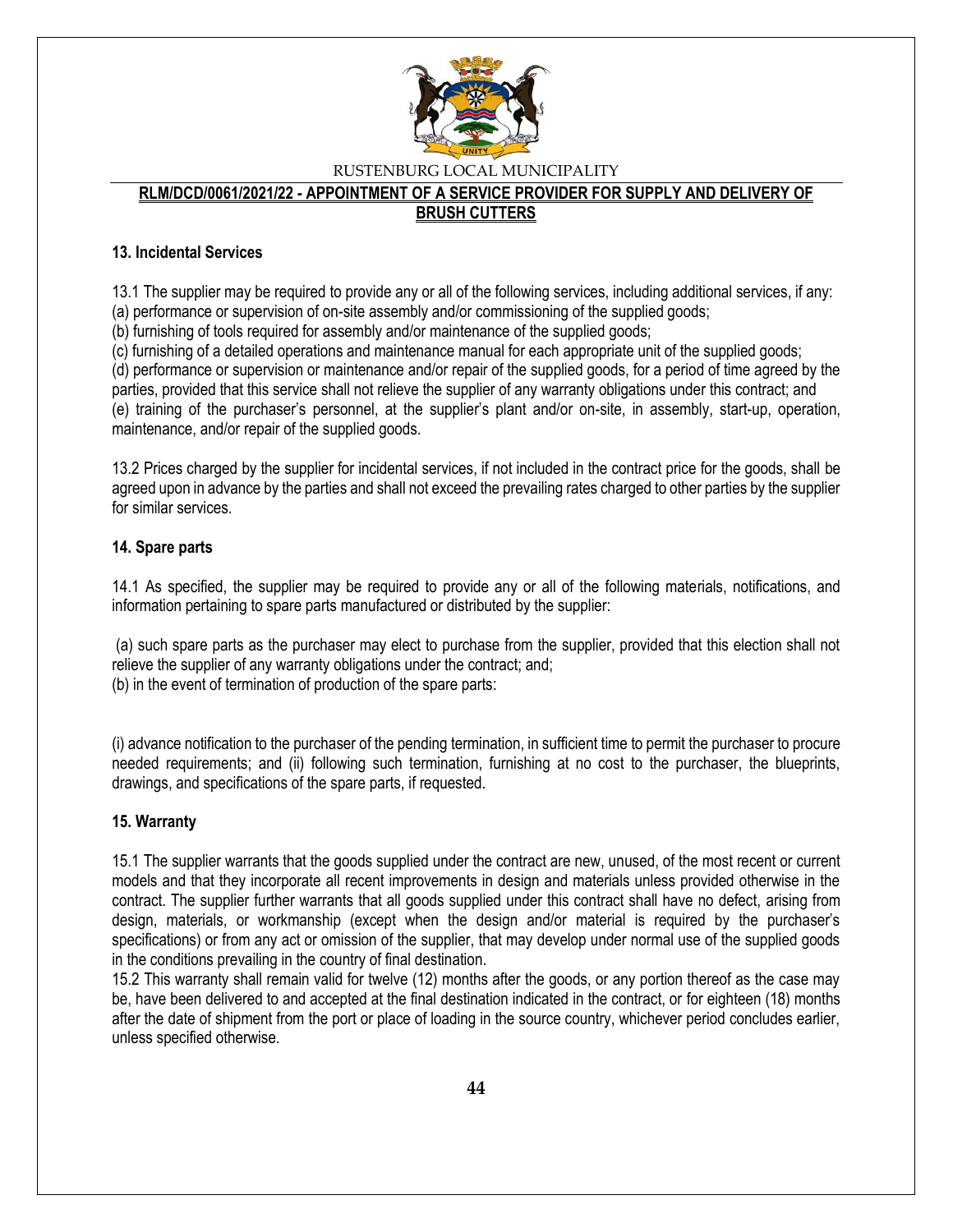### 13. Incidental Services

13.1 The supplier may be required to provide any or all of the following services, including additional services, if any:
(a) performance or supervision of on-site assembly and/or commissioning of the supplied goods;
(b) furnishing of tools required for assembly and/or maintenance of the supplied goods;
(c) furnishing of a detailed operations and maintenance manual for each appropriate unit of the supplied goods;
(d) performance or supervision or maintenance and/or repair of the supplied goods, for a period of time agreed by the parties, provided that this service shall not relieve the supplier of any warranty obligations under this contract; and
(e) training of the purchaser's personnel, at the supplier's plant and/or on-site, in assembly, start-up, operation, maintenance, and/or repair of the supplied goods.

13.2 Prices charged by the supplier for incidental services, if not included in the contract price for the goods, shall be agreed upon in advance by the parties and shall not exceed the prevailing rates charged to other parties by the supplier for similar services.

### 14. Spare parts

14.1 As specified, the supplier may be required to provide any or all of the following materials, notifications, and information pertaining to spare parts manufactured or distributed by the supplier:

(a) such spare parts as the purchaser may elect to purchase from the supplier, provided that this election shall not relieve the supplier of any warranty obligations under the contract; and;
(b) in the event of termination of production of the spare parts:

(i) advance notification to the purchaser of the pending termination, in sufficient time to permit the purchaser to procure needed requirements; and (ii) following such termination, furnishing at no cost to the purchaser, the blueprints, drawings, and specifications of the spare parts, if requested.

### 15. Warranty

15.1 The supplier warrants that the goods supplied under the contract are new, unused, of the most recent or current models and that they incorporate all recent improvements in design and materials unless provided otherwise in the contract. The supplier further warrants that all goods supplied under this contract shall have no defect, arising from design, materials, or workmanship (except when the design and/or material is required by the purchaser's specifications) or from any act or omission of the supplier, that may develop under normal use of the supplied goods in the conditions prevailing in the country of final destination.
15.2 This warranty shall remain valid for twelve (12) months after the goods, or any portion thereof as the case may be, have been delivered to and accepted at the final destination indicated in the contract, or for eighteen (18) months after the date of shipment from the port or place of loading in the source country, whichever period concludes earlier, unless specified otherwise.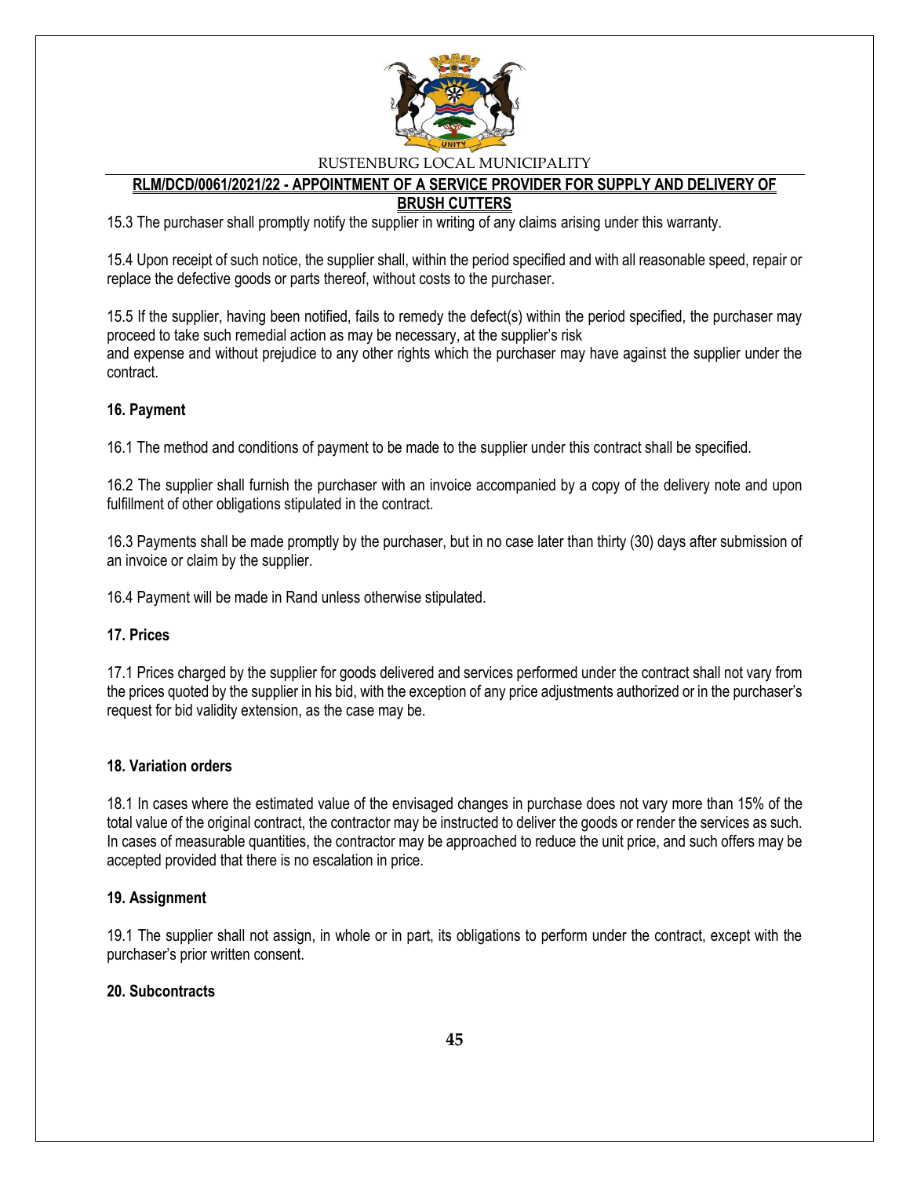15.3 The purchaser shall promptly notify the supplier in writing of any claims arising under this warranty.

15.4 Upon receipt of such notice, the supplier shall, within the period specified and with all reasonable speed, repair or replace the defective goods or parts thereof, without costs to the purchaser.

15.5 If the supplier, having been notified, fails to remedy the defect(s) within the period specified, the purchaser may proceed to take such remedial action as may be necessary, at the supplier's risk
and expense and without prejudice to any other rights which the purchaser may have against the supplier under the contract.

**16. Payment**

16.1 The method and conditions of payment to be made to the supplier under this contract shall be specified.

16.2 The supplier shall furnish the purchaser with an invoice accompanied by a copy of the delivery note and upon fulfillment of other obligations stipulated in the contract.

16.3 Payments shall be made promptly by the purchaser, but in no case later than thirty (30) days after submission of an invoice or claim by the supplier.

16.4 Payment will be made in Rand unless otherwise stipulated.

**17. Prices**

17.1 Prices charged by the supplier for goods delivered and services performed under the contract shall not vary from the prices quoted by the supplier in his bid, with the exception of any price adjustments authorized or in the purchaser's request for bid validity extension, as the case may be.

**18. Variation orders**

18.1 In cases where the estimated value of the envisaged changes in purchase does not vary more than 15% of the total value of the original contract, the contractor may be instructed to deliver the goods or render the services as such. In cases of measurable quantities, the contractor may be approached to reduce the unit price, and such offers may be accepted provided that there is no escalation in price.

**19. Assignment**

19.1 The supplier shall not assign, in whole or in part, its obligations to perform under the contract, except with the purchaser's prior written consent.

**20. Subcontracts**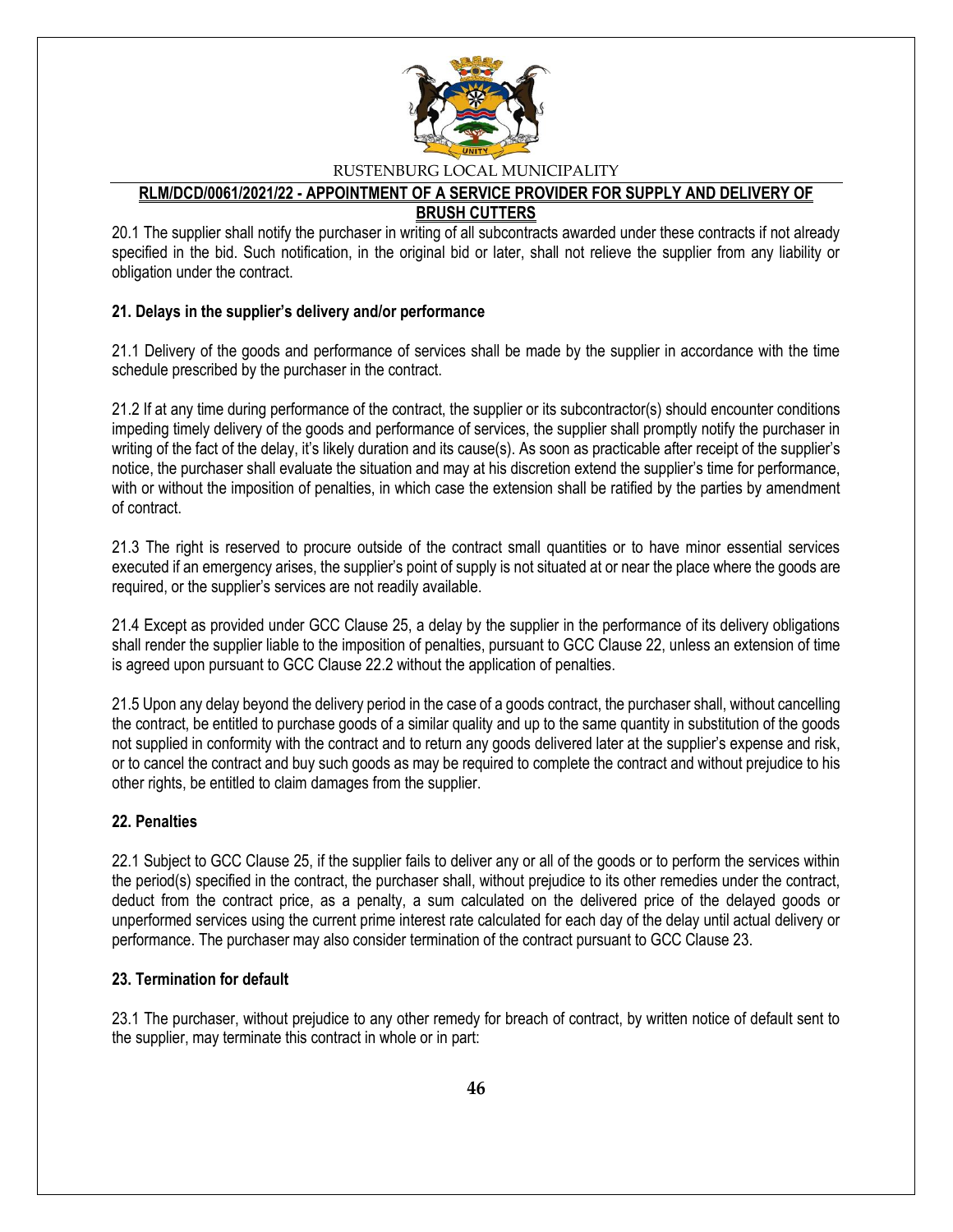20.1 The supplier shall notify the purchaser in writing of all subcontracts awarded under these contracts if not already specified in the bid. Such notification, in the original bid or later, shall not relieve the supplier from any liability or obligation under the contract.

**21. Delays in the supplier's delivery and/or performance**

21.1 Delivery of the goods and performance of services shall be made by the supplier in accordance with the time schedule prescribed by the purchaser in the contract.

21.2 If at any time during performance of the contract, the supplier or its subcontractor(s) should encounter conditions impeding timely delivery of the goods and performance of services, the supplier shall promptly notify the purchaser in writing of the fact of the delay, it's likely duration and its cause(s). As soon as practicable after receipt of the supplier's notice, the purchaser shall evaluate the situation and may at his discretion extend the supplier's time for performance, with or without the imposition of penalties, in which case the extension shall be ratified by the parties by amendment of contract.

21.3 The right is reserved to procure outside of the contract small quantities or to have minor essential services executed if an emergency arises, the supplier's point of supply is not situated at or near the place where the goods are required, or the supplier's services are not readily available.

21.4 Except as provided under GCC Clause 25, a delay by the supplier in the performance of its delivery obligations shall render the supplier liable to the imposition of penalties, pursuant to GCC Clause 22, unless an extension of time is agreed upon pursuant to GCC Clause 22.2 without the application of penalties.

21.5 Upon any delay beyond the delivery period in the case of a goods contract, the purchaser shall, without cancelling the contract, be entitled to purchase goods of a similar quality and up to the same quantity in substitution of the goods not supplied in conformity with the contract and to return any goods delivered later at the supplier's expense and risk, or to cancel the contract and buy such goods as may be required to complete the contract and without prejudice to his other rights, be entitled to claim damages from the supplier.

**22. Penalties**

22.1 Subject to GCC Clause 25, if the supplier fails to deliver any or all of the goods or to perform the services within the period(s) specified in the contract, the purchaser shall, without prejudice to its other remedies under the contract, deduct from the contract price, as a penalty, a sum calculated on the delivered price of the delayed goods or unperformed services using the current prime interest rate calculated for each day of the delay until actual delivery or performance. The purchaser may also consider termination of the contract pursuant to GCC Clause 23.

**23. Termination for default**

23.1 The purchaser, without prejudice to any other remedy for breach of contract, by written notice of default sent to the supplier, may terminate this contract in whole or in part: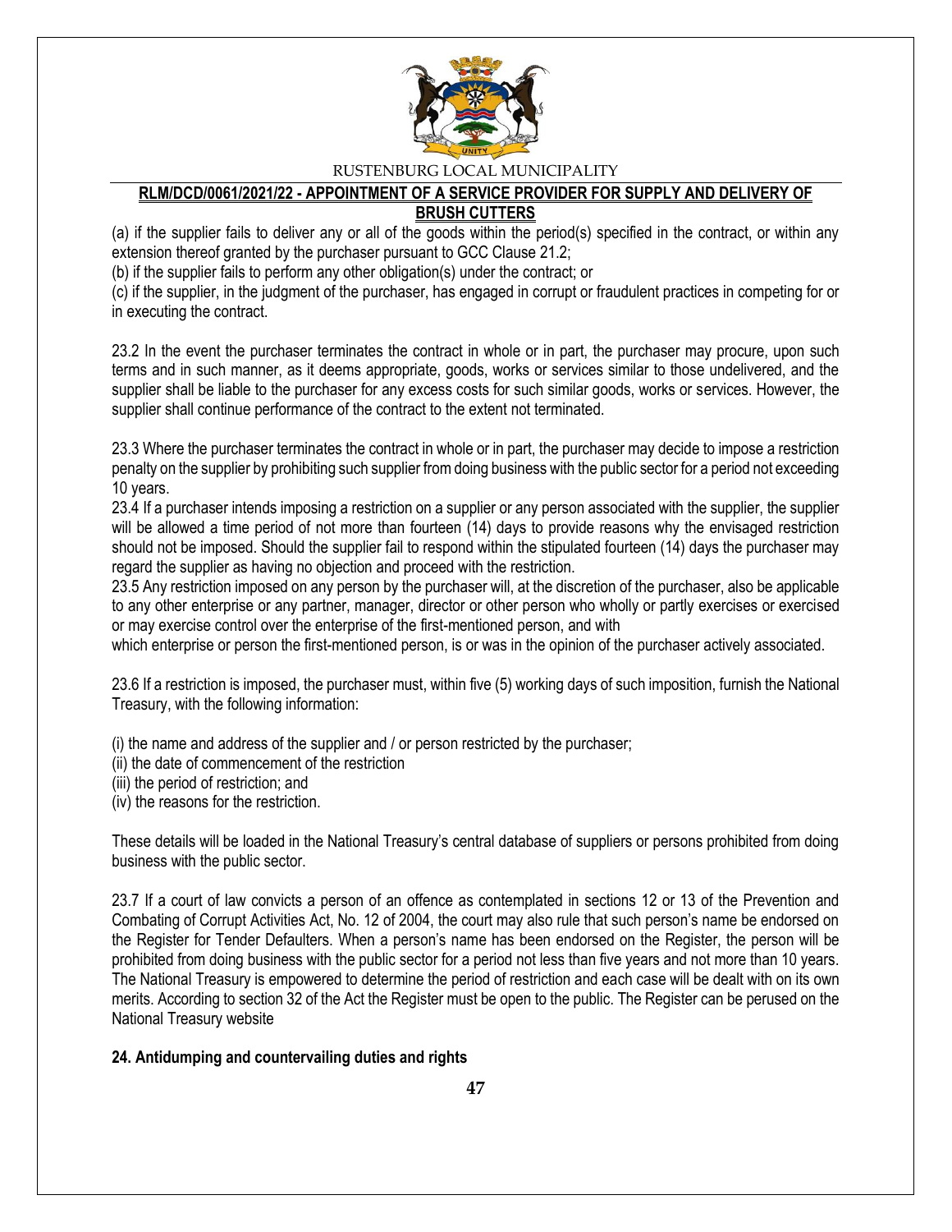(a) if the supplier fails to deliver any or all of the goods within the period(s) specified in the contract, or within any extension thereof granted by the purchaser pursuant to GCC Clause 21.2;

(b) if the supplier fails to perform any other obligation(s) under the contract; or

(c) if the supplier, in the judgment of the purchaser, has engaged in corrupt or fraudulent practices in competing for or in executing the contract.

23.2 In the event the purchaser terminates the contract in whole or in part, the purchaser may procure, upon such terms and in such manner, as it deems appropriate, goods, works or services similar to those undelivered, and the supplier shall be liable to the purchaser for any excess costs for such similar goods, works or services. However, the supplier shall continue performance of the contract to the extent not terminated.

23.3 Where the purchaser terminates the contract in whole or in part, the purchaser may decide to impose a restriction penalty on the supplier by prohibiting such supplier from doing business with the public sector for a period not exceeding 10 years.

23.4 If a purchaser intends imposing a restriction on a supplier or any person associated with the supplier, the supplier will be allowed a time period of not more than fourteen (14) days to provide reasons why the envisaged restriction should not be imposed. Should the supplier fail to respond within the stipulated fourteen (14) days the purchaser may regard the supplier as having no objection and proceed with the restriction.

23.5 Any restriction imposed on any person by the purchaser will, at the discretion of the purchaser, also be applicable to any other enterprise or any partner, manager, director or other person who wholly or partly exercises or exercised or may exercise control over the enterprise of the first-mentioned person, and with which enterprise or person the first-mentioned person, is or was in the opinion of the purchaser actively associated.

23.6 If a restriction is imposed, the purchaser must, within five (5) working days of such imposition, furnish the National Treasury, with the following information:

(i) the name and address of the supplier and / or person restricted by the purchaser;
(ii) the date of commencement of the restriction
(iii) the period of restriction; and
(iv) the reasons for the restriction.

These details will be loaded in the National Treasury's central database of suppliers or persons prohibited from doing business with the public sector.

23.7 If a court of law convicts a person of an offence as contemplated in sections 12 or 13 of the Prevention and Combating of Corrupt Activities Act, No. 12 of 2004, the court may also rule that such person's name be endorsed on the Register for Tender Defaulters. When a person's name has been endorsed on the Register, the person will be prohibited from doing business with the public sector for a period not less than five years and not more than 10 years. The National Treasury is empowered to determine the period of restriction and each case will be dealt with on its own merits. According to section 32 of the Act the Register must be open to the public. The Register can be perused on the National Treasury website

**24. Antidumping and countervailing duties and rights**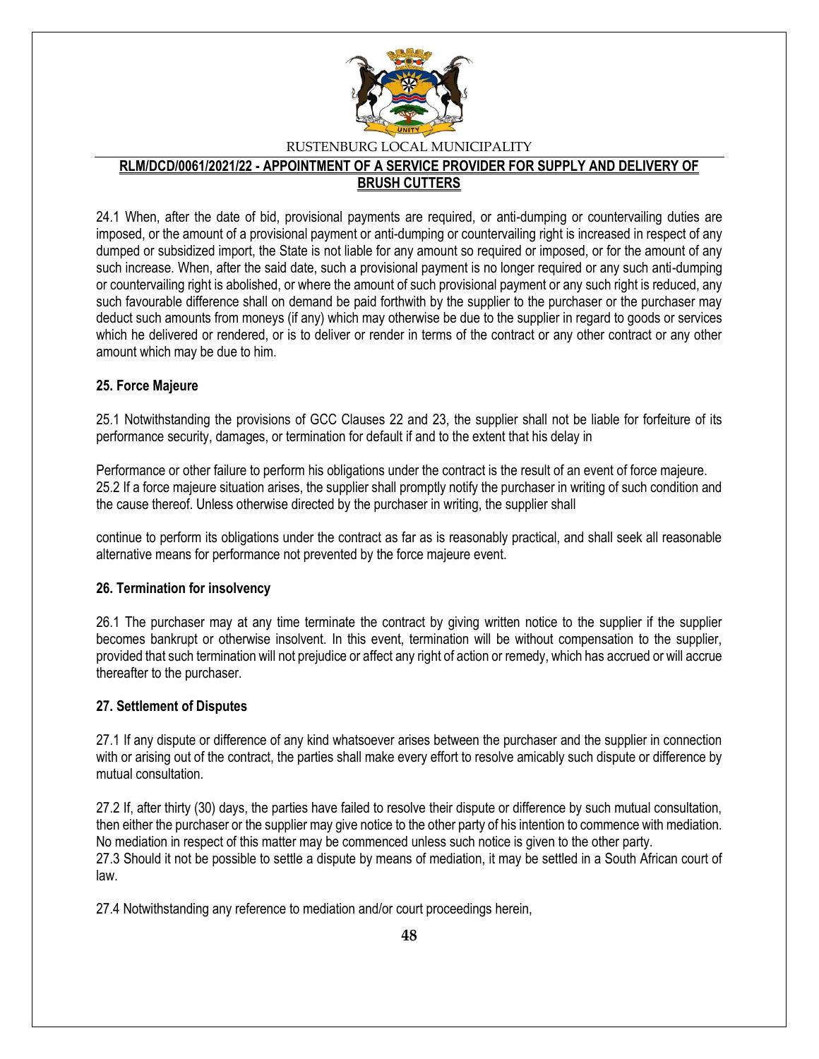24.1 When, after the date of bid, provisional payments are required, or anti-dumping or countervailing duties are imposed, or the amount of a provisional payment or anti-dumping or countervailing right is increased in respect of any dumped or subsidized import, the State is not liable for any amount so required or imposed, or for the amount of any such increase. When, after the said date, such a provisional payment is no longer required or any such anti-dumping or countervailing right is abolished, or where the amount of such provisional payment or any such right is reduced, any such favourable difference shall on demand be paid forthwith by the supplier to the purchaser or the purchaser may deduct such amounts from moneys (if any) which may otherwise be due to the supplier in regard to goods or services which he delivered or rendered, or is to deliver or render in terms of the contract or any other contract or any other amount which may be due to him.

**25. Force Majeure**

25.1 Notwithstanding the provisions of GCC Clauses 22 and 23, the supplier shall not be liable for forfeiture of its performance security, damages, or termination for default if and to the extent that his delay in

Performance or other failure to perform his obligations under the contract is the result of an event of force majeure.
25.2 If a force majeure situation arises, the supplier shall promptly notify the purchaser in writing of such condition and the cause thereof. Unless otherwise directed by the purchaser in writing, the supplier shall

continue to perform its obligations under the contract as far as is reasonably practical, and shall seek all reasonable alternative means for performance not prevented by the force majeure event.

**26. Termination for insolvency**

26.1 The purchaser may at any time terminate the contract by giving written notice to the supplier if the supplier becomes bankrupt or otherwise insolvent. In this event, termination will be without compensation to the supplier, provided that such termination will not prejudice or affect any right of action or remedy, which has accrued or will accrue thereafter to the purchaser.

**27. Settlement of Disputes**

27.1 If any dispute or difference of any kind whatsoever arises between the purchaser and the supplier in connection with or arising out of the contract, the parties shall make every effort to resolve amicably such dispute or difference by mutual consultation.

27.2 If, after thirty (30) days, the parties have failed to resolve their dispute or difference by such mutual consultation, then either the purchaser or the supplier may give notice to the other party of his intention to commence with mediation. No mediation in respect of this matter may be commenced unless such notice is given to the other party.
27.3 Should it not be possible to settle a dispute by means of mediation, it may be settled in a South African court of law.

27.4 Notwithstanding any reference to mediation and/or court proceedings herein,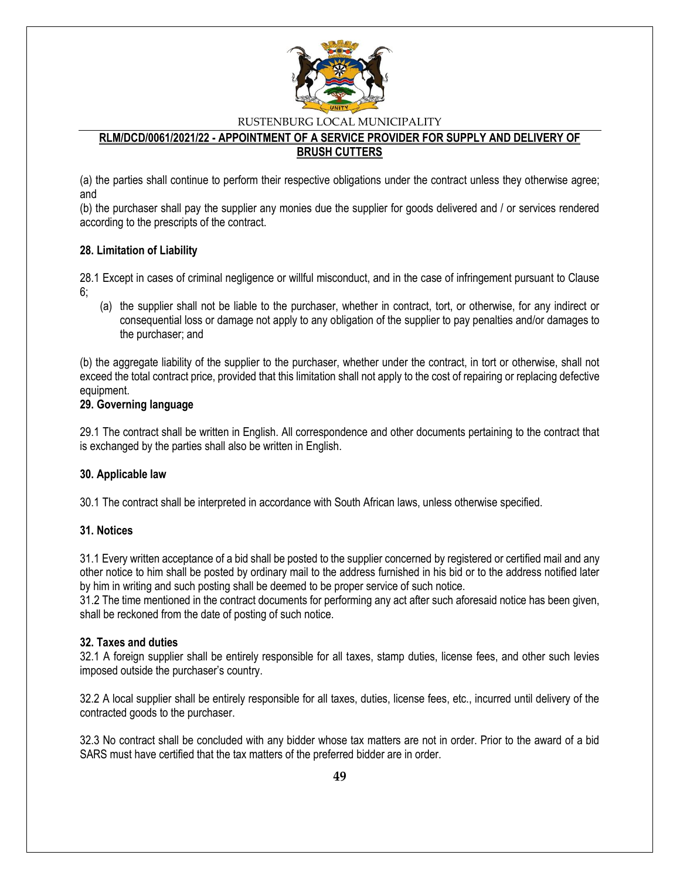(a) the parties shall continue to perform their respective obligations under the contract unless they otherwise agree; and

(b) the purchaser shall pay the supplier any monies due the supplier for goods delivered and / or services rendered according to the prescripts of the contract.

**28. Limitation of Liability**

28.1 Except in cases of criminal negligence or willful misconduct, and in the case of infringement pursuant to Clause 6;

(a) the supplier shall not be liable to the purchaser, whether in contract, tort, or otherwise, for any indirect or consequential loss or damage not apply to any obligation of the supplier to pay penalties and/or damages to the purchaser; and

(b) the aggregate liability of the supplier to the purchaser, whether under the contract, in tort or otherwise, shall not exceed the total contract price, provided that this limitation shall not apply to the cost of repairing or replacing defective equipment.

**29. Governing language**

29.1 The contract shall be written in English. All correspondence and other documents pertaining to the contract that is exchanged by the parties shall also be written in English.

**30. Applicable law**

30.1 The contract shall be interpreted in accordance with South African laws, unless otherwise specified.

**31. Notices**

31.1 Every written acceptance of a bid shall be posted to the supplier concerned by registered or certified mail and any other notice to him shall be posted by ordinary mail to the address furnished in his bid or to the address notified later by him in writing and such posting shall be deemed to be proper service of such notice.

31.2 The time mentioned in the contract documents for performing any act after such aforesaid notice has been given, shall be reckoned from the date of posting of such notice.

**32. Taxes and duties**

32.1 A foreign supplier shall be entirely responsible for all taxes, stamp duties, license fees, and other such levies imposed outside the purchaser's country.

32.2 A local supplier shall be entirely responsible for all taxes, duties, license fees, etc., incurred until delivery of the contracted goods to the purchaser.

32.3 No contract shall be concluded with any bidder whose tax matters are not in order. Prior to the award of a bid SARS must have certified that the tax matters of the preferred bidder are in order.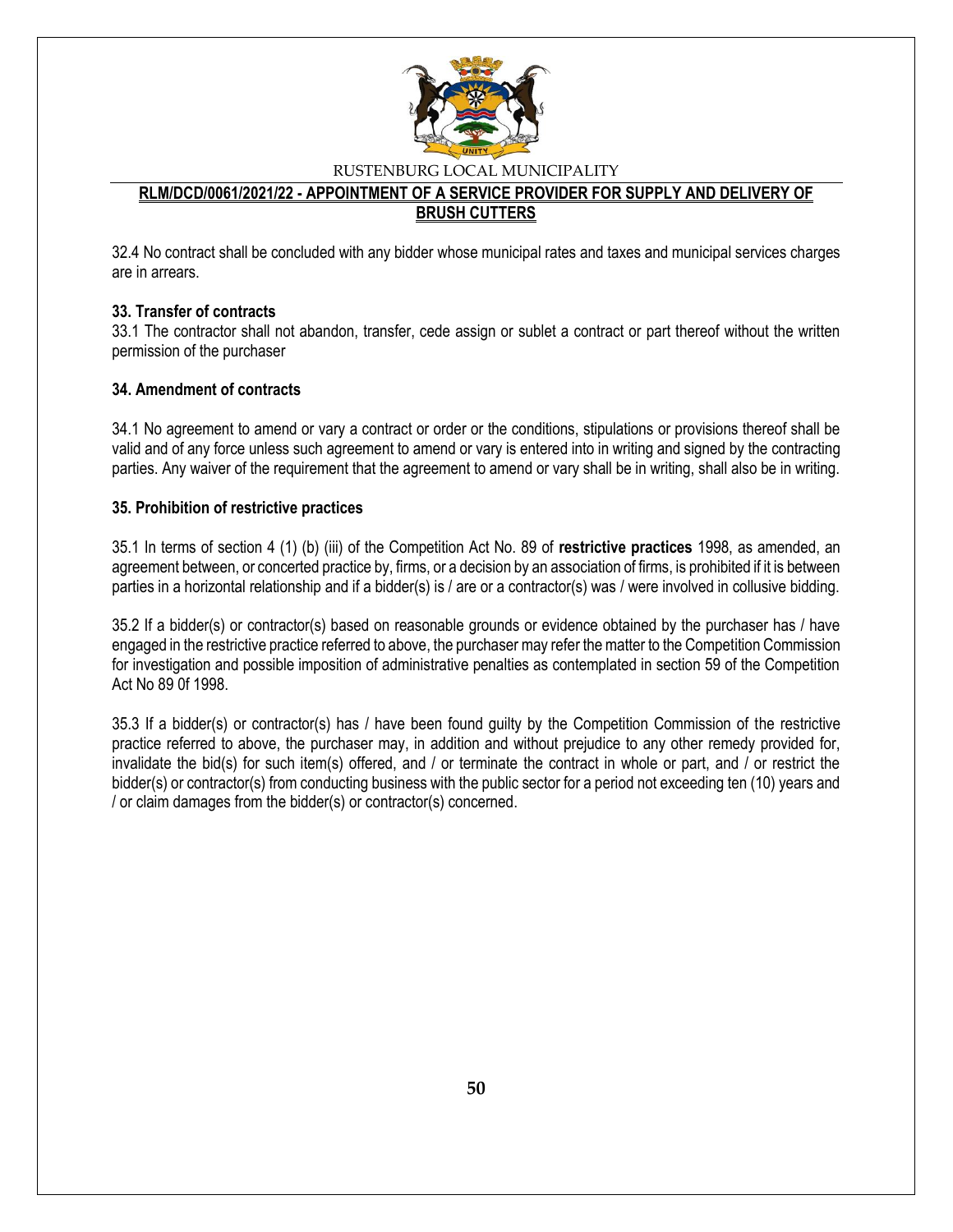32.4 No contract shall be concluded with any bidder whose municipal rates and taxes and municipal services charges are in arrears.

**33. Transfer of contracts**

33.1 The contractor shall not abandon, transfer, cede assign or sublet a contract or part thereof without the written permission of the purchaser

**34. Amendment of contracts**

34.1 No agreement to amend or vary a contract or order or the conditions, stipulations or provisions thereof shall be valid and of any force unless such agreement to amend or vary is entered into in writing and signed by the contracting parties. Any waiver of the requirement that the agreement to amend or vary shall be in writing, shall also be in writing.

**35. Prohibition of restrictive practices**

35.1 In terms of section 4 (1) (b) (iii) of the Competition Act No. 89 of **restrictive practices** 1998, as amended, an agreement between, or concerted practice by, firms, or a decision by an association of firms, is prohibited if it is between parties in a horizontal relationship and if a bidder(s) is / are or a contractor(s) was / were involved in collusive bidding.

35.2 If a bidder(s) or contractor(s) based on reasonable grounds or evidence obtained by the purchaser has / have engaged in the restrictive practice referred to above, the purchaser may refer the matter to the Competition Commission for investigation and possible imposition of administrative penalties as contemplated in section 59 of the Competition Act No 89 0f 1998.

35.3 If a bidder(s) or contractor(s) has / have been found guilty by the Competition Commission of the restrictive practice referred to above, the purchaser may, in addition and without prejudice to any other remedy provided for, invalidate the bid(s) for such item(s) offered, and / or terminate the contract in whole or part, and / or restrict the bidder(s) or contractor(s) from conducting business with the public sector for a period not exceeding ten (10) years and / or claim damages from the bidder(s) or contractor(s) concerned.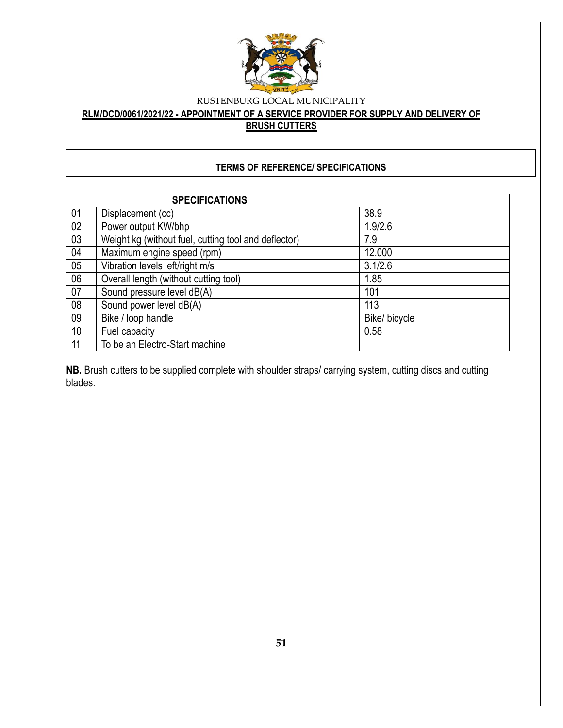RUSTENBURG LOCAL MUNICIPALITY

**RLM/DCD/0061/2021/22 - APPOINTMENT OF A SERVICE PROVIDER FOR SUPPLY AND DELIVERY OF BRUSH CUTTERS**

**TERMS OF REFERENCE/ SPECIFICATIONS**

| **SPECIFICATIONS** | | |
|---|---|---|
| 01 | Displacement (cc) | 38.9 |
| 02 | Power output KW/bhp | 1.9/2.6 |
| 03 | Weight kg (without fuel, cutting tool and deflector) | 7.9 |
| 04 | Maximum engine speed (rpm) | 12.000 |
| 05 | Vibration levels left/right m/s | 3.1/2.6 |
| 06 | Overall length (without cutting tool) | 1.85 |
| 07 | Sound pressure level dB(A) | 101 |
| 08 | Sound power level dB(A) | 113 |
| 09 | Bike / loop handle | Bike/ bicycle |
| 10 | Fuel capacity | 0.58 |
| 11 | To be an Electro-Start machine | |

**NB.** Brush cutters to be supplied complete with shoulder straps/ carrying system, cutting discs and cutting blades.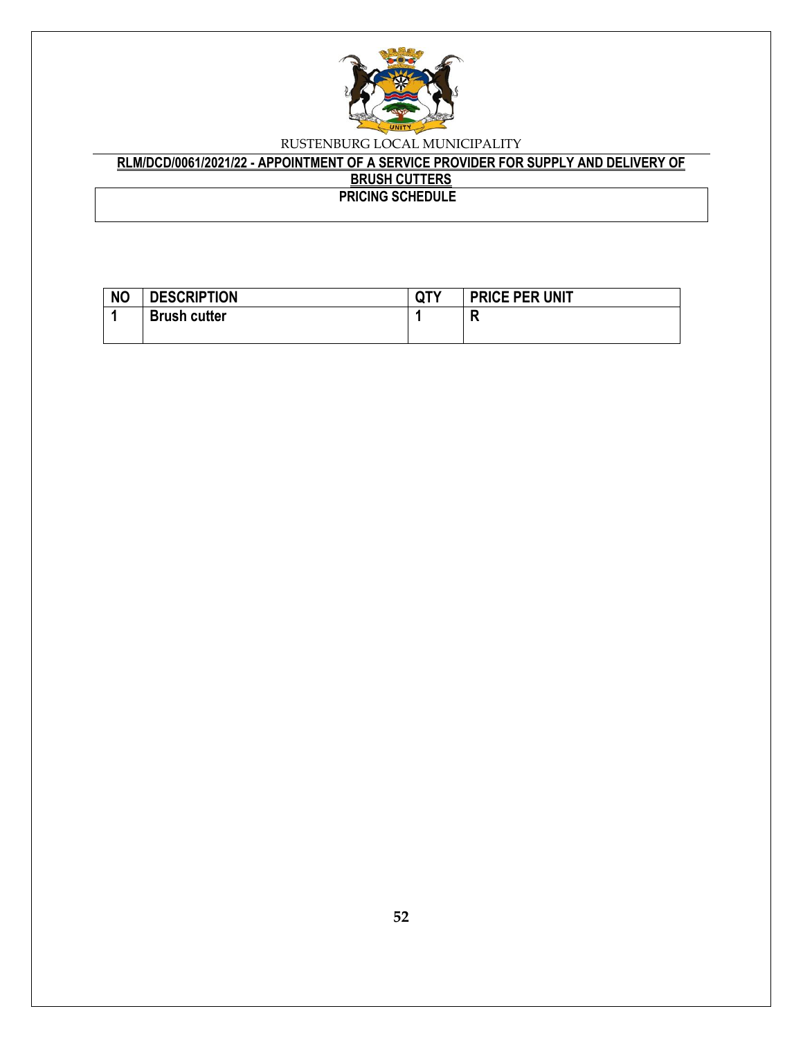RUSTENBURG LOCAL MUNICIPALITY

**RLM/DCD/0061/2021/22 - APPOINTMENT OF A SERVICE PROVIDER FOR SUPPLY AND DELIVERY OF BRUSH CUTTERS**

**PRICING SCHEDULE**

| NO | DESCRIPTION | QTY | PRICE PER UNIT |
|---|---|---|---|
| 1 | Brush cutter | 1 | R |